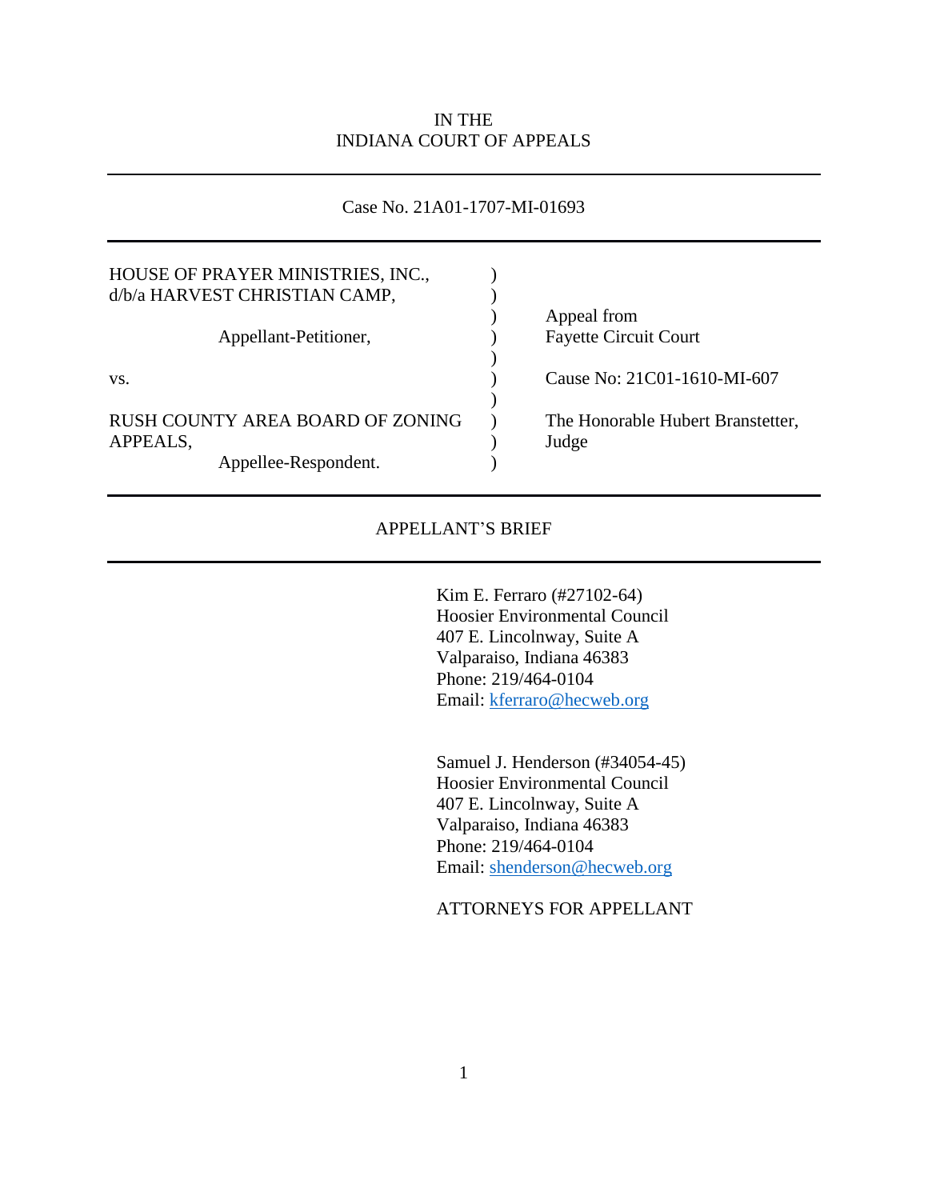IN THE
INDIANA COURT OF APPEALS

---

Case No. 21A01-1707-MI-01693

---

| | | |
|---|---|---|
| HOUSE OF PRAYER MINISTRIES, INC., d/b/a HARVEST CHRISTIAN CAMP, | ) | |
| Appellant-Petitioner, | ) | Appeal from Fayette Circuit Court |
| vs. | ) | Cause No: 21C01-1610-MI-607 |
| RUSH COUNTY AREA BOARD OF ZONING APPEALS, Appellee-Respondent. | ) | The Honorable Hubert Branstetter, Judge |

---

APPELLANT'S BRIEF

---

Kim E. Ferraro (#27102-64)
Hoosier Environmental Council
407 E. Lincolnway, Suite A
Valparaiso, Indiana 46383
Phone: 219/464-0104
Email: kferraro@hecweb.org

Samuel J. Henderson (#34054-45)
Hoosier Environmental Council
407 E. Lincolnway, Suite A
Valparaiso, Indiana 46383
Phone: 219/464-0104
Email: shenderson@hecweb.org

ATTORNEYS FOR APPELLANT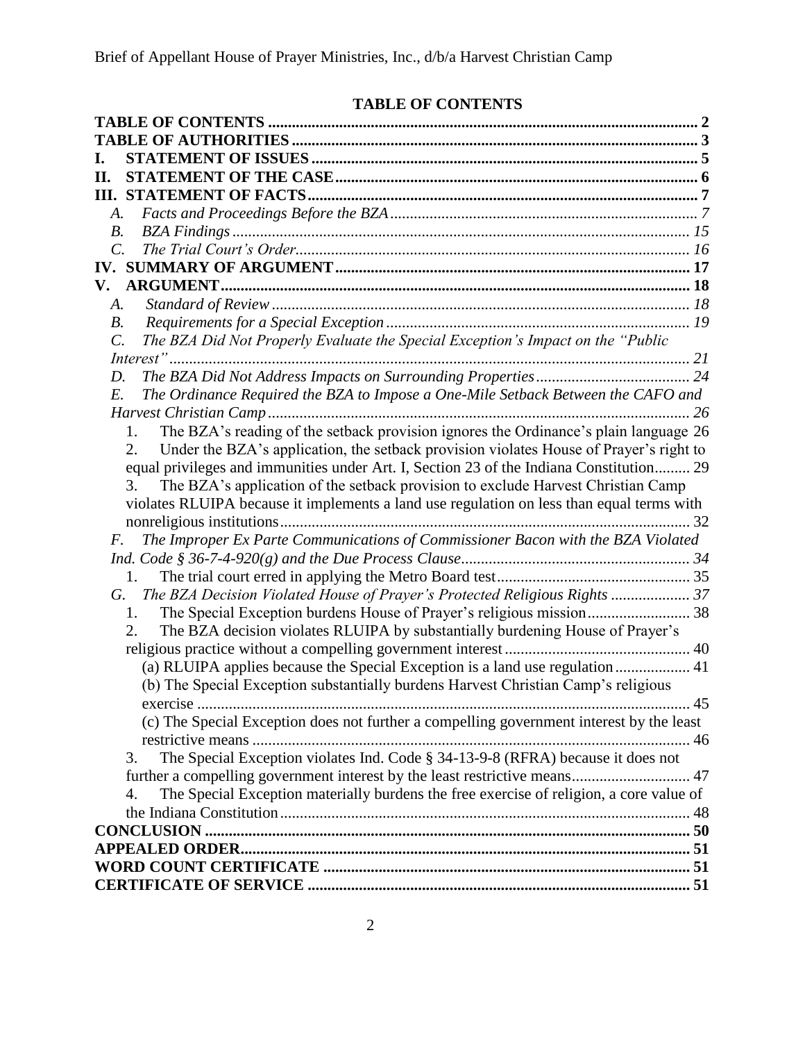## TABLE OF CONTENTS

**TABLE OF CONTENTS** .......... 2
**TABLE OF AUTHORITIES** .......... 3
**I. STATEMENT OF ISSUES** .......... 5
**II. STATEMENT OF THE CASE** .......... 6
**III. STATEMENT OF FACTS** .......... 7
  *A. Facts and Proceedings Before the BZA* .......... 7
  *B. BZA Findings* .......... 15
  *C. The Trial Court's Order* .......... 16
**IV. SUMMARY OF ARGUMENT** .......... 17
**V. ARGUMENT** .......... 18
  *A. Standard of Review* .......... 18
  *B. Requirements for a Special Exception* .......... 19
  *C. The BZA Did Not Properly Evaluate the Special Exception's Impact on the "Public Interest"* .......... 21
  *D. The BZA Did Not Address Impacts on Surrounding Properties* .......... 24
  *E. The Ordinance Required the BZA to Impose a One-Mile Setback Between the CAFO and Harvest Christian Camp* .......... 26
    1. The BZA's reading of the setback provision ignores the Ordinance's plain language 26
    2. Under the BZA's application, the setback provision violates House of Prayer's right to equal privileges and immunities under Art. I, Section 23 of the Indiana Constitution .......... 29
    3. The BZA's application of the setback provision to exclude Harvest Christian Camp violates RLUIPA because it implements a land use regulation on less than equal terms with nonreligious institutions .......... 32
  *F. The Improper Ex Parte Communications of Commissioner Bacon with the BZA Violated Ind. Code § 36-7-4-920(g) and the Due Process Clause* .......... 34
    1. The trial court erred in applying the Metro Board test .......... 35
  *G. The BZA Decision Violated House of Prayer's Protected Religious Rights* .......... 37
    1. The Special Exception burdens House of Prayer's religious mission .......... 38
    2. The BZA decision violates RLUIPA by substantially burdening House of Prayer's religious practice without a compelling government interest .......... 40
      (a) RLUIPA applies because the Special Exception is a land use regulation .......... 41
      (b) The Special Exception substantially burdens Harvest Christian Camp's religious exercise .......... 45
      (c) The Special Exception does not further a compelling government interest by the least restrictive means .......... 46
    3. The Special Exception violates Ind. Code § 34-13-9-8 (RFRA) because it does not further a compelling government interest by the least restrictive means .......... 47
    4. The Special Exception materially burdens the free exercise of religion, a core value of the Indiana Constitution .......... 48
**CONCLUSION** .......... 50
**APPEALED ORDER** .......... 51
**WORD COUNT CERTIFICATE** .......... 51
**CERTIFICATE OF SERVICE** .......... 51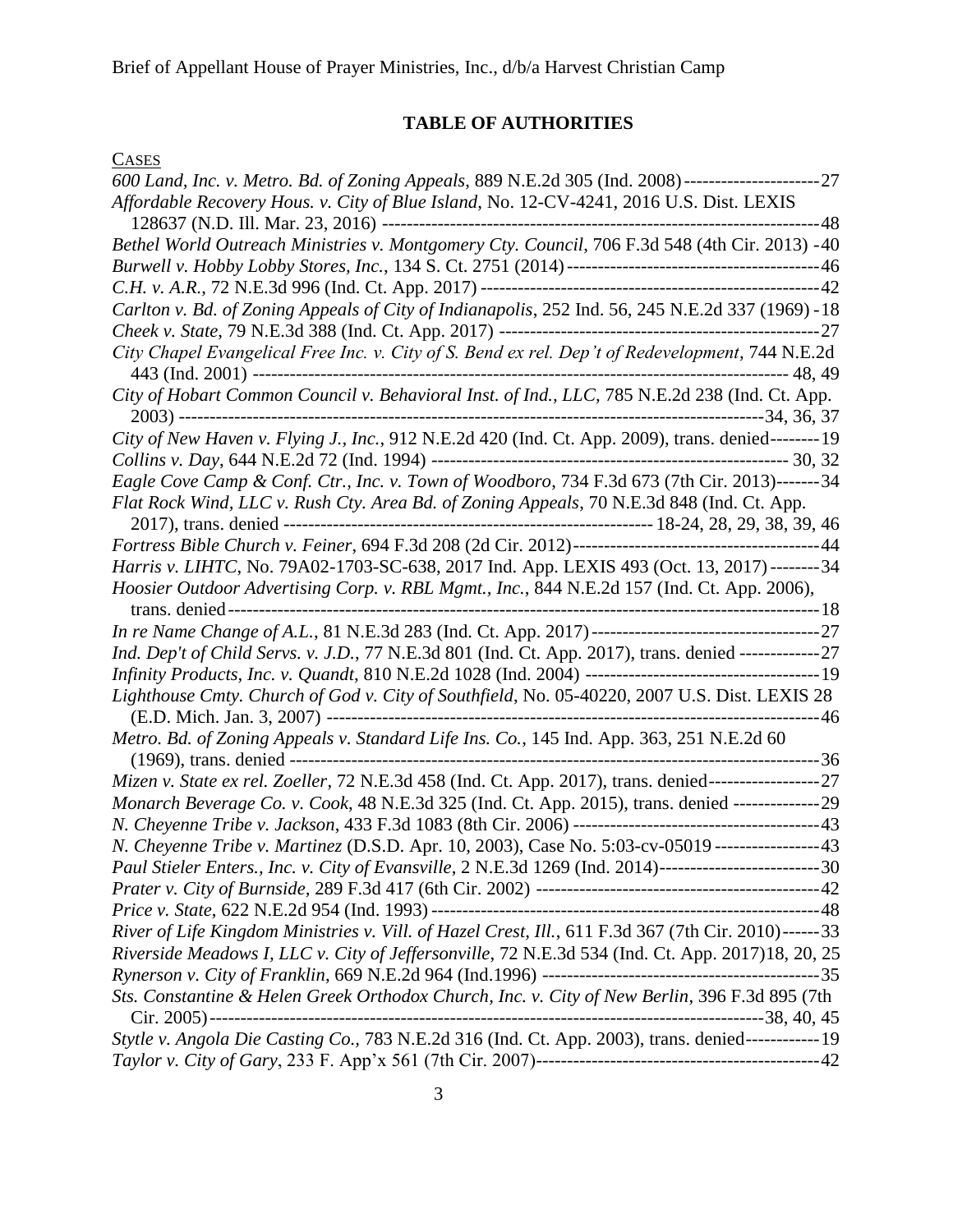## TABLE OF AUTHORITIES

CASES

*600 Land, Inc. v. Metro. Bd. of Zoning Appeals*, 889 N.E.2d 305 (Ind. 2008) ---------------------- 27

*Affordable Recovery Hous. v. City of Blue Island*, No. 12-CV-4241, 2016 U.S. Dist. LEXIS 128637 (N.D. Ill. Mar. 23, 2016) ------------------------------------------------------------------------ 48

*Bethel World Outreach Ministries v. Montgomery Cty. Council*, 706 F.3d 548 (4th Cir. 2013) - 40

*Burwell v. Hobby Lobby Stores, Inc.*, 134 S. Ct. 2751 (2014) ----------------------------------------- 46

*C.H. v. A.R.*, 72 N.E.3d 996 (Ind. Ct. App. 2017) ------------------------------------------------------- 42

*Carlton v. Bd. of Zoning Appeals of City of Indianapolis*, 252 Ind. 56, 245 N.E.2d 337 (1969) - 18

*Cheek v. State*, 79 N.E.3d 388 (Ind. Ct. App. 2017) ----------------------------------------------------- 27

*City Chapel Evangelical Free Inc. v. City of S. Bend ex rel. Dep't of Redevelopment*, 744 N.E.2d 443 (Ind. 2001) ------------------------------------------------------------------------------------------- 48, 49

*City of Hobart Common Council v. Behavioral Inst. of Ind., LLC*, 785 N.E.2d 238 (Ind. Ct. App. 2003) ------------------------------------------------------------------------------------------------- 34, 36, 37

*City of New Haven v. Flying J., Inc.*, 912 N.E.2d 420 (Ind. Ct. App. 2009), trans. denied -------- 19

*Collins v. Day*, 644 N.E.2d 72 (Ind. 1994) --------------------------------------------------------- 30, 32

*Eagle Cove Camp & Conf. Ctr., Inc. v. Town of Woodboro*, 734 F.3d 673 (7th Cir. 2013) ------- 34

*Flat Rock Wind, LLC v. Rush Cty. Area Bd. of Zoning Appeals*, 70 N.E.3d 848 (Ind. Ct. App. 2017), trans. denied ------------------------------------------------------- 18-24, 28, 29, 38, 39, 46

*Fortress Bible Church v. Feiner*, 694 F.3d 208 (2d Cir. 2012) ---------------------------------------- 44

*Harris v. LIHTC*, No. 79A02-1703-SC-638, 2017 Ind. App. LEXIS 493 (Oct. 13, 2017) -------- 34

*Hoosier Outdoor Advertising Corp. v. RBL Mgmt., Inc.*, 844 N.E.2d 157 (Ind. Ct. App. 2006), trans. denied -------------------------------------------------------------------------------------------- 18

*In re Name Change of A.L.*, 81 N.E.3d 283 (Ind. Ct. App. 2017) ------------------------------------ 27

*Ind. Dep't of Child Servs. v. J.D.*, 77 N.E.3d 801 (Ind. Ct. App. 2017), trans. denied ------------- 27

*Infinity Products, Inc. v. Quandt*, 810 N.E.2d 1028 (Ind. 2004) -------------------------------------- 19

*Lighthouse Cmty. Church of God v. City of Southfield*, No. 05-40220, 2007 U.S. Dist. LEXIS 28 (E.D. Mich. Jan. 3, 2007) ------------------------------------------------------------------------------ 46

*Metro. Bd. of Zoning Appeals v. Standard Life Ins. Co.*, 145 Ind. App. 363, 251 N.E.2d 60 (1969), trans. denied --------------------------------------------------------------------------------------- 36

*Mizen v. State ex rel. Zoeller*, 72 N.E.3d 458 (Ind. Ct. App. 2017), trans. denied ------------------ 27

*Monarch Beverage Co. v. Cook*, 48 N.E.3d 325 (Ind. Ct. App. 2015), trans. denied -------------- 29

*N. Cheyenne Tribe v. Jackson*, 433 F.3d 1083 (8th Cir. 2006) ---------------------------------------- 43

*N. Cheyenne Tribe v. Martinez* (D.S.D. Apr. 10, 2003), Case No. 5:03-cv-05019 ----------------- 43

*Paul Stieler Enters., Inc. v. City of Evansville*, 2 N.E.3d 1269 (Ind. 2014)-------------------------- 30

*Prater v. City of Burnside*, 289 F.3d 417 (6th Cir. 2002) ---------------------------------------------- 42

*Price v. State*, 622 N.E.2d 954 (Ind. 1993) ---------------------------------------------------------------- 48

*River of Life Kingdom Ministries v. Vill. of Hazel Crest, Ill.*, 611 F.3d 367 (7th Cir. 2010) ------ 33

*Riverside Meadows I, LLC v. City of Jeffersonville*, 72 N.E.3d 534 (Ind. Ct. App. 2017) 18, 20, 25

*Rynerson v. City of Franklin*, 669 N.E.2d 964 (Ind.1996) --------------------------------------------- 35

*Sts. Constantine & Helen Greek Orthodox Church, Inc. v. City of New Berlin*, 396 F.3d 895 (7th Cir. 2005) ---------------------------------------------------------------------------------------- 38, 40, 45

*Stytle v. Angola Die Casting Co.*, 783 N.E.2d 316 (Ind. Ct. App. 2003), trans. denied------------ 19

*Taylor v. City of Gary*, 233 F. App'x 561 (7th Cir. 2007)---------------------------------------------- 42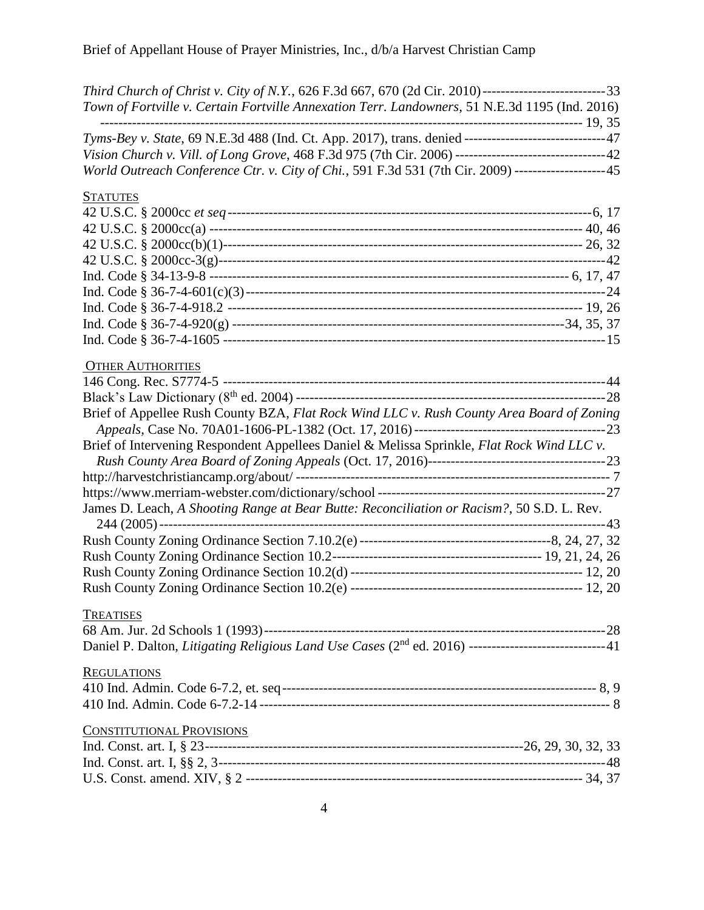*Third Church of Christ v. City of N.Y.*, 626 F.3d 667, 670 (2d Cir. 2010) ---------------------------33
*Town of Fortville v. Certain Fortville Annexation Terr. Landowners*, 51 N.E.3d 1195 (Ind. 2016) ------------------------------------------------------------------------------------------------------ 19, 35
*Tyms-Bey v. State*, 69 N.E.3d 488 (Ind. Ct. App. 2017), trans. denied -------------------------------47
*Vision Church v. Vill. of Long Grove*, 468 F.3d 975 (7th Cir. 2006) ---------------------------------42
*World Outreach Conference Ctr. v. City of Chi.*, 591 F.3d 531 (7th Cir. 2009) --------------------45

STATUTES

42 U.S.C. § 2000cc *et seq* ---------------------------------------------------------------------------6, 17
42 U.S.C. § 2000cc(a) -------------------------------------------------------------------------- 40, 46
42 U.S.C. § 2000cc(b)(1)------------------------------------------------------------------------- 26, 32
42 U.S.C. § 2000cc-3(g)---------------------------------------------------------------------------42
Ind. Code § 34-13-9-8 ----------------------------------------------------------------------- 6, 17, 47
Ind. Code § 36-7-4-601(c)(3) ------------------------------------------------------------------------24
Ind. Code § 36-7-4-918.2 ------------------------------------------------------------------------ 19, 26
Ind. Code § 36-7-4-920(g) ---------------------------------------------------------------------34, 35, 37
Ind. Code § 36-7-4-1605 ----------------------------------------------------------------------------15

OTHER AUTHORITIES

146 Cong. Rec. S7774-5 ------------------------------------------------------------------------------44
Black's Law Dictionary (8th ed. 2004) --------------------------------------------------------------28
Brief of Appellee Rush County BZA, *Flat Rock Wind LLC v. Rush County Area Board of Zoning Appeals*, Case No. 70A01-1606-PL-1382 (Oct. 17, 2016) ------------------------------------------23
Brief of Intervening Respondent Appellees Daniel & Melissa Sprinkle, *Flat Rock Wind LLC v. Rush County Area Board of Zoning Appeals* (Oct. 17, 2016)---------------------------------------23
http://harvestchristiancamp.org/about/ -------------------------------------------------------------- 7
https://www.merriam-webster.com/dictionary/school -----------------------------------------------27
James D. Leach, *A Shooting Range at Bear Butte: Reconciliation or Racism?*, 50 S.D. L. Rev. 244 (2005) -----------------------------------------------------------------------------------------------43
Rush County Zoning Ordinance Section 7.10.2(e) -----------------------------------------8, 24, 27, 32
Rush County Zoning Ordinance Section 10.2--------------------------------------------- 19, 21, 24, 26
Rush County Zoning Ordinance Section 10.2(d) ------------------------------------------------- 12, 20
Rush County Zoning Ordinance Section 10.2(e) ------------------------------------------------- 12, 20

TREATISES

68 Am. Jur. 2d Schools 1 (1993)-----------------------------------------------------------------------28
Daniel P. Dalton, *Litigating Religious Land Use Cases* (2nd ed. 2016) ------------------------------41

REGULATIONS

410 Ind. Admin. Code 6-7.2, et. seq --------------------------------------------------------------- 8, 9
410 Ind. Admin. Code 6-7.2-14 ------------------------------------------------------------------------ 8

CONSTITUTIONAL PROVISIONS

Ind. Const. art. I, § 23-----------------------------------------------------------------26, 29, 30, 32, 33
Ind. Const. art. I, §§ 2, 3----------------------------------------------------------------------------48
U.S. Const. amend. XIV, § 2 -------------------------------------------------------------------- 34, 37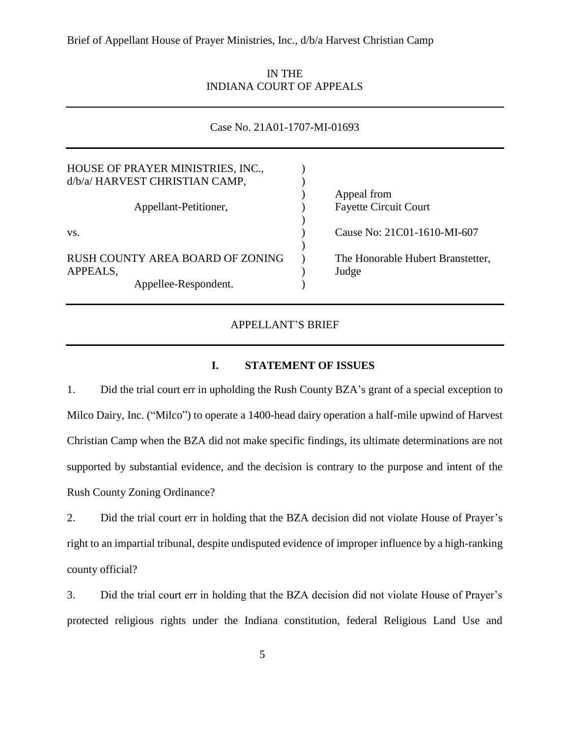IN THE
INDIANA COURT OF APPEALS

Case No. 21A01-1707-MI-01693

| | | |
|---|---|---|
| HOUSE OF PRAYER MINISTRIES, INC., d/b/a/ HARVEST CHRISTIAN CAMP, | ) | |
| | ) | Appeal from |
| Appellant-Petitioner, | ) | Fayette Circuit Court |
| | ) | |
| vs. | ) | Cause No: 21C01-1610-MI-607 |
| | ) | |
| RUSH COUNTY AREA BOARD OF ZONING APPEALS, | ) | The Honorable Hubert Branstetter, Judge |
| Appellee-Respondent. | ) | |

APPELLANT'S BRIEF

## I. STATEMENT OF ISSUES

1. Did the trial court err in upholding the Rush County BZA's grant of a special exception to Milco Dairy, Inc. ("Milco") to operate a 1400-head dairy operation a half-mile upwind of Harvest Christian Camp when the BZA did not make specific findings, its ultimate determinations are not supported by substantial evidence, and the decision is contrary to the purpose and intent of the Rush County Zoning Ordinance?

2. Did the trial court err in holding that the BZA decision did not violate House of Prayer's right to an impartial tribunal, despite undisputed evidence of improper influence by a high-ranking county official?

3. Did the trial court err in holding that the BZA decision did not violate House of Prayer's protected religious rights under the Indiana constitution, federal Religious Land Use and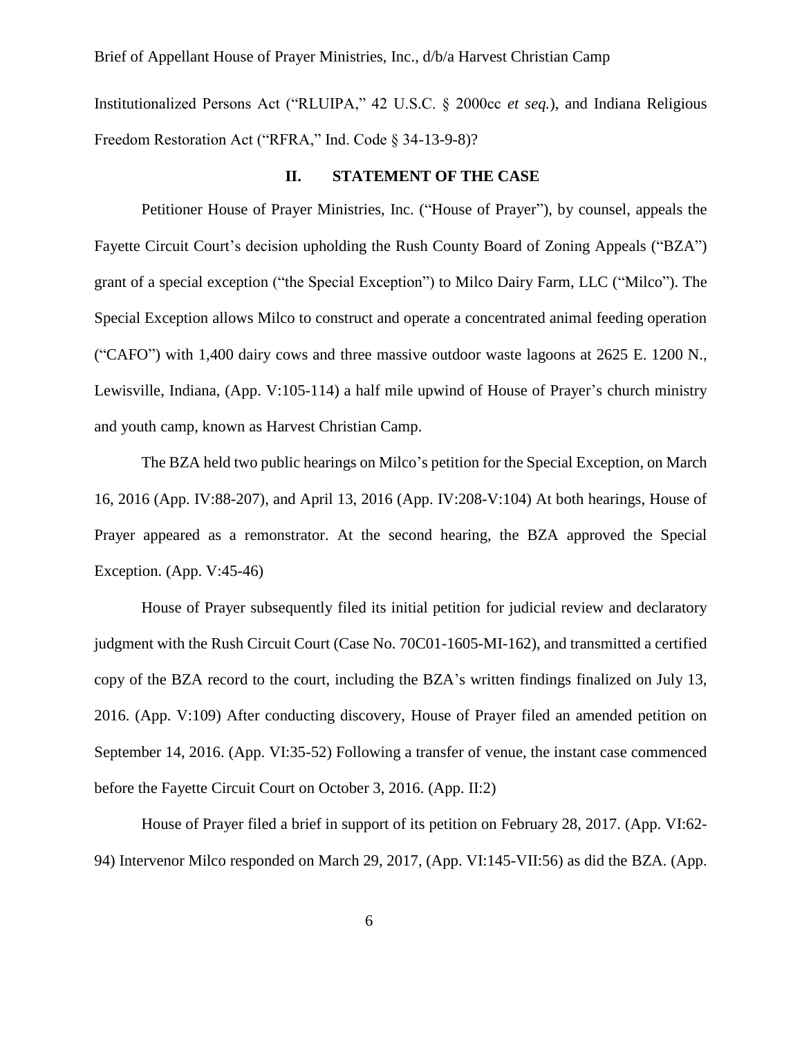Institutionalized Persons Act ("RLUIPA," 42 U.S.C. § 2000cc *et seq.*), and Indiana Religious Freedom Restoration Act ("RFRA," Ind. Code § 34-13-9-8)?

## II. STATEMENT OF THE CASE

Petitioner House of Prayer Ministries, Inc. ("House of Prayer"), by counsel, appeals the Fayette Circuit Court's decision upholding the Rush County Board of Zoning Appeals ("BZA") grant of a special exception ("the Special Exception") to Milco Dairy Farm, LLC ("Milco"). The Special Exception allows Milco to construct and operate a concentrated animal feeding operation ("CAFO") with 1,400 dairy cows and three massive outdoor waste lagoons at 2625 E. 1200 N., Lewisville, Indiana, (App. V:105-114) a half mile upwind of House of Prayer's church ministry and youth camp, known as Harvest Christian Camp.

The BZA held two public hearings on Milco's petition for the Special Exception, on March 16, 2016 (App. IV:88-207), and April 13, 2016 (App. IV:208-V:104) At both hearings, House of Prayer appeared as a remonstrator. At the second hearing, the BZA approved the Special Exception. (App. V:45-46)

House of Prayer subsequently filed its initial petition for judicial review and declaratory judgment with the Rush Circuit Court (Case No. 70C01-1605-MI-162), and transmitted a certified copy of the BZA record to the court, including the BZA's written findings finalized on July 13, 2016. (App. V:109) After conducting discovery, House of Prayer filed an amended petition on September 14, 2016. (App. VI:35-52) Following a transfer of venue, the instant case commenced before the Fayette Circuit Court on October 3, 2016. (App. II:2)

House of Prayer filed a brief in support of its petition on February 28, 2017. (App. VI:62-94) Intervenor Milco responded on March 29, 2017, (App. VI:145-VII:56) as did the BZA. (App.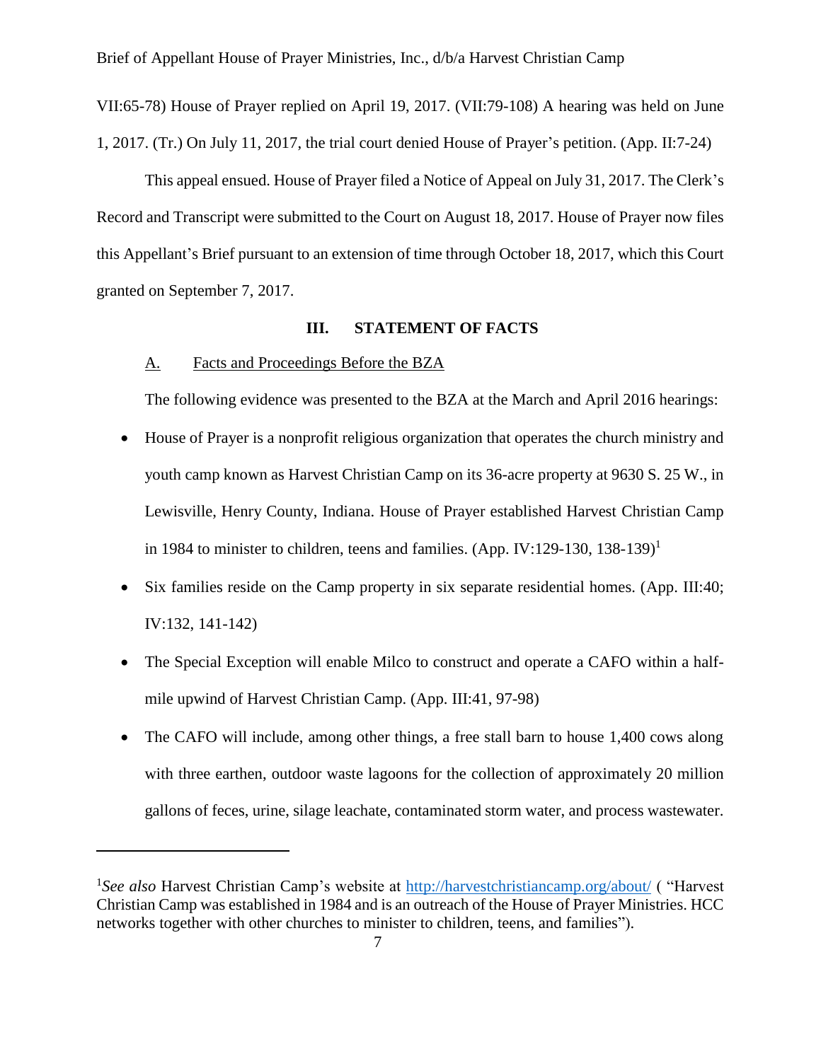VII:65-78) House of Prayer replied on April 19, 2017. (VII:79-108) A hearing was held on June 1, 2017. (Tr.) On July 11, 2017, the trial court denied House of Prayer's petition. (App. II:7-24)

This appeal ensued. House of Prayer filed a Notice of Appeal on July 31, 2017. The Clerk's Record and Transcript were submitted to the Court on August 18, 2017. House of Prayer now files this Appellant's Brief pursuant to an extension of time through October 18, 2017, which this Court granted on September 7, 2017.

## III. STATEMENT OF FACTS

### A. Facts and Proceedings Before the BZA

The following evidence was presented to the BZA at the March and April 2016 hearings:

- House of Prayer is a nonprofit religious organization that operates the church ministry and youth camp known as Harvest Christian Camp on its 36-acre property at 9630 S. 25 W., in Lewisville, Henry County, Indiana. House of Prayer established Harvest Christian Camp in 1984 to minister to children, teens and families. (App. IV:129-130, 138-139)[1]
- Six families reside on the Camp property in six separate residential homes. (App. III:40; IV:132, 141-142)
- The Special Exception will enable Milco to construct and operate a CAFO within a half-mile upwind of Harvest Christian Camp. (App. III:41, 97-98)
- The CAFO will include, among other things, a free stall barn to house 1,400 cows along with three earthen, outdoor waste lagoons for the collection of approximately 20 million gallons of feces, urine, silage leachate, contaminated storm water, and process wastewater.

---

[1] *See also* Harvest Christian Camp's website at http://harvestchristiancamp.org/about/ ( "Harvest Christian Camp was established in 1984 and is an outreach of the House of Prayer Ministries. HCC networks together with other churches to minister to children, teens, and families").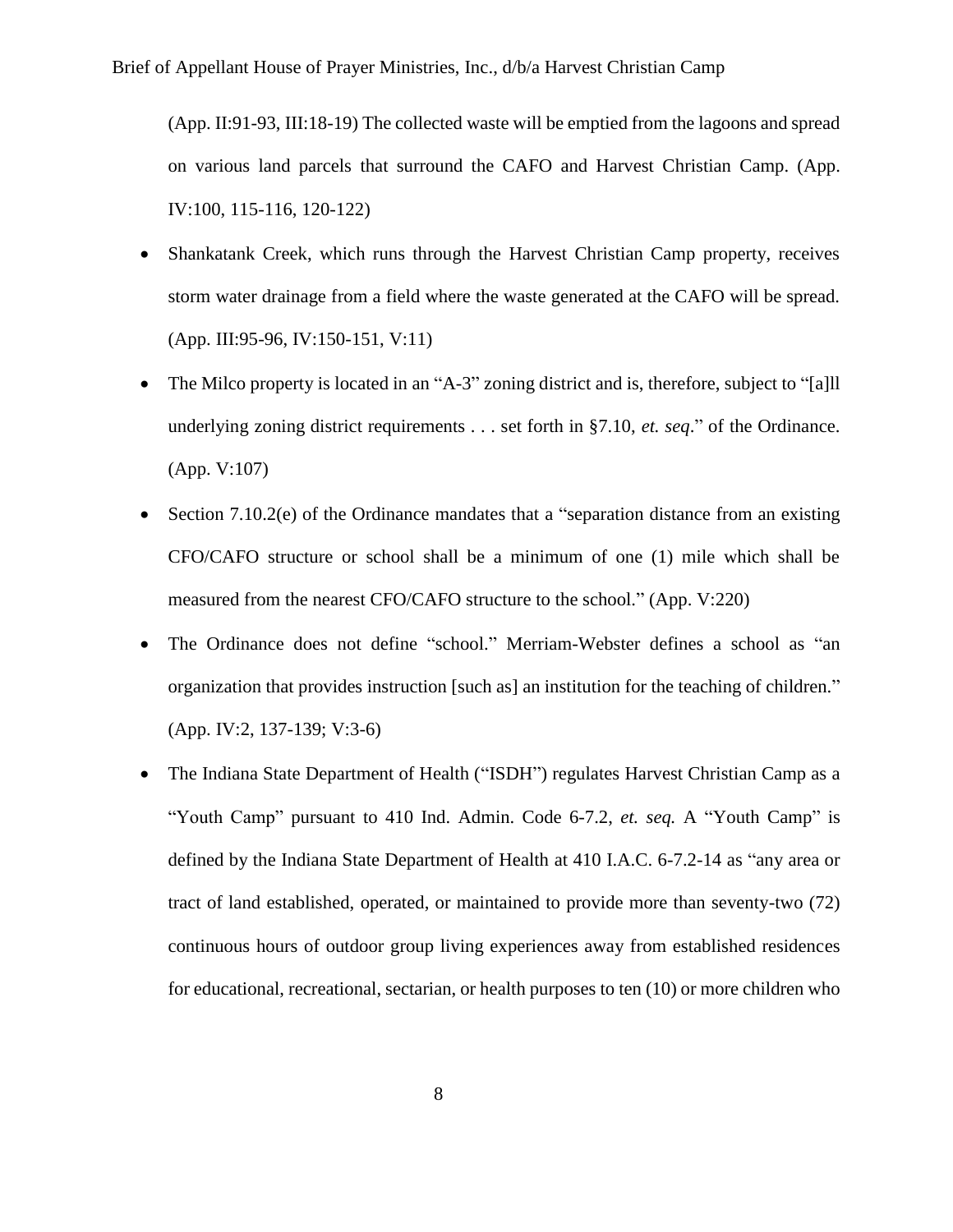(App. II:91-93, III:18-19) The collected waste will be emptied from the lagoons and spread on various land parcels that surround the CAFO and Harvest Christian Camp. (App. IV:100, 115-116, 120-122)

- Shankatank Creek, which runs through the Harvest Christian Camp property, receives storm water drainage from a field where the waste generated at the CAFO will be spread. (App. III:95-96, IV:150-151, V:11)
- The Milco property is located in an "A-3" zoning district and is, therefore, subject to "[a]ll underlying zoning district requirements . . . set forth in §7.10, *et. seq*." of the Ordinance. (App. V:107)
- Section 7.10.2(e) of the Ordinance mandates that a "separation distance from an existing CFO/CAFO structure or school shall be a minimum of one (1) mile which shall be measured from the nearest CFO/CAFO structure to the school." (App. V:220)
- The Ordinance does not define "school." Merriam-Webster defines a school as "an organization that provides instruction [such as] an institution for the teaching of children." (App. IV:2, 137-139; V:3-6)
- The Indiana State Department of Health ("ISDH") regulates Harvest Christian Camp as a "Youth Camp" pursuant to 410 Ind. Admin. Code 6-7.2, *et. seq.* A "Youth Camp" is defined by the Indiana State Department of Health at 410 I.A.C. 6-7.2-14 as "any area or tract of land established, operated, or maintained to provide more than seventy-two (72) continuous hours of outdoor group living experiences away from established residences for educational, recreational, sectarian, or health purposes to ten (10) or more children who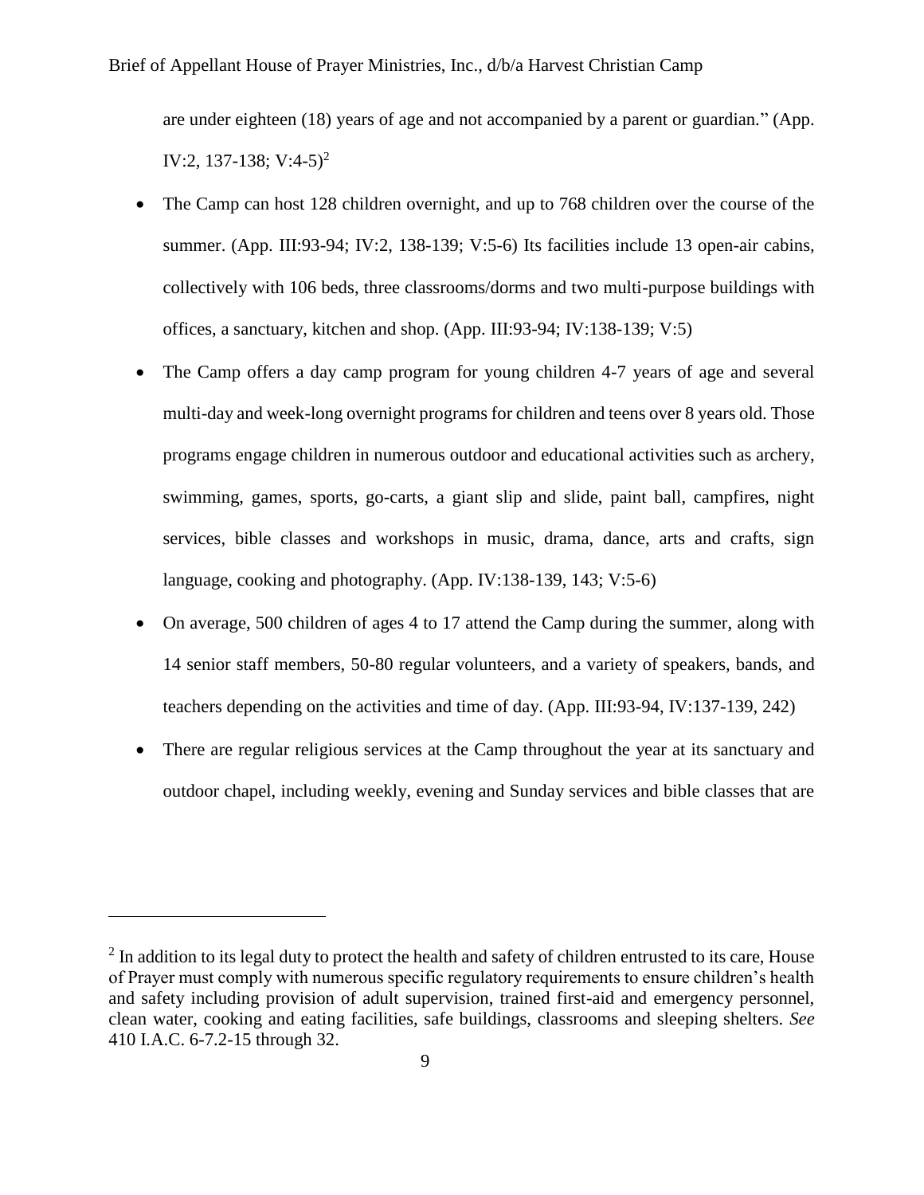are under eighteen (18) years of age and not accompanied by a parent or guardian." (App. IV:2, 137-138; V:4-5)[2]

- The Camp can host 128 children overnight, and up to 768 children over the course of the summer. (App. III:93-94; IV:2, 138-139; V:5-6) Its facilities include 13 open-air cabins, collectively with 106 beds, three classrooms/dorms and two multi-purpose buildings with offices, a sanctuary, kitchen and shop. (App. III:93-94; IV:138-139; V:5)
- The Camp offers a day camp program for young children 4-7 years of age and several multi-day and week-long overnight programs for children and teens over 8 years old. Those programs engage children in numerous outdoor and educational activities such as archery, swimming, games, sports, go-carts, a giant slip and slide, paint ball, campfires, night services, bible classes and workshops in music, drama, dance, arts and crafts, sign language, cooking and photography. (App. IV:138-139, 143; V:5-6)
- On average, 500 children of ages 4 to 17 attend the Camp during the summer, along with 14 senior staff members, 50-80 regular volunteers, and a variety of speakers, bands, and teachers depending on the activities and time of day. (App. III:93-94, IV:137-139, 242)
- There are regular religious services at the Camp throughout the year at its sanctuary and outdoor chapel, including weekly, evening and Sunday services and bible classes that are

[2] In addition to its legal duty to protect the health and safety of children entrusted to its care, House of Prayer must comply with numerous specific regulatory requirements to ensure children's health and safety including provision of adult supervision, trained first-aid and emergency personnel, clean water, cooking and eating facilities, safe buildings, classrooms and sleeping shelters. *See* 410 I.A.C. 6-7.2-15 through 32.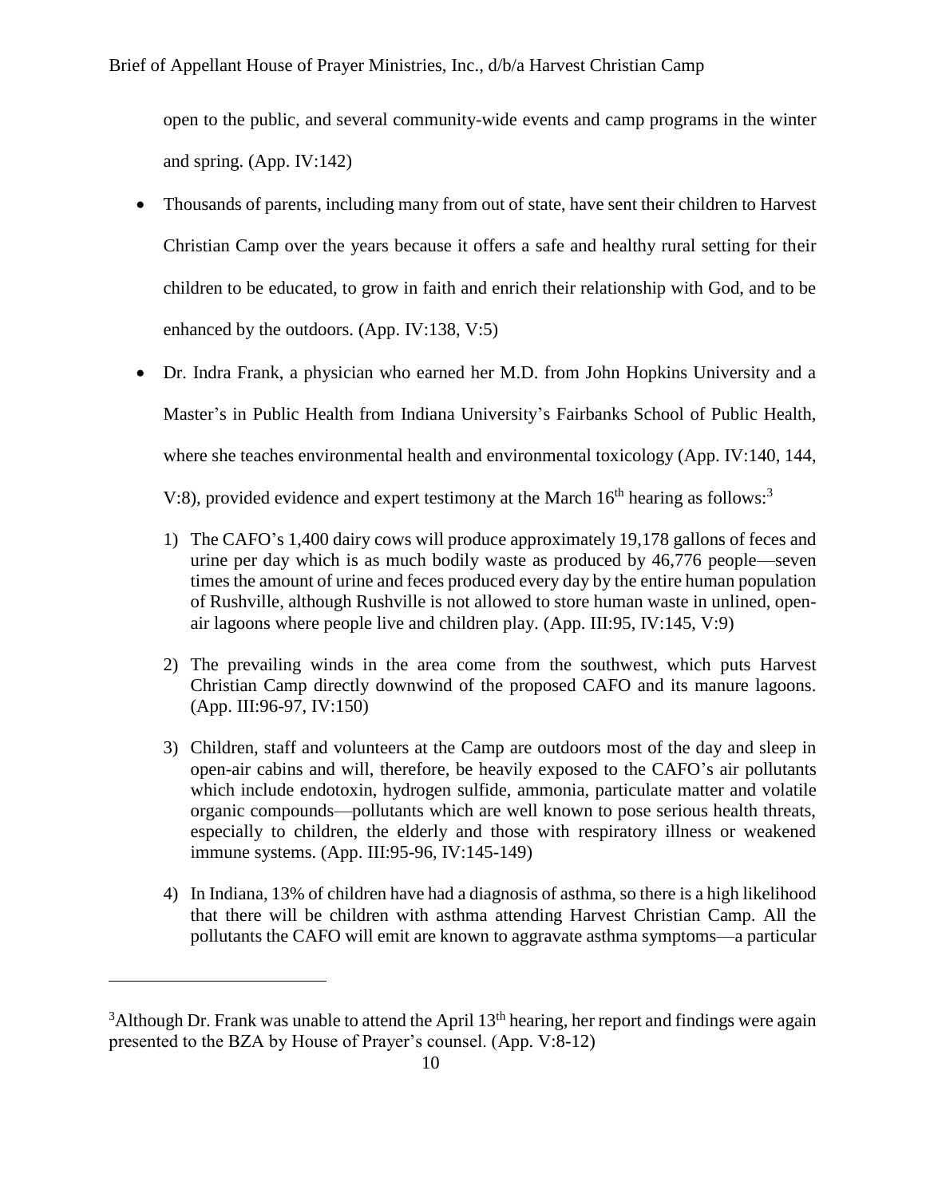open to the public, and several community-wide events and camp programs in the winter and spring. (App. IV:142)

- Thousands of parents, including many from out of state, have sent their children to Harvest Christian Camp over the years because it offers a safe and healthy rural setting for their children to be educated, to grow in faith and enrich their relationship with God, and to be enhanced by the outdoors. (App. IV:138, V:5)

- Dr. Indra Frank, a physician who earned her M.D. from John Hopkins University and a Master's in Public Health from Indiana University's Fairbanks School of Public Health, where she teaches environmental health and environmental toxicology (App. IV:140, 144, V:8), provided evidence and expert testimony at the March 16th hearing as follows:[3]

  1) The CAFO's 1,400 dairy cows will produce approximately 19,178 gallons of feces and urine per day which is as much bodily waste as produced by 46,776 people—seven times the amount of urine and feces produced every day by the entire human population of Rushville, although Rushville is not allowed to store human waste in unlined, open-air lagoons where people live and children play. (App. III:95, IV:145, V:9)

  2) The prevailing winds in the area come from the southwest, which puts Harvest Christian Camp directly downwind of the proposed CAFO and its manure lagoons. (App. III:96-97, IV:150)

  3) Children, staff and volunteers at the Camp are outdoors most of the day and sleep in open-air cabins and will, therefore, be heavily exposed to the CAFO's air pollutants which include endotoxin, hydrogen sulfide, ammonia, particulate matter and volatile organic compounds—pollutants which are well known to pose serious health threats, especially to children, the elderly and those with respiratory illness or weakened immune systems. (App. III:95-96, IV:145-149)

  4) In Indiana, 13% of children have had a diagnosis of asthma, so there is a high likelihood that there will be children with asthma attending Harvest Christian Camp. All the pollutants the CAFO will emit are known to aggravate asthma symptoms—a particular

[3] Although Dr. Frank was unable to attend the April 13th hearing, her report and findings were again presented to the BZA by House of Prayer's counsel. (App. V:8-12)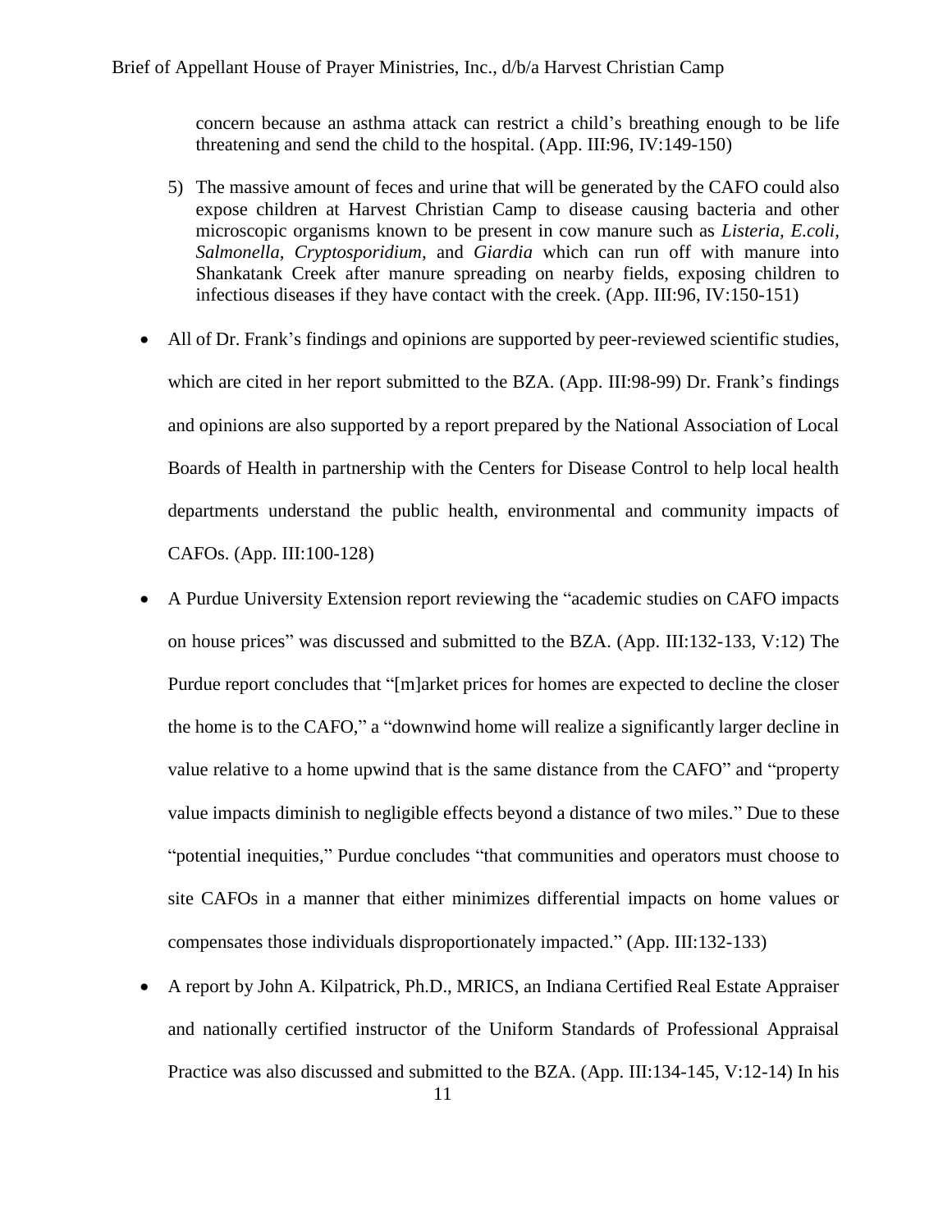concern because an asthma attack can restrict a child's breathing enough to be life threatening and send the child to the hospital. (App. III:96, IV:149-150)

5) The massive amount of feces and urine that will be generated by the CAFO could also expose children at Harvest Christian Camp to disease causing bacteria and other microscopic organisms known to be present in cow manure such as *Listeria, E.coli, Salmonella, Cryptosporidium,* and *Giardia* which can run off with manure into Shankatank Creek after manure spreading on nearby fields, exposing children to infectious diseases if they have contact with the creek. (App. III:96, IV:150-151)

- All of Dr. Frank's findings and opinions are supported by peer-reviewed scientific studies, which are cited in her report submitted to the BZA. (App. III:98-99) Dr. Frank's findings and opinions are also supported by a report prepared by the National Association of Local Boards of Health in partnership with the Centers for Disease Control to help local health departments understand the public health, environmental and community impacts of CAFOs. (App. III:100-128)
- A Purdue University Extension report reviewing the "academic studies on CAFO impacts on house prices" was discussed and submitted to the BZA. (App. III:132-133, V:12) The Purdue report concludes that "[m]arket prices for homes are expected to decline the closer the home is to the CAFO," a "downwind home will realize a significantly larger decline in value relative to a home upwind that is the same distance from the CAFO" and "property value impacts diminish to negligible effects beyond a distance of two miles." Due to these "potential inequities," Purdue concludes "that communities and operators must choose to site CAFOs in a manner that either minimizes differential impacts on home values or compensates those individuals disproportionately impacted." (App. III:132-133)
- A report by John A. Kilpatrick, Ph.D., MRICS, an Indiana Certified Real Estate Appraiser and nationally certified instructor of the Uniform Standards of Professional Appraisal Practice was also discussed and submitted to the BZA. (App. III:134-145, V:12-14) In his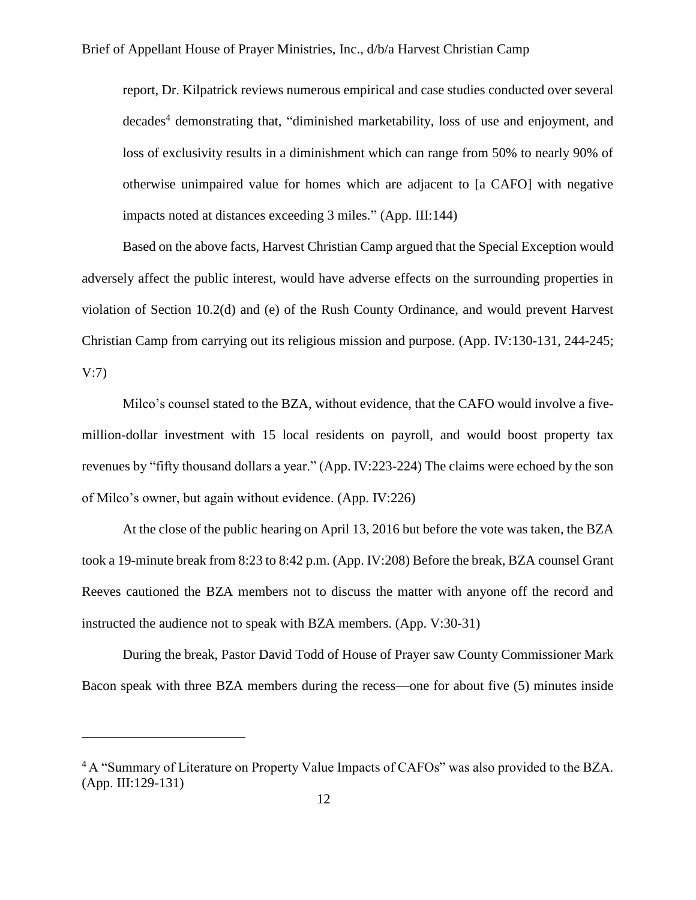report, Dr. Kilpatrick reviews numerous empirical and case studies conducted over several decades[4] demonstrating that, "diminished marketability, loss of use and enjoyment, and loss of exclusivity results in a diminishment which can range from 50% to nearly 90% of otherwise unimpaired value for homes which are adjacent to [a CAFO] with negative impacts noted at distances exceeding 3 miles." (App. III:144)

Based on the above facts, Harvest Christian Camp argued that the Special Exception would adversely affect the public interest, would have adverse effects on the surrounding properties in violation of Section 10.2(d) and (e) of the Rush County Ordinance, and would prevent Harvest Christian Camp from carrying out its religious mission and purpose. (App. IV:130-131, 244-245; V:7)

Milco's counsel stated to the BZA, without evidence, that the CAFO would involve a five-million-dollar investment with 15 local residents on payroll, and would boost property tax revenues by "fifty thousand dollars a year." (App. IV:223-224) The claims were echoed by the son of Milco's owner, but again without evidence. (App. IV:226)

At the close of the public hearing on April 13, 2016 but before the vote was taken, the BZA took a 19-minute break from 8:23 to 8:42 p.m. (App. IV:208) Before the break, BZA counsel Grant Reeves cautioned the BZA members not to discuss the matter with anyone off the record and instructed the audience not to speak with BZA members. (App. V:30-31)

During the break, Pastor David Todd of House of Prayer saw County Commissioner Mark Bacon speak with three BZA members during the recess—one for about five (5) minutes inside

---

[4] A "Summary of Literature on Property Value Impacts of CAFOs" was also provided to the BZA. (App. III:129-131)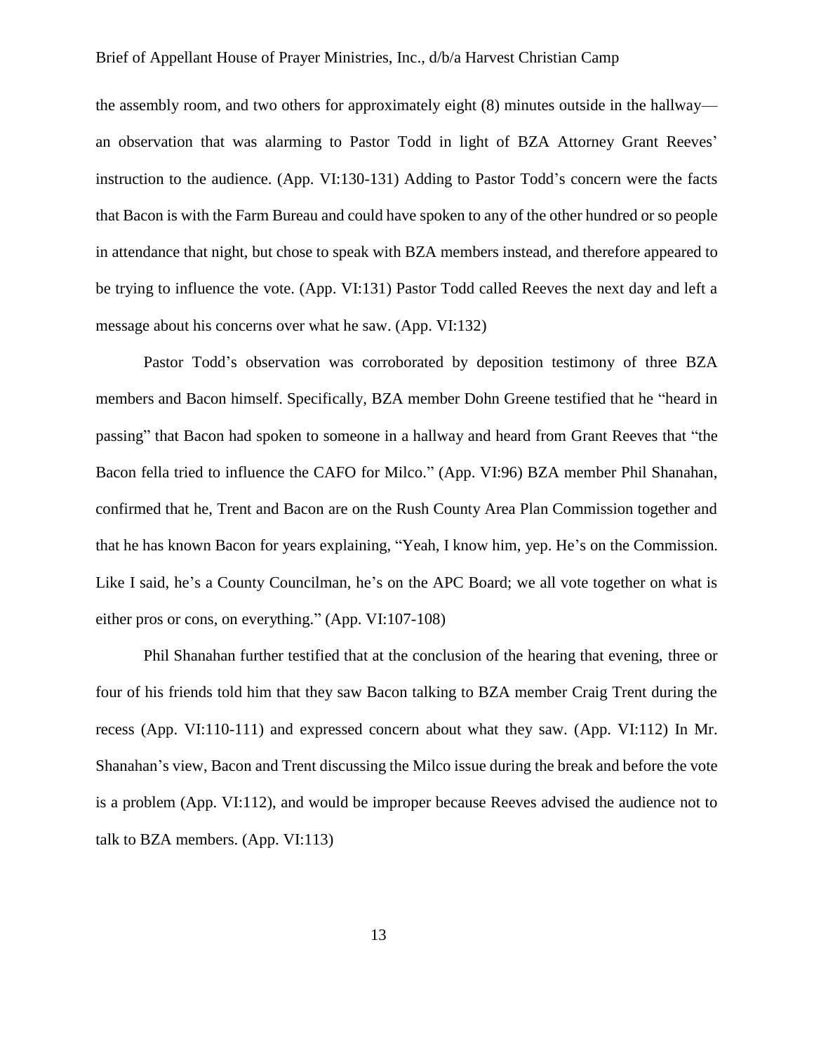the assembly room, and two others for approximately eight (8) minutes outside in the hallway—an observation that was alarming to Pastor Todd in light of BZA Attorney Grant Reeves' instruction to the audience. (App. VI:130-131) Adding to Pastor Todd's concern were the facts that Bacon is with the Farm Bureau and could have spoken to any of the other hundred or so people in attendance that night, but chose to speak with BZA members instead, and therefore appeared to be trying to influence the vote. (App. VI:131) Pastor Todd called Reeves the next day and left a message about his concerns over what he saw. (App. VI:132)

Pastor Todd's observation was corroborated by deposition testimony of three BZA members and Bacon himself. Specifically, BZA member Dohn Greene testified that he "heard in passing" that Bacon had spoken to someone in a hallway and heard from Grant Reeves that "the Bacon fella tried to influence the CAFO for Milco." (App. VI:96) BZA member Phil Shanahan, confirmed that he, Trent and Bacon are on the Rush County Area Plan Commission together and that he has known Bacon for years explaining, "Yeah, I know him, yep. He's on the Commission. Like I said, he's a County Councilman, he's on the APC Board; we all vote together on what is either pros or cons, on everything." (App. VI:107-108)

Phil Shanahan further testified that at the conclusion of the hearing that evening, three or four of his friends told him that they saw Bacon talking to BZA member Craig Trent during the recess (App. VI:110-111) and expressed concern about what they saw. (App. VI:112) In Mr. Shanahan's view, Bacon and Trent discussing the Milco issue during the break and before the vote is a problem (App. VI:112), and would be improper because Reeves advised the audience not to talk to BZA members. (App. VI:113)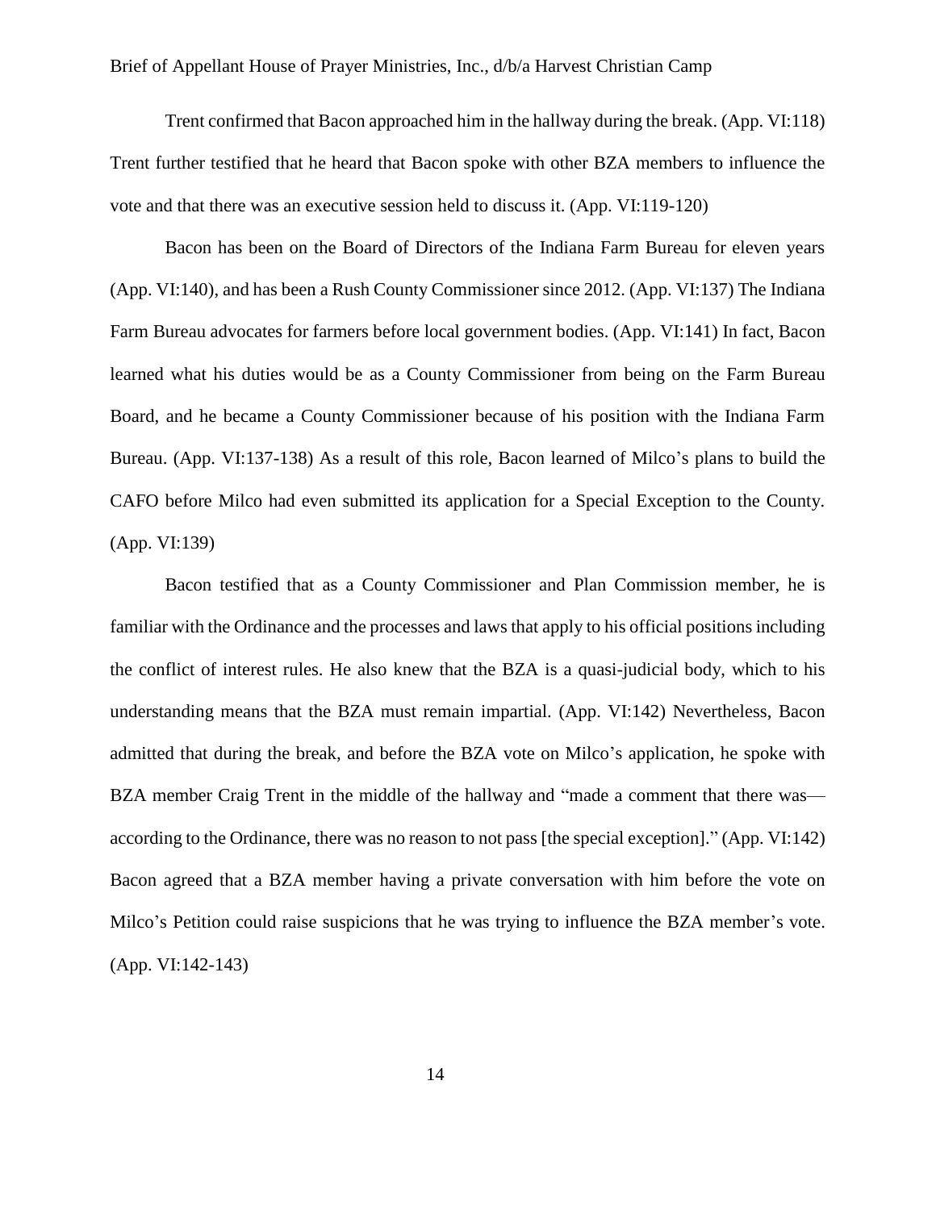Trent confirmed that Bacon approached him in the hallway during the break. (App. VI:118) Trent further testified that he heard that Bacon spoke with other BZA members to influence the vote and that there was an executive session held to discuss it. (App. VI:119-120)

Bacon has been on the Board of Directors of the Indiana Farm Bureau for eleven years (App. VI:140), and has been a Rush County Commissioner since 2012. (App. VI:137) The Indiana Farm Bureau advocates for farmers before local government bodies. (App. VI:141) In fact, Bacon learned what his duties would be as a County Commissioner from being on the Farm Bureau Board, and he became a County Commissioner because of his position with the Indiana Farm Bureau. (App. VI:137-138) As a result of this role, Bacon learned of Milco's plans to build the CAFO before Milco had even submitted its application for a Special Exception to the County. (App. VI:139)

Bacon testified that as a County Commissioner and Plan Commission member, he is familiar with the Ordinance and the processes and laws that apply to his official positions including the conflict of interest rules. He also knew that the BZA is a quasi-judicial body, which to his understanding means that the BZA must remain impartial. (App. VI:142) Nevertheless, Bacon admitted that during the break, and before the BZA vote on Milco's application, he spoke with BZA member Craig Trent in the middle of the hallway and "made a comment that there was—according to the Ordinance, there was no reason to not pass [the special exception]." (App. VI:142) Bacon agreed that a BZA member having a private conversation with him before the vote on Milco's Petition could raise suspicions that he was trying to influence the BZA member's vote. (App. VI:142-143)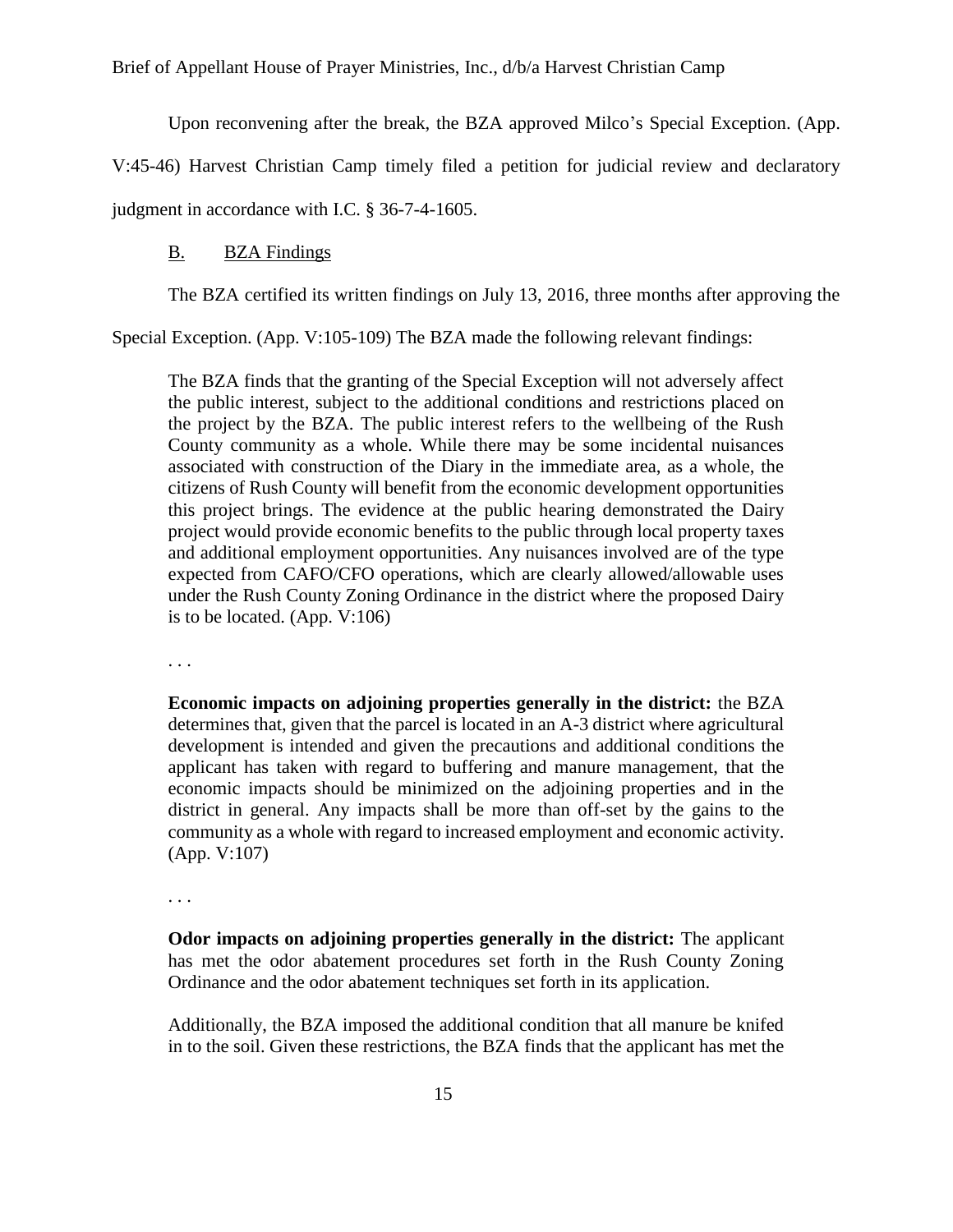Upon reconvening after the break, the BZA approved Milco's Special Exception. (App. V:45-46) Harvest Christian Camp timely filed a petition for judicial review and declaratory judgment in accordance with I.C. § 36-7-4-1605.

B. BZA Findings

The BZA certified its written findings on July 13, 2016, three months after approving the Special Exception. (App. V:105-109) The BZA made the following relevant findings:

> The BZA finds that the granting of the Special Exception will not adversely affect the public interest, subject to the additional conditions and restrictions placed on the project by the BZA. The public interest refers to the wellbeing of the Rush County community as a whole. While there may be some incidental nuisances associated with construction of the Diary in the immediate area, as a whole, the citizens of Rush County will benefit from the economic development opportunities this project brings. The evidence at the public hearing demonstrated the Dairy project would provide economic benefits to the public through local property taxes and additional employment opportunities. Any nuisances involved are of the type expected from CAFO/CFO operations, which are clearly allowed/allowable uses under the Rush County Zoning Ordinance in the district where the proposed Dairy is to be located. (App. V:106)
>
> . . .
>
> **Economic impacts on adjoining properties generally in the district:** the BZA determines that, given that the parcel is located in an A-3 district where agricultural development is intended and given the precautions and additional conditions the applicant has taken with regard to buffering and manure management, that the economic impacts should be minimized on the adjoining properties and in the district in general. Any impacts shall be more than off-set by the gains to the community as a whole with regard to increased employment and economic activity. (App. V:107)
>
> . . .
>
> **Odor impacts on adjoining properties generally in the district:** The applicant has met the odor abatement procedures set forth in the Rush County Zoning Ordinance and the odor abatement techniques set forth in its application.
>
> Additionally, the BZA imposed the additional condition that all manure be knifed in to the soil. Given these restrictions, the BZA finds that the applicant has met the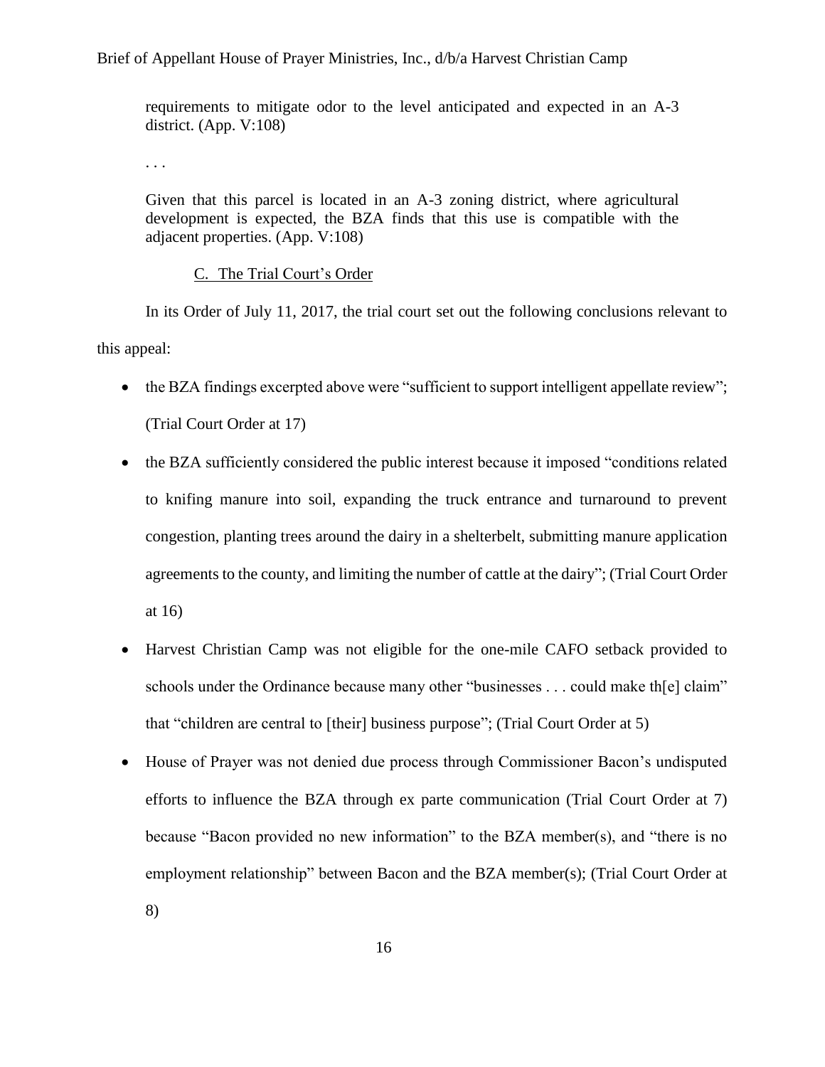> requirements to mitigate odor to the level anticipated and expected in an A-3 district. (App. V:108)
>
> . . .
>
> Given that this parcel is located in an A-3 zoning district, where agricultural development is expected, the BZA finds that this use is compatible with the adjacent properties. (App. V:108)

C. The Trial Court's Order

In its Order of July 11, 2017, the trial court set out the following conclusions relevant to this appeal:

- the BZA findings excerpted above were "sufficient to support intelligent appellate review"; (Trial Court Order at 17)
- the BZA sufficiently considered the public interest because it imposed "conditions related to knifing manure into soil, expanding the truck entrance and turnaround to prevent congestion, planting trees around the dairy in a shelterbelt, submitting manure application agreements to the county, and limiting the number of cattle at the dairy"; (Trial Court Order at 16)
- Harvest Christian Camp was not eligible for the one-mile CAFO setback provided to schools under the Ordinance because many other "businesses . . . could make th[e] claim" that "children are central to [their] business purpose"; (Trial Court Order at 5)
- House of Prayer was not denied due process through Commissioner Bacon's undisputed efforts to influence the BZA through ex parte communication (Trial Court Order at 7) because "Bacon provided no new information" to the BZA member(s), and "there is no employment relationship" between Bacon and the BZA member(s); (Trial Court Order at 8)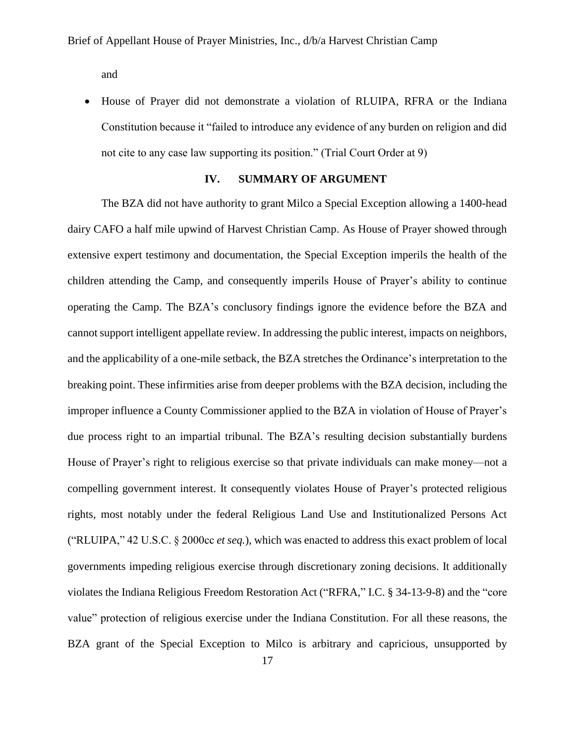and

- House of Prayer did not demonstrate a violation of RLUIPA, RFRA or the Indiana Constitution because it "failed to introduce any evidence of any burden on religion and did not cite to any case law supporting its position." (Trial Court Order at 9)

## IV. SUMMARY OF ARGUMENT

The BZA did not have authority to grant Milco a Special Exception allowing a 1400-head dairy CAFO a half mile upwind of Harvest Christian Camp. As House of Prayer showed through extensive expert testimony and documentation, the Special Exception imperils the health of the children attending the Camp, and consequently imperils House of Prayer's ability to continue operating the Camp. The BZA's conclusory findings ignore the evidence before the BZA and cannot support intelligent appellate review. In addressing the public interest, impacts on neighbors, and the applicability of a one-mile setback, the BZA stretches the Ordinance's interpretation to the breaking point. These infirmities arise from deeper problems with the BZA decision, including the improper influence a County Commissioner applied to the BZA in violation of House of Prayer's due process right to an impartial tribunal. The BZA's resulting decision substantially burdens House of Prayer's right to religious exercise so that private individuals can make money—not a compelling government interest. It consequently violates House of Prayer's protected religious rights, most notably under the federal Religious Land Use and Institutionalized Persons Act ("RLUIPA," 42 U.S.C. § 2000cc *et seq.*), which was enacted to address this exact problem of local governments impeding religious exercise through discretionary zoning decisions. It additionally violates the Indiana Religious Freedom Restoration Act ("RFRA," I.C. § 34-13-9-8) and the "core value" protection of religious exercise under the Indiana Constitution. For all these reasons, the BZA grant of the Special Exception to Milco is arbitrary and capricious, unsupported by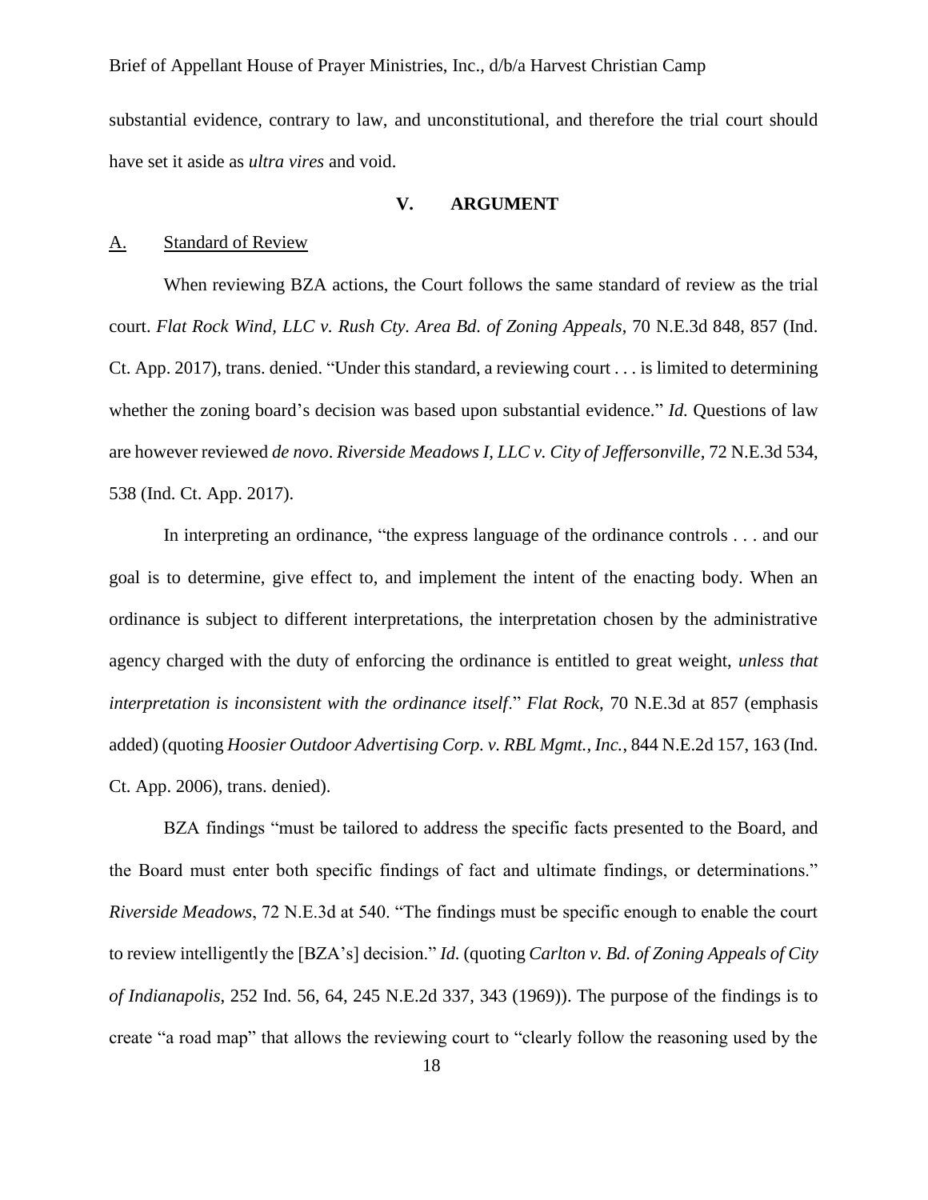substantial evidence, contrary to law, and unconstitutional, and therefore the trial court should have set it aside as *ultra vires* and void.

## V. ARGUMENT

### A. Standard of Review

When reviewing BZA actions, the Court follows the same standard of review as the trial court. *Flat Rock Wind, LLC v. Rush Cty. Area Bd. of Zoning Appeals*, 70 N.E.3d 848, 857 (Ind. Ct. App. 2017), trans. denied. "Under this standard, a reviewing court . . . is limited to determining whether the zoning board's decision was based upon substantial evidence." *Id.* Questions of law are however reviewed *de novo*. *Riverside Meadows I, LLC v. City of Jeffersonville*, 72 N.E.3d 534, 538 (Ind. Ct. App. 2017).

In interpreting an ordinance, "the express language of the ordinance controls . . . and our goal is to determine, give effect to, and implement the intent of the enacting body. When an ordinance is subject to different interpretations, the interpretation chosen by the administrative agency charged with the duty of enforcing the ordinance is entitled to great weight, *unless that interpretation is inconsistent with the ordinance itself*." *Flat Rock*, 70 N.E.3d at 857 (emphasis added) (quoting *Hoosier Outdoor Advertising Corp. v. RBL Mgmt., Inc.*, 844 N.E.2d 157, 163 (Ind. Ct. App. 2006), trans. denied).

BZA findings "must be tailored to address the specific facts presented to the Board, and the Board must enter both specific findings of fact and ultimate findings, or determinations." *Riverside Meadows*, 72 N.E.3d at 540. "The findings must be specific enough to enable the court to review intelligently the [BZA's] decision." *Id.* (quoting *Carlton v. Bd. of Zoning Appeals of City of Indianapolis*, 252 Ind. 56, 64, 245 N.E.2d 337, 343 (1969)). The purpose of the findings is to create "a road map" that allows the reviewing court to "clearly follow the reasoning used by the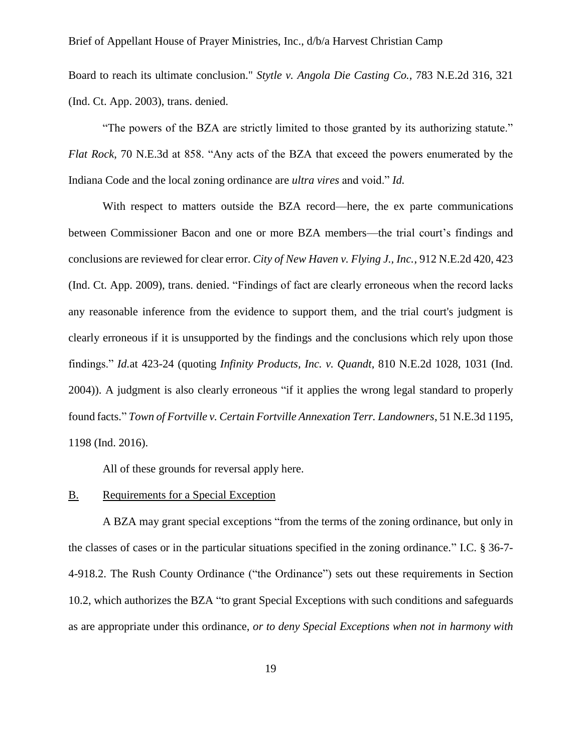Board to reach its ultimate conclusion." *Stytle v. Angola Die Casting Co.*, 783 N.E.2d 316, 321 (Ind. Ct. App. 2003), trans. denied.

"The powers of the BZA are strictly limited to those granted by its authorizing statute." *Flat Rock*, 70 N.E.3d at 858. "Any acts of the BZA that exceed the powers enumerated by the Indiana Code and the local zoning ordinance are *ultra vires* and void." *Id.*

With respect to matters outside the BZA record—here, the ex parte communications between Commissioner Bacon and one or more BZA members—the trial court's findings and conclusions are reviewed for clear error. *City of New Haven v. Flying J., Inc.*, 912 N.E.2d 420, 423 (Ind. Ct. App. 2009), trans. denied. "Findings of fact are clearly erroneous when the record lacks any reasonable inference from the evidence to support them, and the trial court's judgment is clearly erroneous if it is unsupported by the findings and the conclusions which rely upon those findings." *Id.*at 423-24 (quoting *Infinity Products, Inc. v. Quandt*, 810 N.E.2d 1028, 1031 (Ind. 2004)). A judgment is also clearly erroneous "if it applies the wrong legal standard to properly found facts." *Town of Fortville v. Certain Fortville Annexation Terr. Landowners*, 51 N.E.3d 1195, 1198 (Ind. 2016).

All of these grounds for reversal apply here.

### B. Requirements for a Special Exception

A BZA may grant special exceptions "from the terms of the zoning ordinance, but only in the classes of cases or in the particular situations specified in the zoning ordinance." I.C. § 36-7-4-918.2. The Rush County Ordinance ("the Ordinance") sets out these requirements in Section 10.2, which authorizes the BZA "to grant Special Exceptions with such conditions and safeguards as are appropriate under this ordinance, *or to deny Special Exceptions when not in harmony with*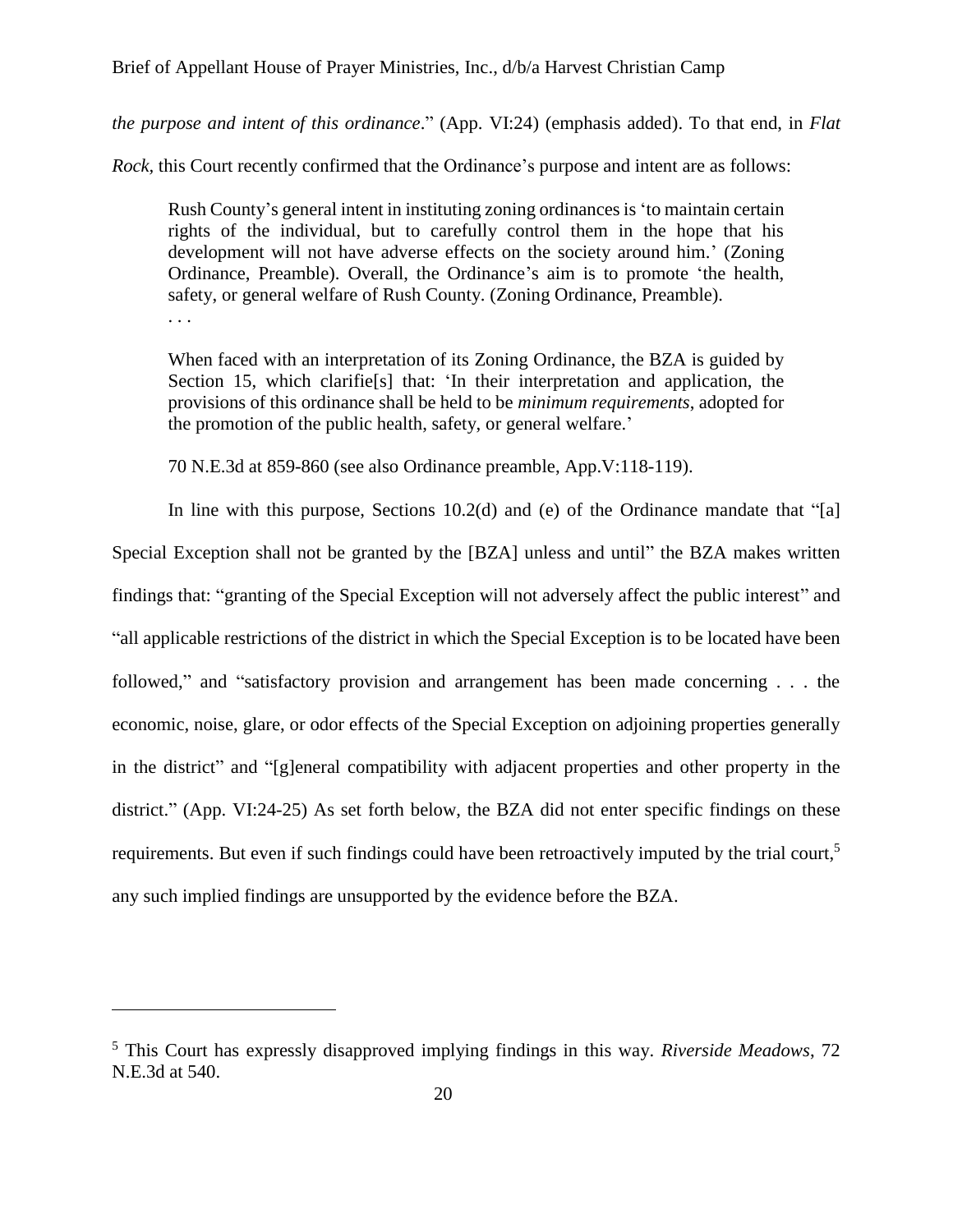*the purpose and intent of this ordinance*." (App. VI:24) (emphasis added). To that end, in *Flat Rock*, this Court recently confirmed that the Ordinance's purpose and intent are as follows:

> Rush County's general intent in instituting zoning ordinances is 'to maintain certain rights of the individual, but to carefully control them in the hope that his development will not have adverse effects on the society around him.' (Zoning Ordinance, Preamble). Overall, the Ordinance's aim is to promote 'the health, safety, or general welfare of Rush County. (Zoning Ordinance, Preamble).
>
> . . .
>
> When faced with an interpretation of its Zoning Ordinance, the BZA is guided by Section 15, which clarifie[s] that: 'In their interpretation and application, the provisions of this ordinance shall be held to be *minimum requirements*, adopted for the promotion of the public health, safety, or general welfare.'
>
> 70 N.E.3d at 859-860 (see also Ordinance preamble, App.V:118-119).

In line with this purpose, Sections 10.2(d) and (e) of the Ordinance mandate that "[a] Special Exception shall not be granted by the [BZA] unless and until" the BZA makes written findings that: "granting of the Special Exception will not adversely affect the public interest" and "all applicable restrictions of the district in which the Special Exception is to be located have been followed," and "satisfactory provision and arrangement has been made concerning . . . the economic, noise, glare, or odor effects of the Special Exception on adjoining properties generally in the district" and "[g]eneral compatibility with adjacent properties and other property in the district." (App. VI:24-25) As set forth below, the BZA did not enter specific findings on these requirements. But even if such findings could have been retroactively imputed by the trial court,[5] any such implied findings are unsupported by the evidence before the BZA.

---

[5] This Court has expressly disapproved implying findings in this way. *Riverside Meadows*, 72 N.E.3d at 540.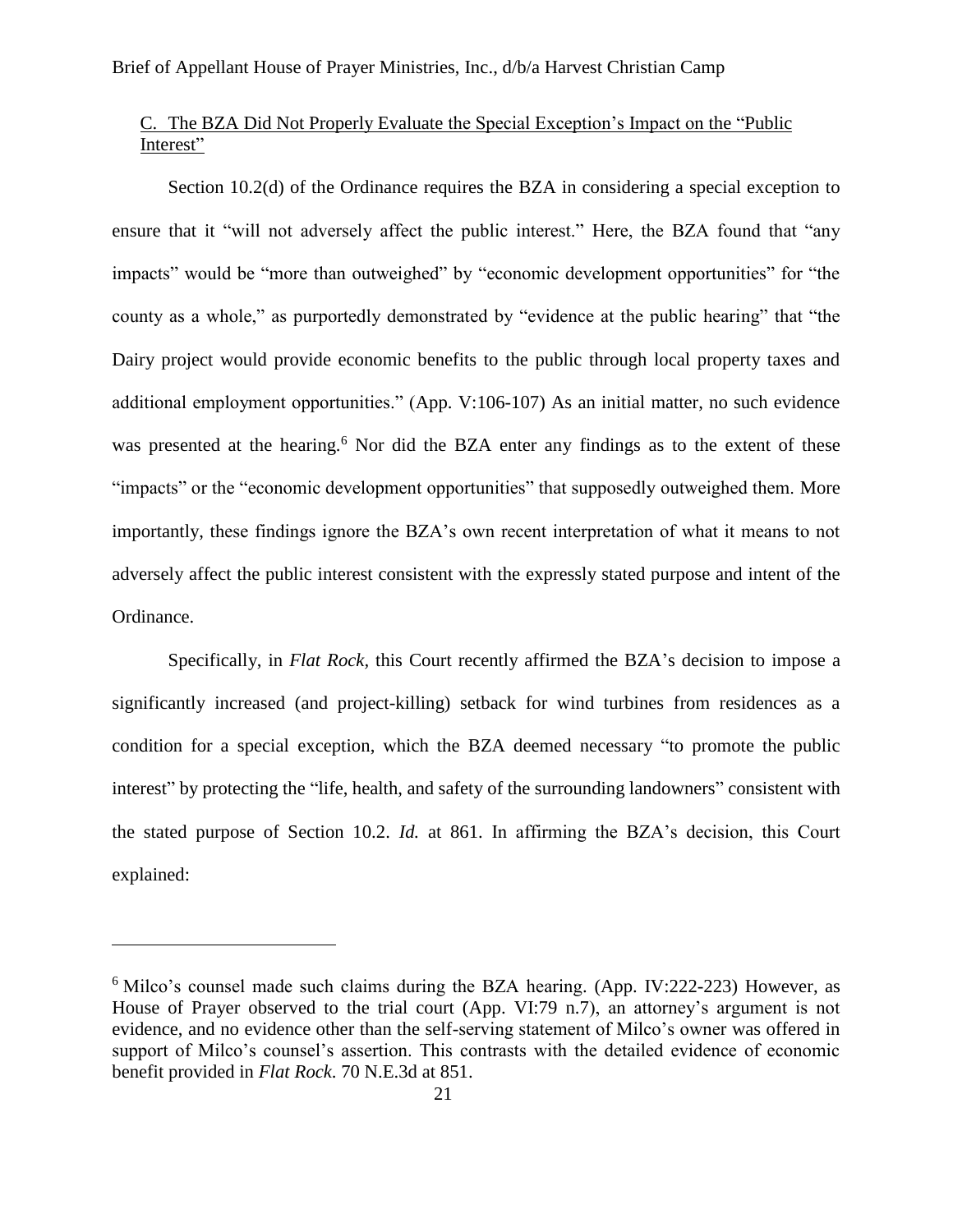## C. The BZA Did Not Properly Evaluate the Special Exception's Impact on the "Public Interest"

Section 10.2(d) of the Ordinance requires the BZA in considering a special exception to ensure that it "will not adversely affect the public interest." Here, the BZA found that "any impacts" would be "more than outweighed" by "economic development opportunities" for "the county as a whole," as purportedly demonstrated by "evidence at the public hearing" that "the Dairy project would provide economic benefits to the public through local property taxes and additional employment opportunities." (App. V:106-107) As an initial matter, no such evidence was presented at the hearing.[6] Nor did the BZA enter any findings as to the extent of these "impacts" or the "economic development opportunities" that supposedly outweighed them. More importantly, these findings ignore the BZA's own recent interpretation of what it means to not adversely affect the public interest consistent with the expressly stated purpose and intent of the Ordinance.

Specifically, in *Flat Rock*, this Court recently affirmed the BZA's decision to impose a significantly increased (and project-killing) setback for wind turbines from residences as a condition for a special exception, which the BZA deemed necessary "to promote the public interest" by protecting the "life, health, and safety of the surrounding landowners" consistent with the stated purpose of Section 10.2. *Id.* at 861. In affirming the BZA's decision, this Court explained:

---

[6] Milco's counsel made such claims during the BZA hearing. (App. IV:222-223) However, as House of Prayer observed to the trial court (App. VI:79 n.7), an attorney's argument is not evidence, and no evidence other than the self-serving statement of Milco's owner was offered in support of Milco's counsel's assertion. This contrasts with the detailed evidence of economic benefit provided in *Flat Rock*. 70 N.E.3d at 851.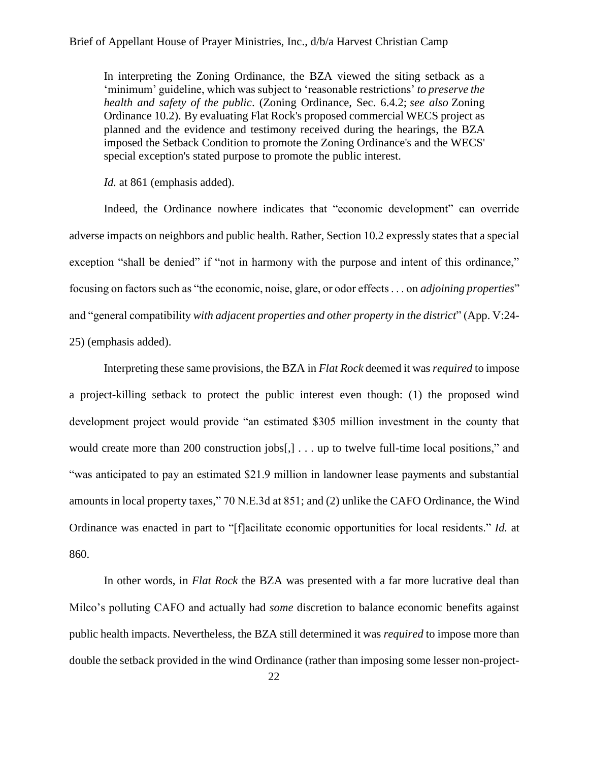> In interpreting the Zoning Ordinance, the BZA viewed the siting setback as a 'minimum' guideline, which was subject to 'reasonable restrictions' *to preserve the health and safety of the public*. (Zoning Ordinance, Sec. 6.4.2; *see also* Zoning Ordinance 10.2). By evaluating Flat Rock's proposed commercial WECS project as planned and the evidence and testimony received during the hearings, the BZA imposed the Setback Condition to promote the Zoning Ordinance's and the WECS' special exception's stated purpose to promote the public interest.
>
> *Id.* at 861 (emphasis added).

Indeed, the Ordinance nowhere indicates that "economic development" can override adverse impacts on neighbors and public health. Rather, Section 10.2 expressly states that a special exception "shall be denied" if "not in harmony with the purpose and intent of this ordinance," focusing on factors such as "the economic, noise, glare, or odor effects . . . on *adjoining properties*" and "general compatibility *with adjacent properties and other property in the district*" (App. V:24-25) (emphasis added).

Interpreting these same provisions, the BZA in *Flat Rock* deemed it was *required* to impose a project-killing setback to protect the public interest even though: (1) the proposed wind development project would provide "an estimated $305 million investment in the county that would create more than 200 construction jobs[,] . . . up to twelve full-time local positions," and "was anticipated to pay an estimated $21.9 million in landowner lease payments and substantial amounts in local property taxes," 70 N.E.3d at 851; and (2) unlike the CAFO Ordinance, the Wind Ordinance was enacted in part to "[f]acilitate economic opportunities for local residents." *Id.* at 860.

In other words, in *Flat Rock* the BZA was presented with a far more lucrative deal than Milco's polluting CAFO and actually had *some* discretion to balance economic benefits against public health impacts. Nevertheless, the BZA still determined it was *required* to impose more than double the setback provided in the wind Ordinance (rather than imposing some lesser non-project-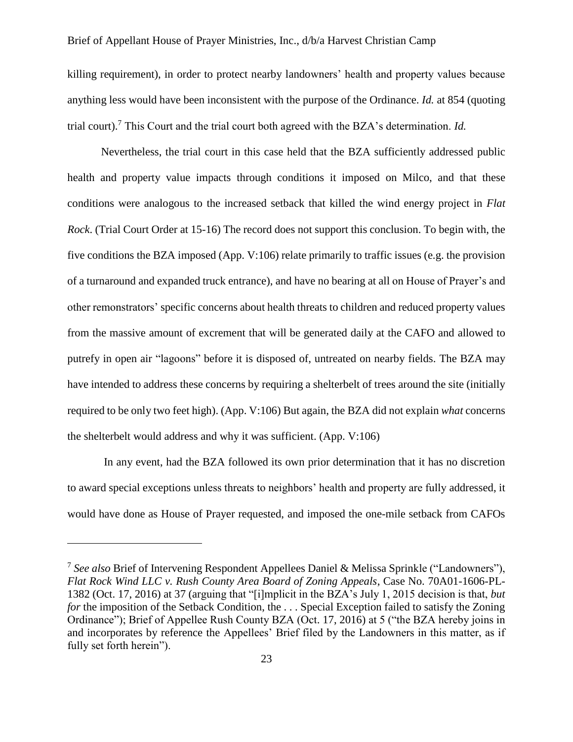killing requirement), in order to protect nearby landowners' health and property values because anything less would have been inconsistent with the purpose of the Ordinance. *Id.* at 854 (quoting trial court).[7] This Court and the trial court both agreed with the BZA's determination. *Id.*

Nevertheless, the trial court in this case held that the BZA sufficiently addressed public health and property value impacts through conditions it imposed on Milco, and that these conditions were analogous to the increased setback that killed the wind energy project in *Flat Rock*. (Trial Court Order at 15-16) The record does not support this conclusion. To begin with, the five conditions the BZA imposed (App. V:106) relate primarily to traffic issues (e.g. the provision of a turnaround and expanded truck entrance), and have no bearing at all on House of Prayer's and other remonstrators' specific concerns about health threats to children and reduced property values from the massive amount of excrement that will be generated daily at the CAFO and allowed to putrefy in open air "lagoons" before it is disposed of, untreated on nearby fields. The BZA may have intended to address these concerns by requiring a shelterbelt of trees around the site (initially required to be only two feet high). (App. V:106) But again, the BZA did not explain *what* concerns the shelterbelt would address and why it was sufficient. (App. V:106)

In any event, had the BZA followed its own prior determination that it has no discretion to award special exceptions unless threats to neighbors' health and property are fully addressed, it would have done as House of Prayer requested, and imposed the one-mile setback from CAFOs

---

[7] *See also* Brief of Intervening Respondent Appellees Daniel & Melissa Sprinkle ("Landowners"), *Flat Rock Wind LLC v. Rush County Area Board of Zoning Appeals*, Case No. 70A01-1606-PL-1382 (Oct. 17, 2016) at 37 (arguing that "[i]mplicit in the BZA's July 1, 2015 decision is that, *but for* the imposition of the Setback Condition, the . . . Special Exception failed to satisfy the Zoning Ordinance"); Brief of Appellee Rush County BZA (Oct. 17, 2016) at 5 ("the BZA hereby joins in and incorporates by reference the Appellees' Brief filed by the Landowners in this matter, as if fully set forth herein").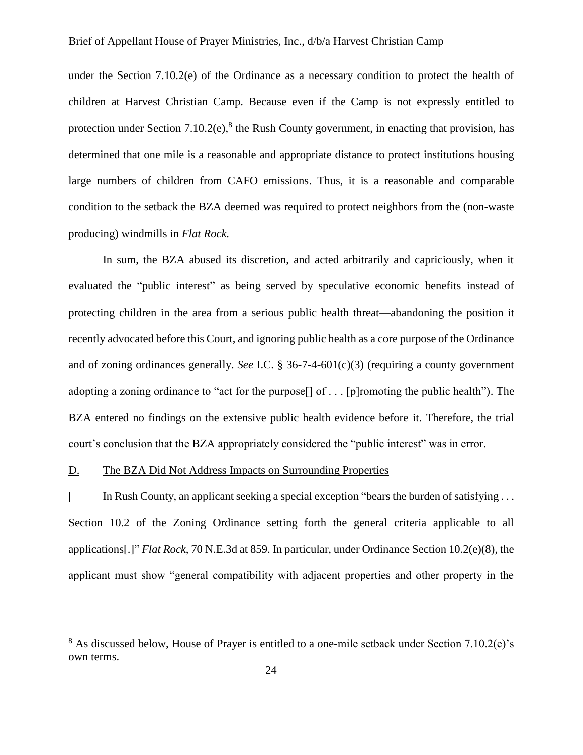under the Section 7.10.2(e) of the Ordinance as a necessary condition to protect the health of children at Harvest Christian Camp. Because even if the Camp is not expressly entitled to protection under Section 7.10.2(e),[8] the Rush County government, in enacting that provision, has determined that one mile is a reasonable and appropriate distance to protect institutions housing large numbers of children from CAFO emissions. Thus, it is a reasonable and comparable condition to the setback the BZA deemed was required to protect neighbors from the (non-waste producing) windmills in *Flat Rock*.

In sum, the BZA abused its discretion, and acted arbitrarily and capriciously, when it evaluated the "public interest" as being served by speculative economic benefits instead of protecting children in the area from a serious public health threat—abandoning the position it recently advocated before this Court, and ignoring public health as a core purpose of the Ordinance and of zoning ordinances generally. *See* I.C. § 36-7-4-601(c)(3) (requiring a county government adopting a zoning ordinance to "act for the purpose[] of . . . [p]romoting the public health"). The BZA entered no findings on the extensive public health evidence before it. Therefore, the trial court's conclusion that the BZA appropriately considered the "public interest" was in error.

<u>D. The BZA Did Not Address Impacts on Surrounding Properties</u>

In Rush County, an applicant seeking a special exception "bears the burden of satisfying . . . Section 10.2 of the Zoning Ordinance setting forth the general criteria applicable to all applications[.]" *Flat Rock*, 70 N.E.3d at 859. In particular, under Ordinance Section 10.2(e)(8), the applicant must show "general compatibility with adjacent properties and other property in the

---

[8] As discussed below, House of Prayer is entitled to a one-mile setback under Section 7.10.2(e)'s own terms.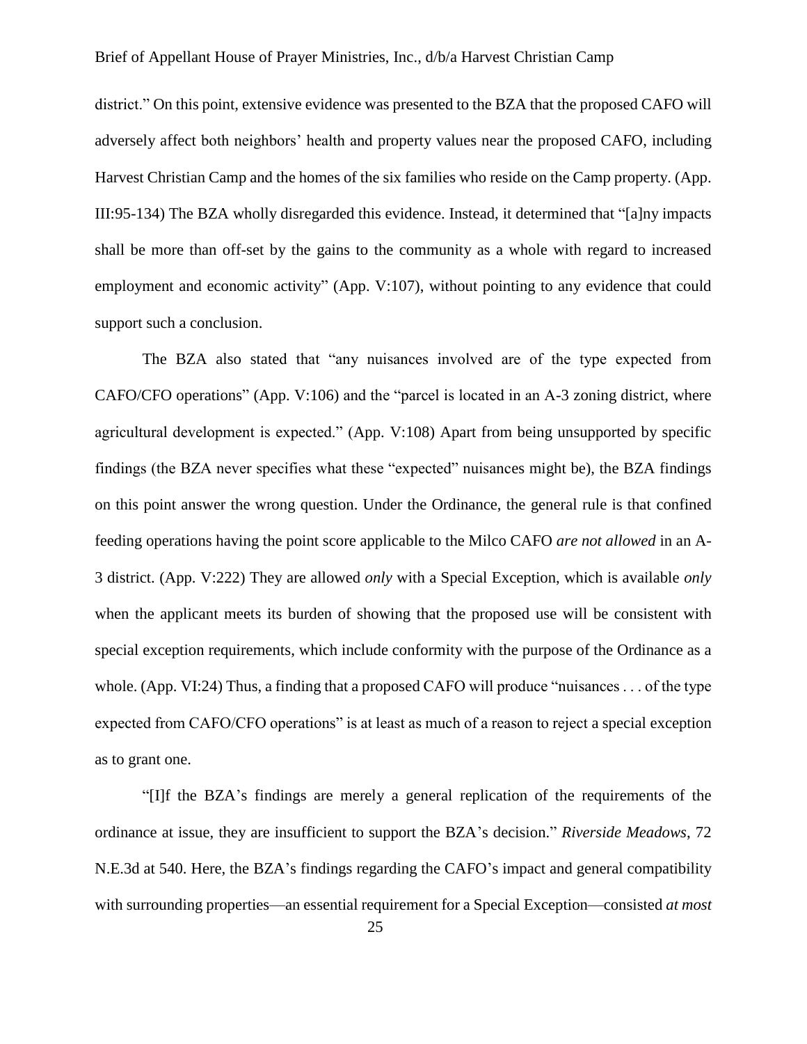district." On this point, extensive evidence was presented to the BZA that the proposed CAFO will adversely affect both neighbors' health and property values near the proposed CAFO, including Harvest Christian Camp and the homes of the six families who reside on the Camp property. (App. III:95-134) The BZA wholly disregarded this evidence. Instead, it determined that "[a]ny impacts shall be more than off-set by the gains to the community as a whole with regard to increased employment and economic activity" (App. V:107), without pointing to any evidence that could support such a conclusion.

The BZA also stated that "any nuisances involved are of the type expected from CAFO/CFO operations" (App. V:106) and the "parcel is located in an A-3 zoning district, where agricultural development is expected." (App. V:108) Apart from being unsupported by specific findings (the BZA never specifies what these "expected" nuisances might be), the BZA findings on this point answer the wrong question. Under the Ordinance, the general rule is that confined feeding operations having the point score applicable to the Milco CAFO *are not allowed* in an A-3 district. (App. V:222) They are allowed *only* with a Special Exception, which is available *only* when the applicant meets its burden of showing that the proposed use will be consistent with special exception requirements, which include conformity with the purpose of the Ordinance as a whole. (App. VI:24) Thus, a finding that a proposed CAFO will produce "nuisances . . . of the type expected from CAFO/CFO operations" is at least as much of a reason to reject a special exception as to grant one.

"[I]f the BZA's findings are merely a general replication of the requirements of the ordinance at issue, they are insufficient to support the BZA's decision." *Riverside Meadows*, 72 N.E.3d at 540. Here, the BZA's findings regarding the CAFO's impact and general compatibility with surrounding properties—an essential requirement for a Special Exception—consisted *at most*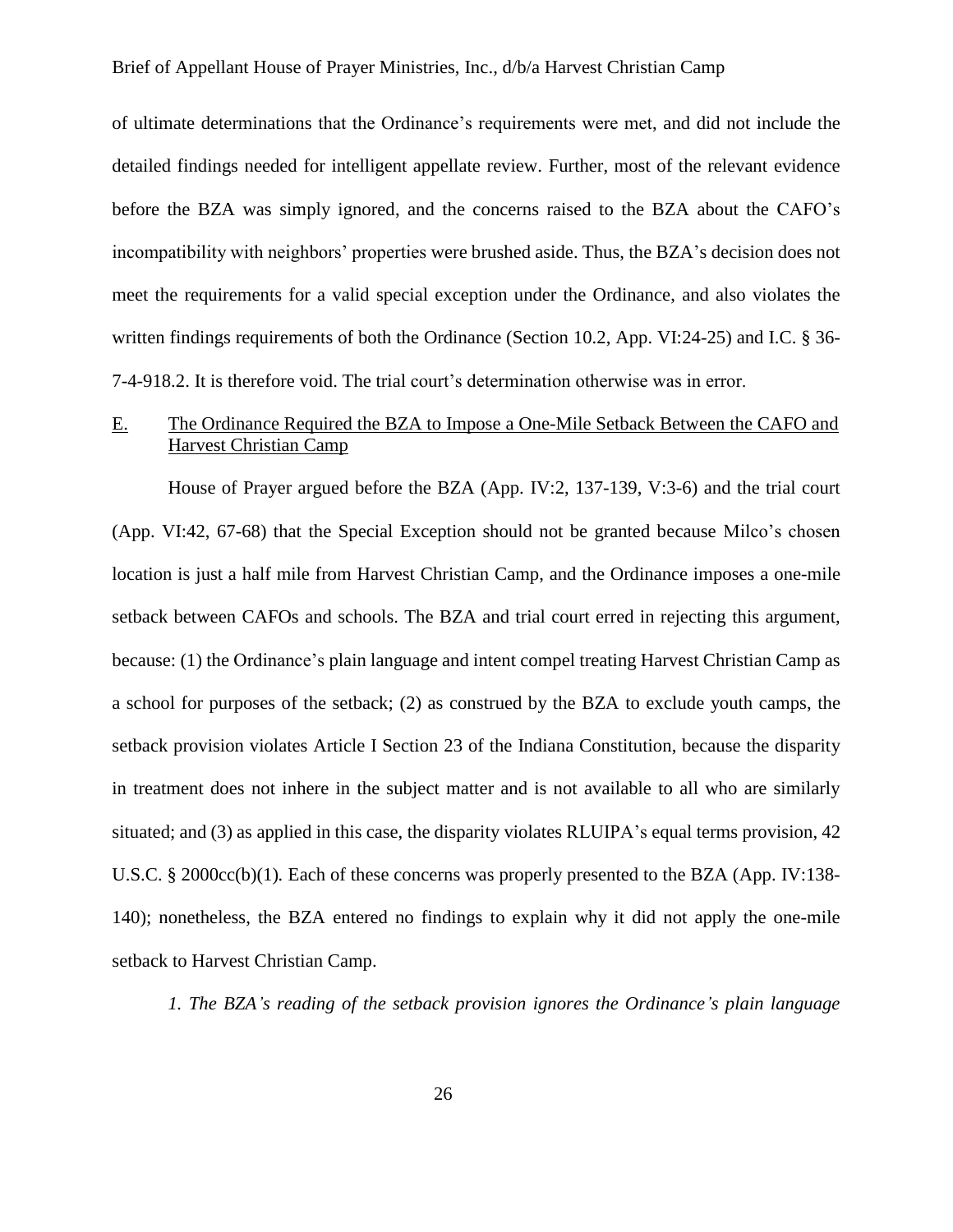of ultimate determinations that the Ordinance's requirements were met, and did not include the detailed findings needed for intelligent appellate review. Further, most of the relevant evidence before the BZA was simply ignored, and the concerns raised to the BZA about the CAFO's incompatibility with neighbors' properties were brushed aside. Thus, the BZA's decision does not meet the requirements for a valid special exception under the Ordinance, and also violates the written findings requirements of both the Ordinance (Section 10.2, App. VI:24-25) and I.C. § 36-7-4-918.2. It is therefore void. The trial court's determination otherwise was in error.

## E. The Ordinance Required the BZA to Impose a One-Mile Setback Between the CAFO and Harvest Christian Camp

House of Prayer argued before the BZA (App. IV:2, 137-139, V:3-6) and the trial court (App. VI:42, 67-68) that the Special Exception should not be granted because Milco's chosen location is just a half mile from Harvest Christian Camp, and the Ordinance imposes a one-mile setback between CAFOs and schools. The BZA and trial court erred in rejecting this argument, because: (1) the Ordinance's plain language and intent compel treating Harvest Christian Camp as a school for purposes of the setback; (2) as construed by the BZA to exclude youth camps, the setback provision violates Article I Section 23 of the Indiana Constitution, because the disparity in treatment does not inhere in the subject matter and is not available to all who are similarly situated; and (3) as applied in this case, the disparity violates RLUIPA's equal terms provision, 42 U.S.C. § 2000cc(b)(1). Each of these concerns was properly presented to the BZA (App. IV:138-140); nonetheless, the BZA entered no findings to explain why it did not apply the one-mile setback to Harvest Christian Camp.

*1. The BZA's reading of the setback provision ignores the Ordinance's plain language*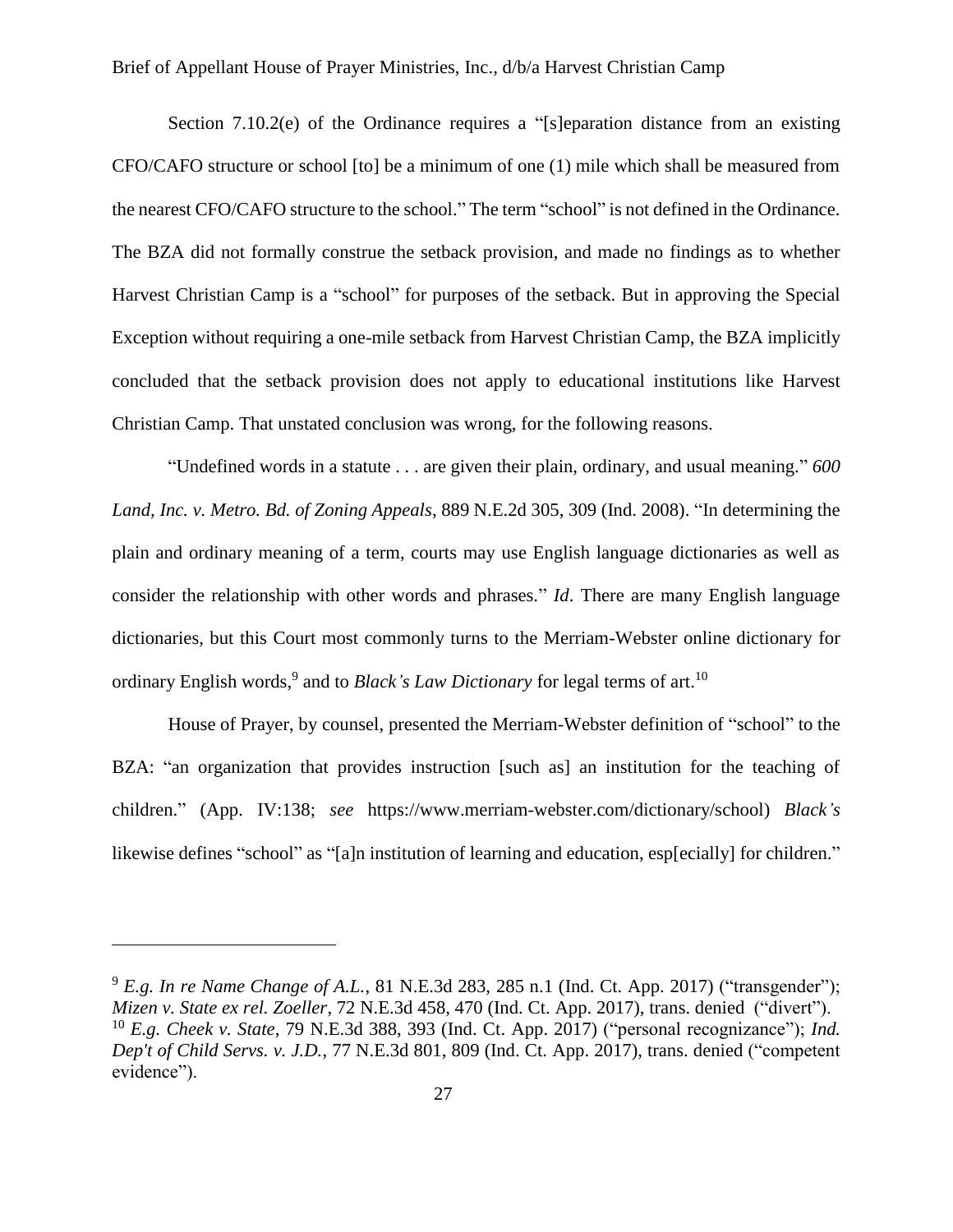Section 7.10.2(e) of the Ordinance requires a "[s]eparation distance from an existing CFO/CAFO structure or school [to] be a minimum of one (1) mile which shall be measured from the nearest CFO/CAFO structure to the school." The term "school" is not defined in the Ordinance. The BZA did not formally construe the setback provision, and made no findings as to whether Harvest Christian Camp is a "school" for purposes of the setback. But in approving the Special Exception without requiring a one-mile setback from Harvest Christian Camp, the BZA implicitly concluded that the setback provision does not apply to educational institutions like Harvest Christian Camp. That unstated conclusion was wrong, for the following reasons.

"Undefined words in a statute . . . are given their plain, ordinary, and usual meaning." *600 Land, Inc. v. Metro. Bd. of Zoning Appeals*, 889 N.E.2d 305, 309 (Ind. 2008). "In determining the plain and ordinary meaning of a term, courts may use English language dictionaries as well as consider the relationship with other words and phrases." *Id*. There are many English language dictionaries, but this Court most commonly turns to the Merriam-Webster online dictionary for ordinary English words,[9] and to *Black's Law Dictionary* for legal terms of art.[10]

House of Prayer, by counsel, presented the Merriam-Webster definition of "school" to the BZA: "an organization that provides instruction [such as] an institution for the teaching of children." (App. IV:138; *see* https://www.merriam-webster.com/dictionary/school) *Black's* likewise defines "school" as "[a]n institution of learning and education, esp[ecially] for children."

---

[9] *E.g. In re Name Change of A.L.*, 81 N.E.3d 283, 285 n.1 (Ind. Ct. App. 2017) ("transgender"); *Mizen v. State ex rel. Zoeller*, 72 N.E.3d 458, 470 (Ind. Ct. App. 2017), trans. denied ("divert").

[10] *E.g. Cheek v. State*, 79 N.E.3d 388, 393 (Ind. Ct. App. 2017) ("personal recognizance"); *Ind. Dep't of Child Servs. v. J.D.*, 77 N.E.3d 801, 809 (Ind. Ct. App. 2017), trans. denied ("competent evidence").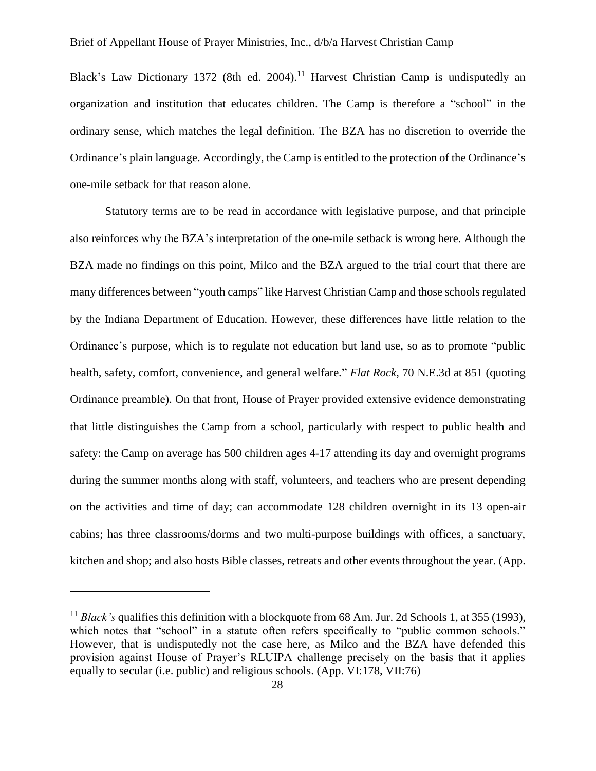Black's Law Dictionary 1372 (8th ed. 2004).[11] Harvest Christian Camp is undisputedly an organization and institution that educates children. The Camp is therefore a "school" in the ordinary sense, which matches the legal definition. The BZA has no discretion to override the Ordinance's plain language. Accordingly, the Camp is entitled to the protection of the Ordinance's one-mile setback for that reason alone.

Statutory terms are to be read in accordance with legislative purpose, and that principle also reinforces why the BZA's interpretation of the one-mile setback is wrong here. Although the BZA made no findings on this point, Milco and the BZA argued to the trial court that there are many differences between "youth camps" like Harvest Christian Camp and those schools regulated by the Indiana Department of Education. However, these differences have little relation to the Ordinance's purpose, which is to regulate not education but land use, so as to promote "public health, safety, comfort, convenience, and general welfare." *Flat Rock*, 70 N.E.3d at 851 (quoting Ordinance preamble). On that front, House of Prayer provided extensive evidence demonstrating that little distinguishes the Camp from a school, particularly with respect to public health and safety: the Camp on average has 500 children ages 4-17 attending its day and overnight programs during the summer months along with staff, volunteers, and teachers who are present depending on the activities and time of day; can accommodate 128 children overnight in its 13 open-air cabins; has three classrooms/dorms and two multi-purpose buildings with offices, a sanctuary, kitchen and shop; and also hosts Bible classes, retreats and other events throughout the year. (App.

---

[11] *Black's* qualifies this definition with a blockquote from 68 Am. Jur. 2d Schools 1, at 355 (1993), which notes that "school" in a statute often refers specifically to "public common schools." However, that is undisputedly not the case here, as Milco and the BZA have defended this provision against House of Prayer's RLUIPA challenge precisely on the basis that it applies equally to secular (i.e. public) and religious schools. (App. VI:178, VII:76)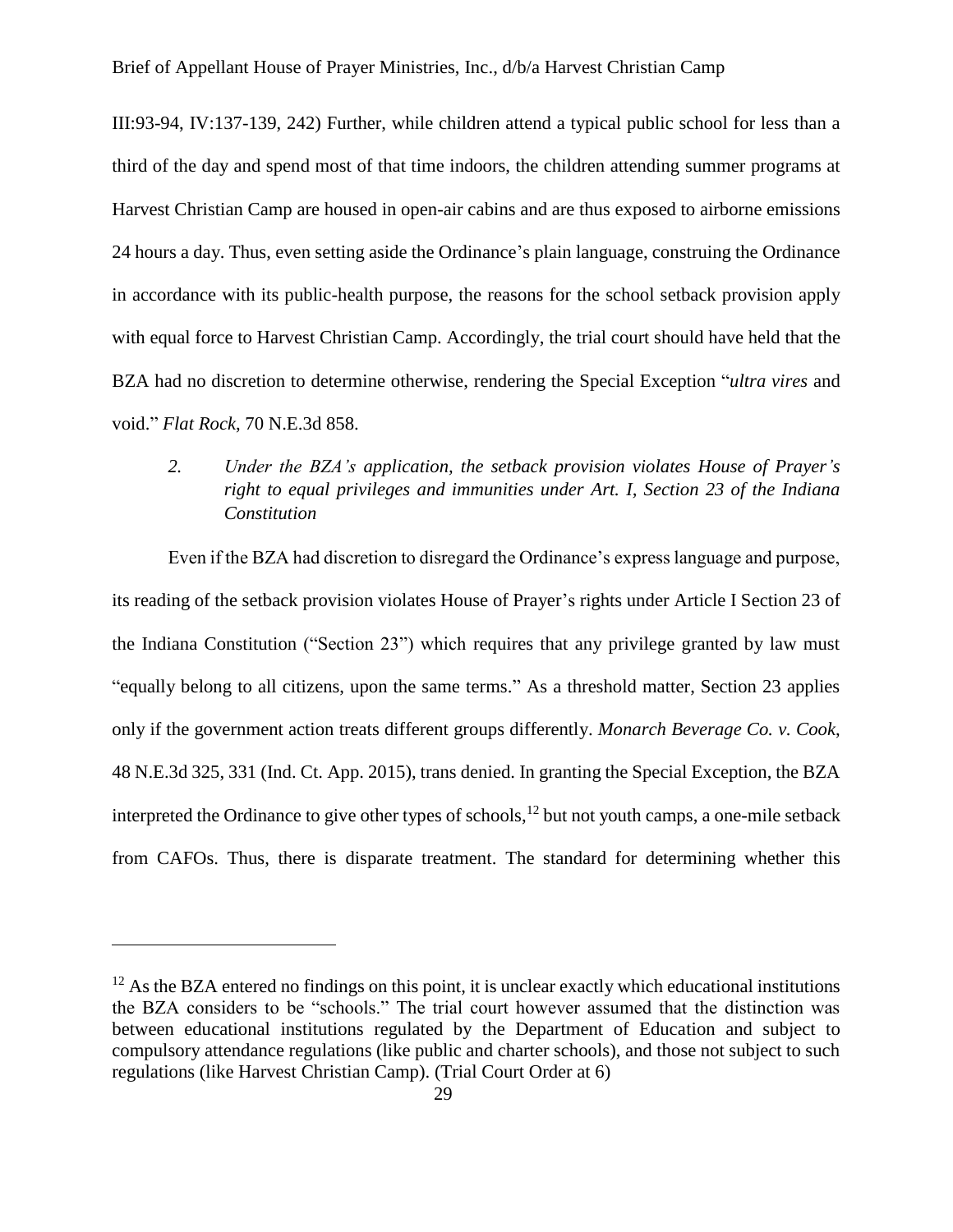III:93-94, IV:137-139, 242) Further, while children attend a typical public school for less than a third of the day and spend most of that time indoors, the children attending summer programs at Harvest Christian Camp are housed in open-air cabins and are thus exposed to airborne emissions 24 hours a day. Thus, even setting aside the Ordinance's plain language, construing the Ordinance in accordance with its public-health purpose, the reasons for the school setback provision apply with equal force to Harvest Christian Camp. Accordingly, the trial court should have held that the BZA had no discretion to determine otherwise, rendering the Special Exception "*ultra vires* and void." *Flat Rock*, 70 N.E.3d 858.

*2. Under the BZA's application, the setback provision violates House of Prayer's right to equal privileges and immunities under Art. I, Section 23 of the Indiana Constitution*

Even if the BZA had discretion to disregard the Ordinance's express language and purpose, its reading of the setback provision violates House of Prayer's rights under Article I Section 23 of the Indiana Constitution ("Section 23") which requires that any privilege granted by law must "equally belong to all citizens, upon the same terms." As a threshold matter, Section 23 applies only if the government action treats different groups differently. *Monarch Beverage Co. v. Cook*, 48 N.E.3d 325, 331 (Ind. Ct. App. 2015), trans denied. In granting the Special Exception, the BZA interpreted the Ordinance to give other types of schools,[12] but not youth camps, a one-mile setback from CAFOs. Thus, there is disparate treatment. The standard for determining whether this

[12] As the BZA entered no findings on this point, it is unclear exactly which educational institutions the BZA considers to be "schools." The trial court however assumed that the distinction was between educational institutions regulated by the Department of Education and subject to compulsory attendance regulations (like public and charter schools), and those not subject to such regulations (like Harvest Christian Camp). (Trial Court Order at 6)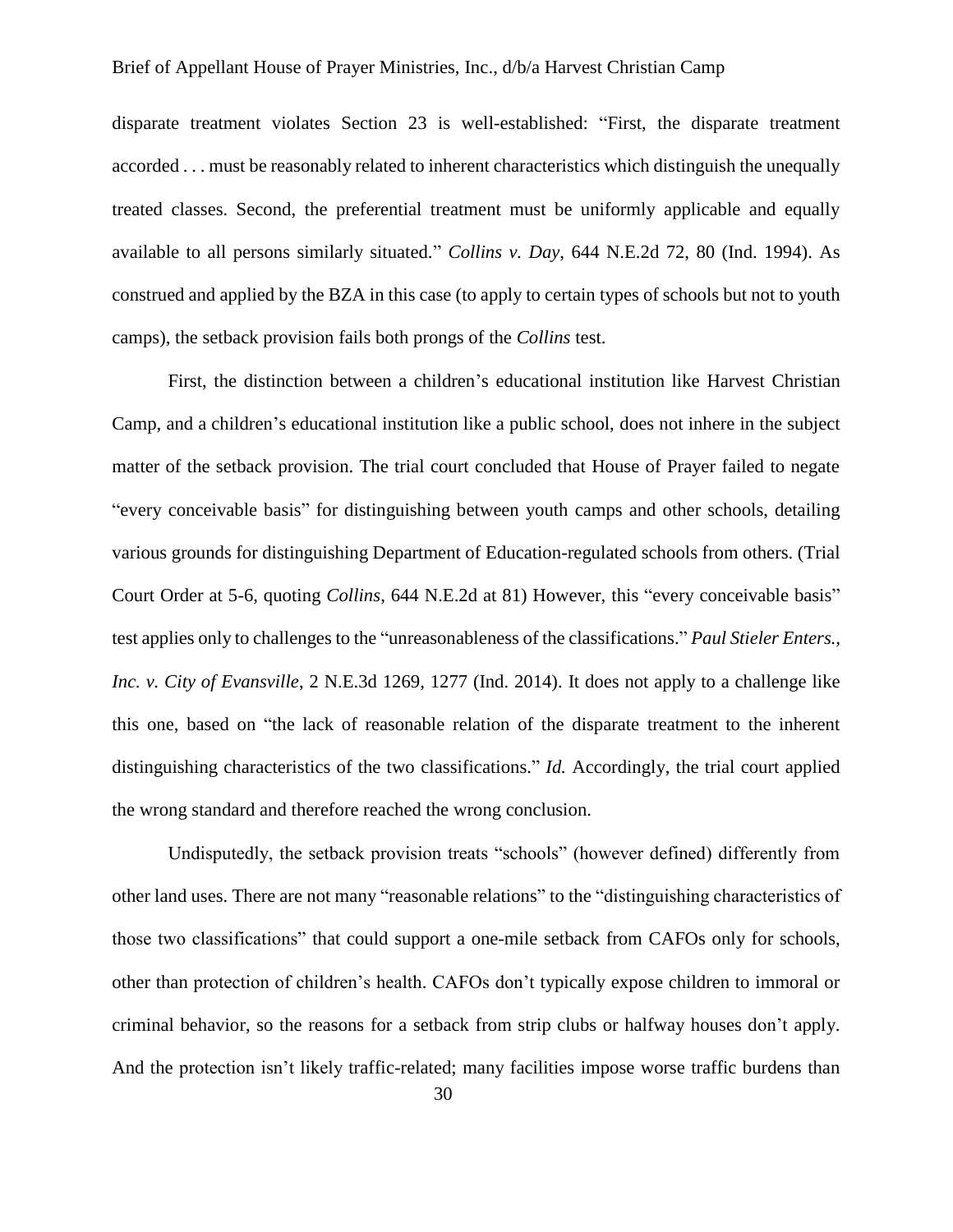disparate treatment violates Section 23 is well-established: "First, the disparate treatment accorded . . . must be reasonably related to inherent characteristics which distinguish the unequally treated classes. Second, the preferential treatment must be uniformly applicable and equally available to all persons similarly situated." *Collins v. Day*, 644 N.E.2d 72, 80 (Ind. 1994). As construed and applied by the BZA in this case (to apply to certain types of schools but not to youth camps), the setback provision fails both prongs of the *Collins* test.

First, the distinction between a children's educational institution like Harvest Christian Camp, and a children's educational institution like a public school, does not inhere in the subject matter of the setback provision. The trial court concluded that House of Prayer failed to negate "every conceivable basis" for distinguishing between youth camps and other schools, detailing various grounds for distinguishing Department of Education-regulated schools from others. (Trial Court Order at 5-6, quoting *Collins*, 644 N.E.2d at 81) However, this "every conceivable basis" test applies only to challenges to the "unreasonableness of the classifications." *Paul Stieler Enters., Inc. v. City of Evansville*, 2 N.E.3d 1269, 1277 (Ind. 2014). It does not apply to a challenge like this one, based on "the lack of reasonable relation of the disparate treatment to the inherent distinguishing characteristics of the two classifications." *Id.* Accordingly, the trial court applied the wrong standard and therefore reached the wrong conclusion.

Undisputedly, the setback provision treats "schools" (however defined) differently from other land uses. There are not many "reasonable relations" to the "distinguishing characteristics of those two classifications" that could support a one-mile setback from CAFOs only for schools, other than protection of children's health. CAFOs don't typically expose children to immoral or criminal behavior, so the reasons for a setback from strip clubs or halfway houses don't apply. And the protection isn't likely traffic-related; many facilities impose worse traffic burdens than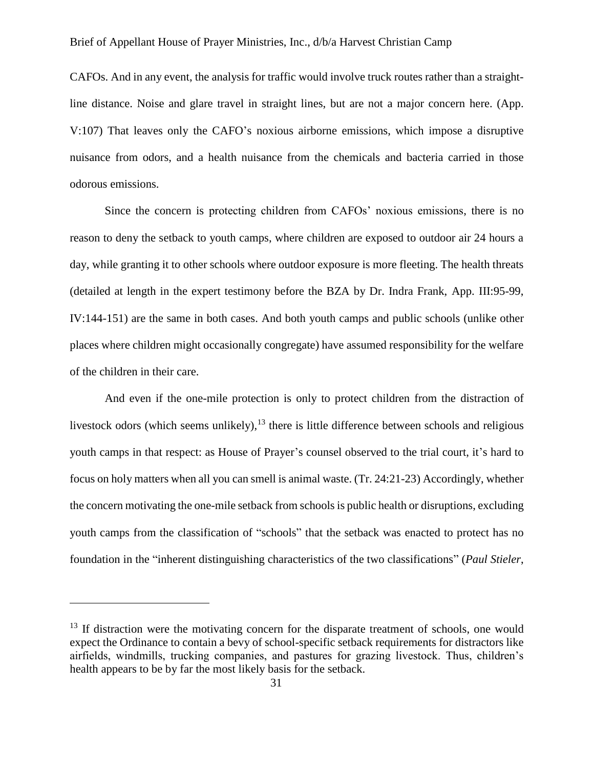CAFOs. And in any event, the analysis for traffic would involve truck routes rather than a straight-line distance. Noise and glare travel in straight lines, but are not a major concern here. (App. V:107) That leaves only the CAFO's noxious airborne emissions, which impose a disruptive nuisance from odors, and a health nuisance from the chemicals and bacteria carried in those odorous emissions.

Since the concern is protecting children from CAFOs' noxious emissions, there is no reason to deny the setback to youth camps, where children are exposed to outdoor air 24 hours a day, while granting it to other schools where outdoor exposure is more fleeting. The health threats (detailed at length in the expert testimony before the BZA by Dr. Indra Frank, App. III:95-99, IV:144-151) are the same in both cases. And both youth camps and public schools (unlike other places where children might occasionally congregate) have assumed responsibility for the welfare of the children in their care.

And even if the one-mile protection is only to protect children from the distraction of livestock odors (which seems unlikely),[13] there is little difference between schools and religious youth camps in that respect: as House of Prayer's counsel observed to the trial court, it's hard to focus on holy matters when all you can smell is animal waste. (Tr. 24:21-23) Accordingly, whether the concern motivating the one-mile setback from schools is public health or disruptions, excluding youth camps from the classification of "schools" that the setback was enacted to protect has no foundation in the "inherent distinguishing characteristics of the two classifications" (*Paul Stieler*,

---

[13] If distraction were the motivating concern for the disparate treatment of schools, one would expect the Ordinance to contain a bevy of school-specific setback requirements for distractors like airfields, windmills, trucking companies, and pastures for grazing livestock. Thus, children's health appears to be by far the most likely basis for the setback.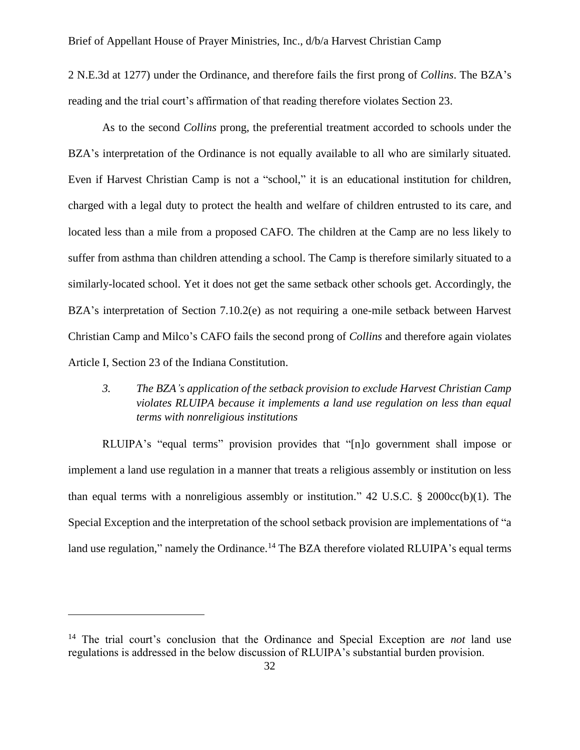2 N.E.3d at 1277) under the Ordinance, and therefore fails the first prong of *Collins*. The BZA's reading and the trial court's affirmation of that reading therefore violates Section 23.

As to the second *Collins* prong, the preferential treatment accorded to schools under the BZA's interpretation of the Ordinance is not equally available to all who are similarly situated. Even if Harvest Christian Camp is not a "school," it is an educational institution for children, charged with a legal duty to protect the health and welfare of children entrusted to its care, and located less than a mile from a proposed CAFO. The children at the Camp are no less likely to suffer from asthma than children attending a school. The Camp is therefore similarly situated to a similarly-located school. Yet it does not get the same setback other schools get. Accordingly, the BZA's interpretation of Section 7.10.2(e) as not requiring a one-mile setback between Harvest Christian Camp and Milco's CAFO fails the second prong of *Collins* and therefore again violates Article I, Section 23 of the Indiana Constitution.

> *3. The BZA's application of the setback provision to exclude Harvest Christian Camp violates RLUIPA because it implements a land use regulation on less than equal terms with nonreligious institutions*

RLUIPA's "equal terms" provision provides that "[n]o government shall impose or implement a land use regulation in a manner that treats a religious assembly or institution on less than equal terms with a nonreligious assembly or institution." 42 U.S.C. § 2000cc(b)(1). The Special Exception and the interpretation of the school setback provision are implementations of "a land use regulation," namely the Ordinance.[14] The BZA therefore violated RLUIPA's equal terms

---

[14] The trial court's conclusion that the Ordinance and Special Exception are *not* land use regulations is addressed in the below discussion of RLUIPA's substantial burden provision.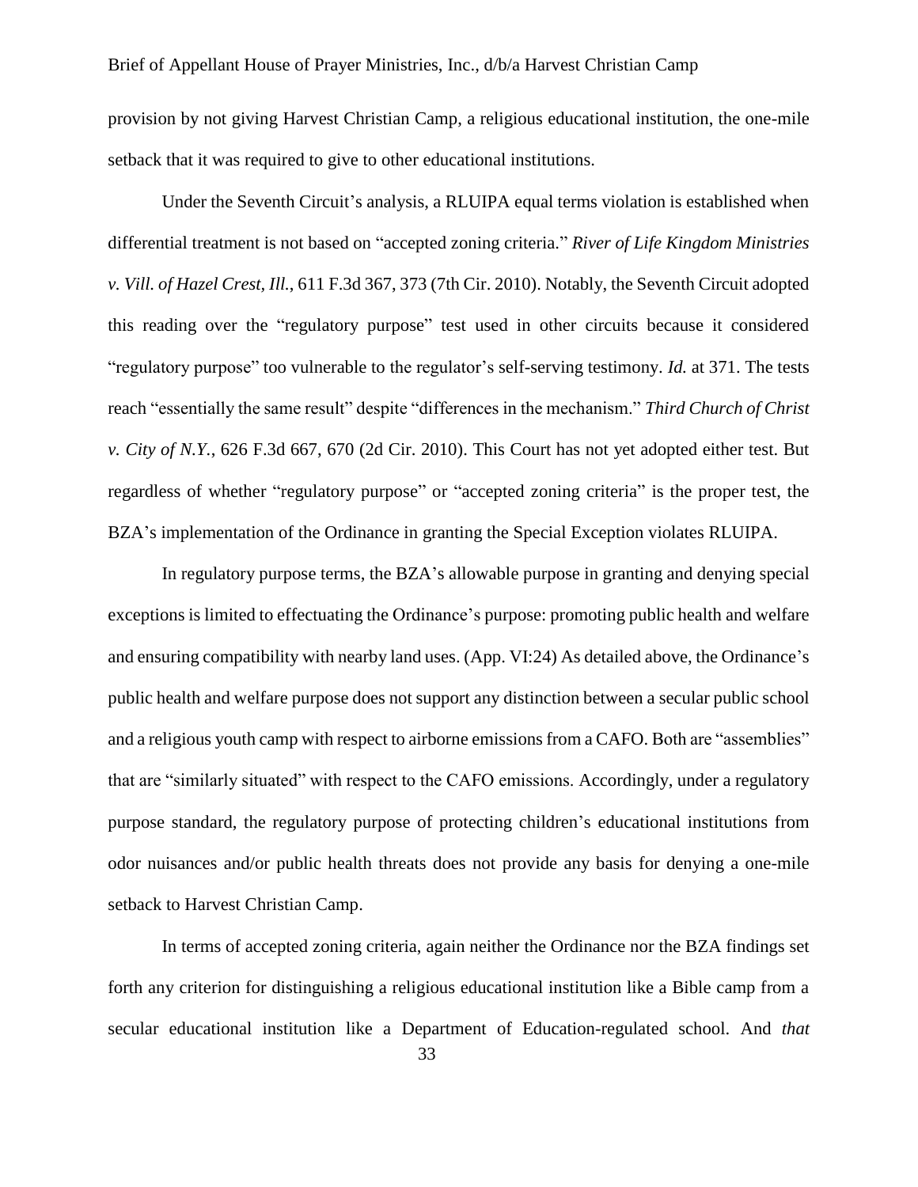provision by not giving Harvest Christian Camp, a religious educational institution, the one-mile setback that it was required to give to other educational institutions.

Under the Seventh Circuit's analysis, a RLUIPA equal terms violation is established when differential treatment is not based on "accepted zoning criteria." *River of Life Kingdom Ministries v. Vill. of Hazel Crest, Ill.*, 611 F.3d 367, 373 (7th Cir. 2010). Notably, the Seventh Circuit adopted this reading over the "regulatory purpose" test used in other circuits because it considered "regulatory purpose" too vulnerable to the regulator's self-serving testimony. *Id.* at 371. The tests reach "essentially the same result" despite "differences in the mechanism." *Third Church of Christ v. City of N.Y.*, 626 F.3d 667, 670 (2d Cir. 2010). This Court has not yet adopted either test. But regardless of whether "regulatory purpose" or "accepted zoning criteria" is the proper test, the BZA's implementation of the Ordinance in granting the Special Exception violates RLUIPA.

In regulatory purpose terms, the BZA's allowable purpose in granting and denying special exceptions is limited to effectuating the Ordinance's purpose: promoting public health and welfare and ensuring compatibility with nearby land uses. (App. VI:24) As detailed above, the Ordinance's public health and welfare purpose does not support any distinction between a secular public school and a religious youth camp with respect to airborne emissions from a CAFO. Both are "assemblies" that are "similarly situated" with respect to the CAFO emissions. Accordingly, under a regulatory purpose standard, the regulatory purpose of protecting children's educational institutions from odor nuisances and/or public health threats does not provide any basis for denying a one-mile setback to Harvest Christian Camp.

In terms of accepted zoning criteria, again neither the Ordinance nor the BZA findings set forth any criterion for distinguishing a religious educational institution like a Bible camp from a secular educational institution like a Department of Education-regulated school. And *that*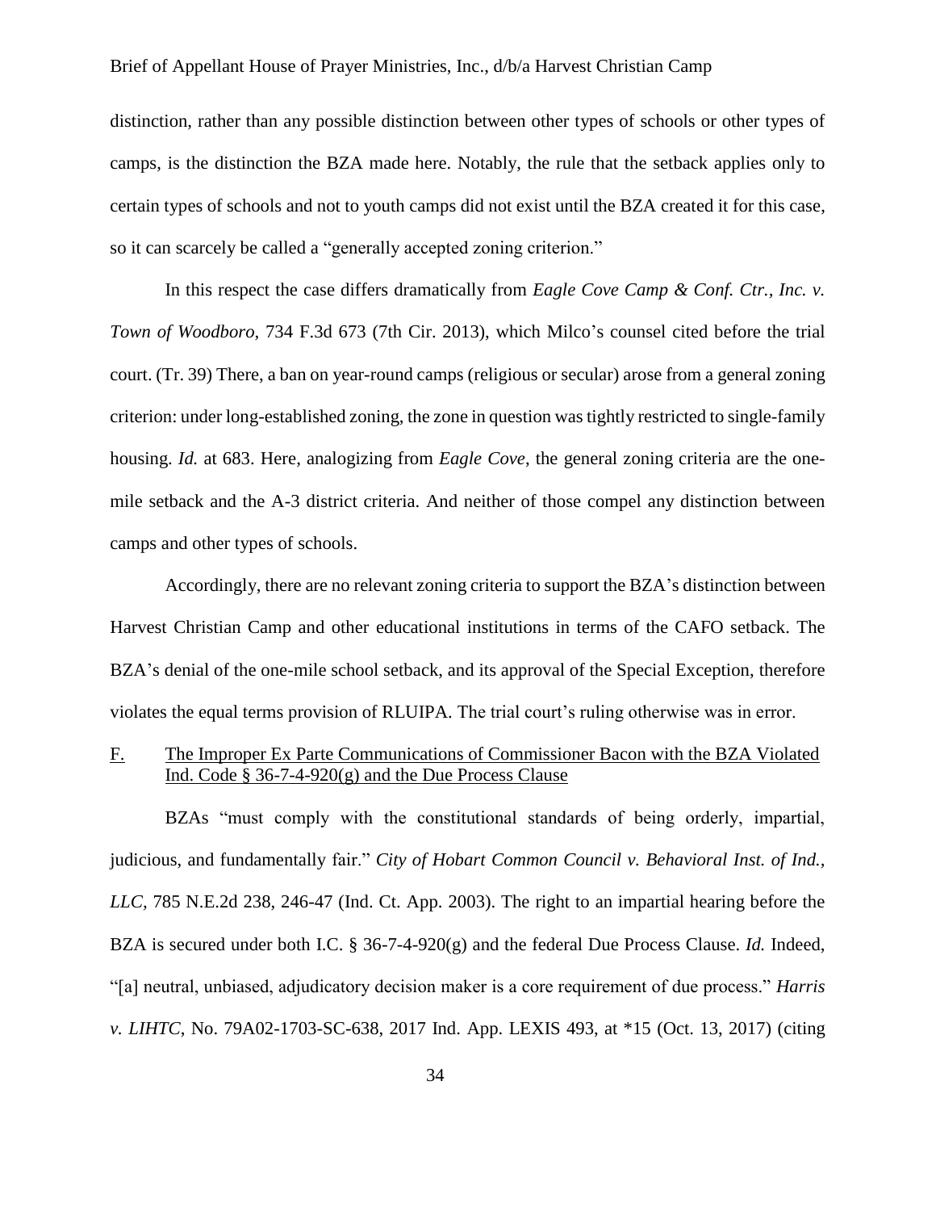distinction, rather than any possible distinction between other types of schools or other types of camps, is the distinction the BZA made here. Notably, the rule that the setback applies only to certain types of schools and not to youth camps did not exist until the BZA created it for this case, so it can scarcely be called a "generally accepted zoning criterion."

In this respect the case differs dramatically from *Eagle Cove Camp & Conf. Ctr., Inc. v. Town of Woodboro*, 734 F.3d 673 (7th Cir. 2013), which Milco's counsel cited before the trial court. (Tr. 39) There, a ban on year-round camps (religious or secular) arose from a general zoning criterion: under long-established zoning, the zone in question was tightly restricted to single-family housing. *Id.* at 683. Here, analogizing from *Eagle Cove*, the general zoning criteria are the one-mile setback and the A-3 district criteria. And neither of those compel any distinction between camps and other types of schools.

Accordingly, there are no relevant zoning criteria to support the BZA's distinction between Harvest Christian Camp and other educational institutions in terms of the CAFO setback. The BZA's denial of the one-mile school setback, and its approval of the Special Exception, therefore violates the equal terms provision of RLUIPA. The trial court's ruling otherwise was in error.

### F. The Improper Ex Parte Communications of Commissioner Bacon with the BZA Violated Ind. Code § 36-7-4-920(g) and the Due Process Clause

BZAs "must comply with the constitutional standards of being orderly, impartial, judicious, and fundamentally fair." *City of Hobart Common Council v. Behavioral Inst. of Ind., LLC*, 785 N.E.2d 238, 246-47 (Ind. Ct. App. 2003). The right to an impartial hearing before the BZA is secured under both I.C. § 36-7-4-920(g) and the federal Due Process Clause. *Id.* Indeed, "[a] neutral, unbiased, adjudicatory decision maker is a core requirement of due process." *Harris v. LIHTC*, No. 79A02-1703-SC-638, 2017 Ind. App. LEXIS 493, at *15 (Oct. 13, 2017) (citing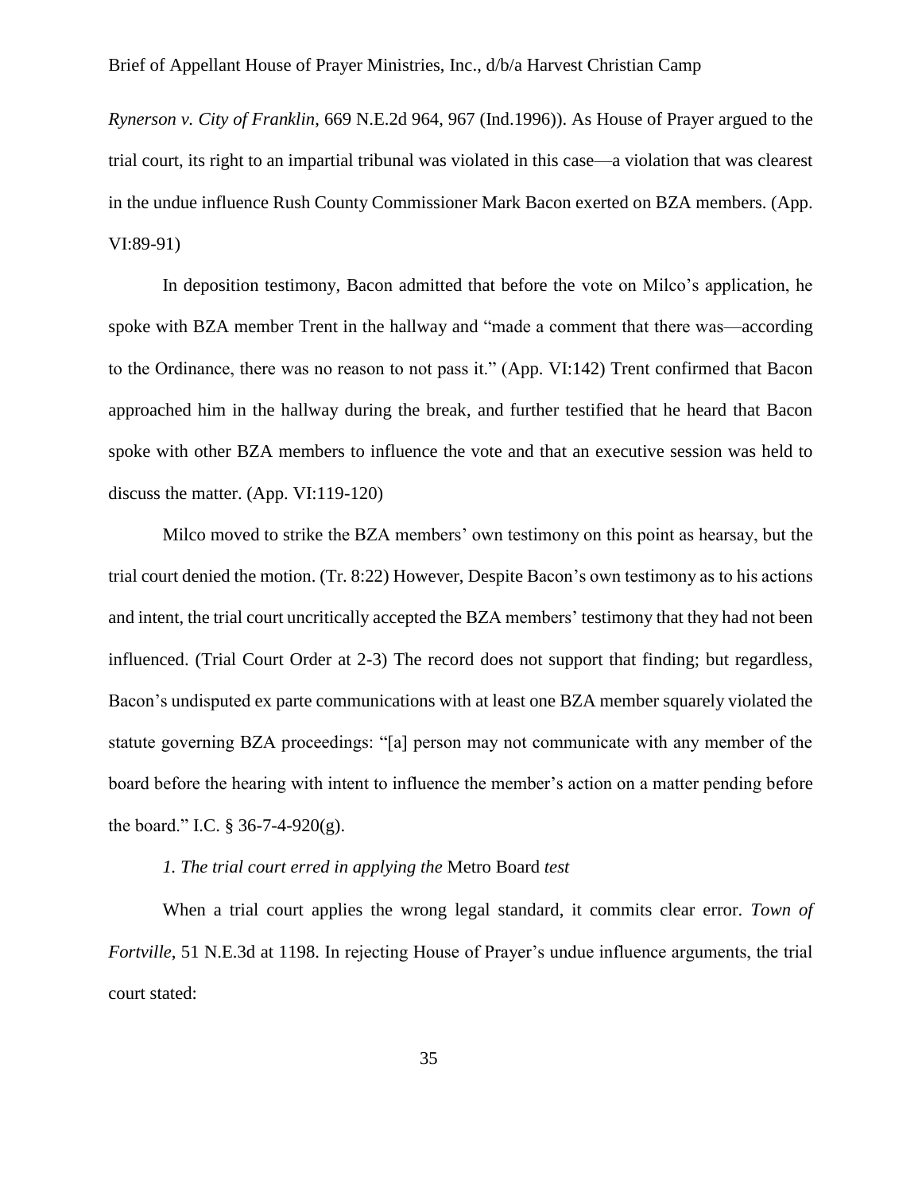*Rynerson v. City of Franklin*, 669 N.E.2d 964, 967 (Ind.1996)). As House of Prayer argued to the trial court, its right to an impartial tribunal was violated in this case—a violation that was clearest in the undue influence Rush County Commissioner Mark Bacon exerted on BZA members. (App. VI:89-91)

In deposition testimony, Bacon admitted that before the vote on Milco's application, he spoke with BZA member Trent in the hallway and "made a comment that there was—according to the Ordinance, there was no reason to not pass it." (App. VI:142) Trent confirmed that Bacon approached him in the hallway during the break, and further testified that he heard that Bacon spoke with other BZA members to influence the vote and that an executive session was held to discuss the matter. (App. VI:119-120)

Milco moved to strike the BZA members' own testimony on this point as hearsay, but the trial court denied the motion. (Tr. 8:22) However, Despite Bacon's own testimony as to his actions and intent, the trial court uncritically accepted the BZA members' testimony that they had not been influenced. (Trial Court Order at 2-3) The record does not support that finding; but regardless, Bacon's undisputed ex parte communications with at least one BZA member squarely violated the statute governing BZA proceedings: "[a] person may not communicate with any member of the board before the hearing with intent to influence the member's action on a matter pending before the board." I.C. § 36-7-4-920(g).

*1. The trial court erred in applying the* Metro Board *test*

When a trial court applies the wrong legal standard, it commits clear error. *Town of Fortville*, 51 N.E.3d at 1198. In rejecting House of Prayer's undue influence arguments, the trial court stated: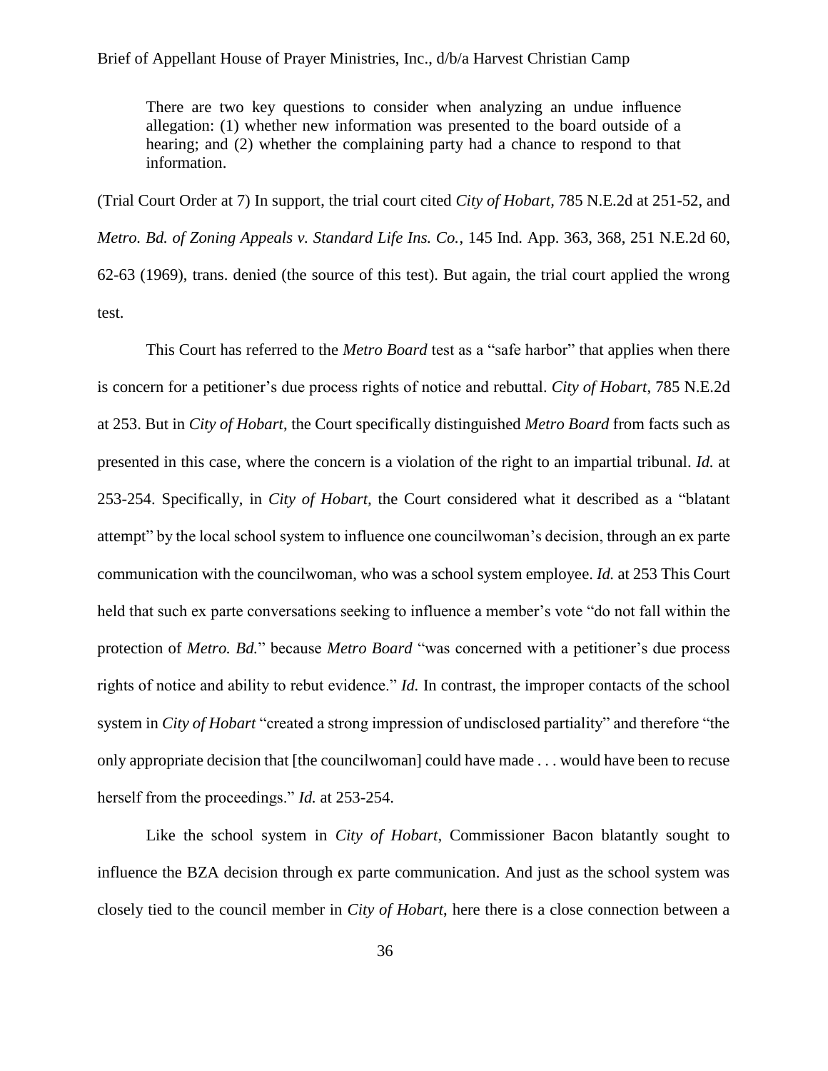> There are two key questions to consider when analyzing an undue influence allegation: (1) whether new information was presented to the board outside of a hearing; and (2) whether the complaining party had a chance to respond to that information.

(Trial Court Order at 7) In support, the trial court cited *City of Hobart*, 785 N.E.2d at 251-52, and *Metro. Bd. of Zoning Appeals v. Standard Life Ins. Co.*, 145 Ind. App. 363, 368, 251 N.E.2d 60, 62-63 (1969), trans. denied (the source of this test). But again, the trial court applied the wrong test.

This Court has referred to the *Metro Board* test as a "safe harbor" that applies when there is concern for a petitioner's due process rights of notice and rebuttal. *City of Hobart*, 785 N.E.2d at 253. But in *City of Hobart*, the Court specifically distinguished *Metro Board* from facts such as presented in this case, where the concern is a violation of the right to an impartial tribunal. *Id.* at 253-254. Specifically, in *City of Hobart,* the Court considered what it described as a "blatant attempt" by the local school system to influence one councilwoman's decision, through an ex parte communication with the councilwoman, who was a school system employee. *Id.* at 253 This Court held that such ex parte conversations seeking to influence a member's vote "do not fall within the protection of *Metro. Bd.*" because *Metro Board* "was concerned with a petitioner's due process rights of notice and ability to rebut evidence." *Id.* In contrast, the improper contacts of the school system in *City of Hobart* "created a strong impression of undisclosed partiality" and therefore "the only appropriate decision that [the councilwoman] could have made . . . would have been to recuse herself from the proceedings." *Id.* at 253-254.

Like the school system in *City of Hobart*, Commissioner Bacon blatantly sought to influence the BZA decision through ex parte communication. And just as the school system was closely tied to the council member in *City of Hobart*, here there is a close connection between a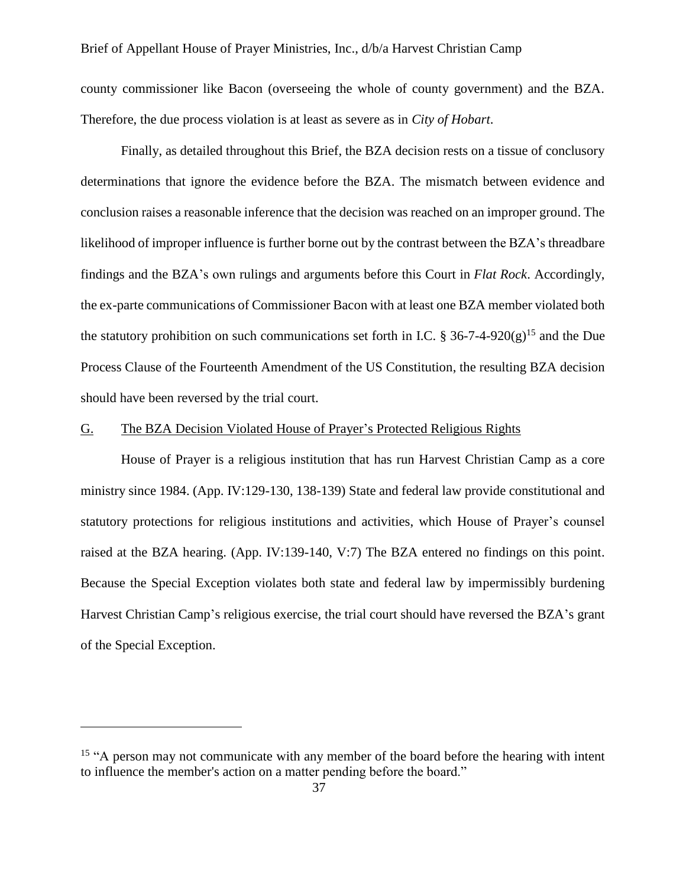county commissioner like Bacon (overseeing the whole of county government) and the BZA. Therefore, the due process violation is at least as severe as in *City of Hobart*.

Finally, as detailed throughout this Brief, the BZA decision rests on a tissue of conclusory determinations that ignore the evidence before the BZA. The mismatch between evidence and conclusion raises a reasonable inference that the decision was reached on an improper ground. The likelihood of improper influence is further borne out by the contrast between the BZA's threadbare findings and the BZA's own rulings and arguments before this Court in *Flat Rock*. Accordingly, the ex-parte communications of Commissioner Bacon with at least one BZA member violated both the statutory prohibition on such communications set forth in I.C. § 36-7-4-920(g)[15] and the Due Process Clause of the Fourteenth Amendment of the US Constitution, the resulting BZA decision should have been reversed by the trial court.

## G. The BZA Decision Violated House of Prayer's Protected Religious Rights

House of Prayer is a religious institution that has run Harvest Christian Camp as a core ministry since 1984. (App. IV:129-130, 138-139) State and federal law provide constitutional and statutory protections for religious institutions and activities, which House of Prayer's counsel raised at the BZA hearing. (App. IV:139-140, V:7) The BZA entered no findings on this point. Because the Special Exception violates both state and federal law by impermissibly burdening Harvest Christian Camp's religious exercise, the trial court should have reversed the BZA's grant of the Special Exception.

---

[15] "A person may not communicate with any member of the board before the hearing with intent to influence the member's action on a matter pending before the board."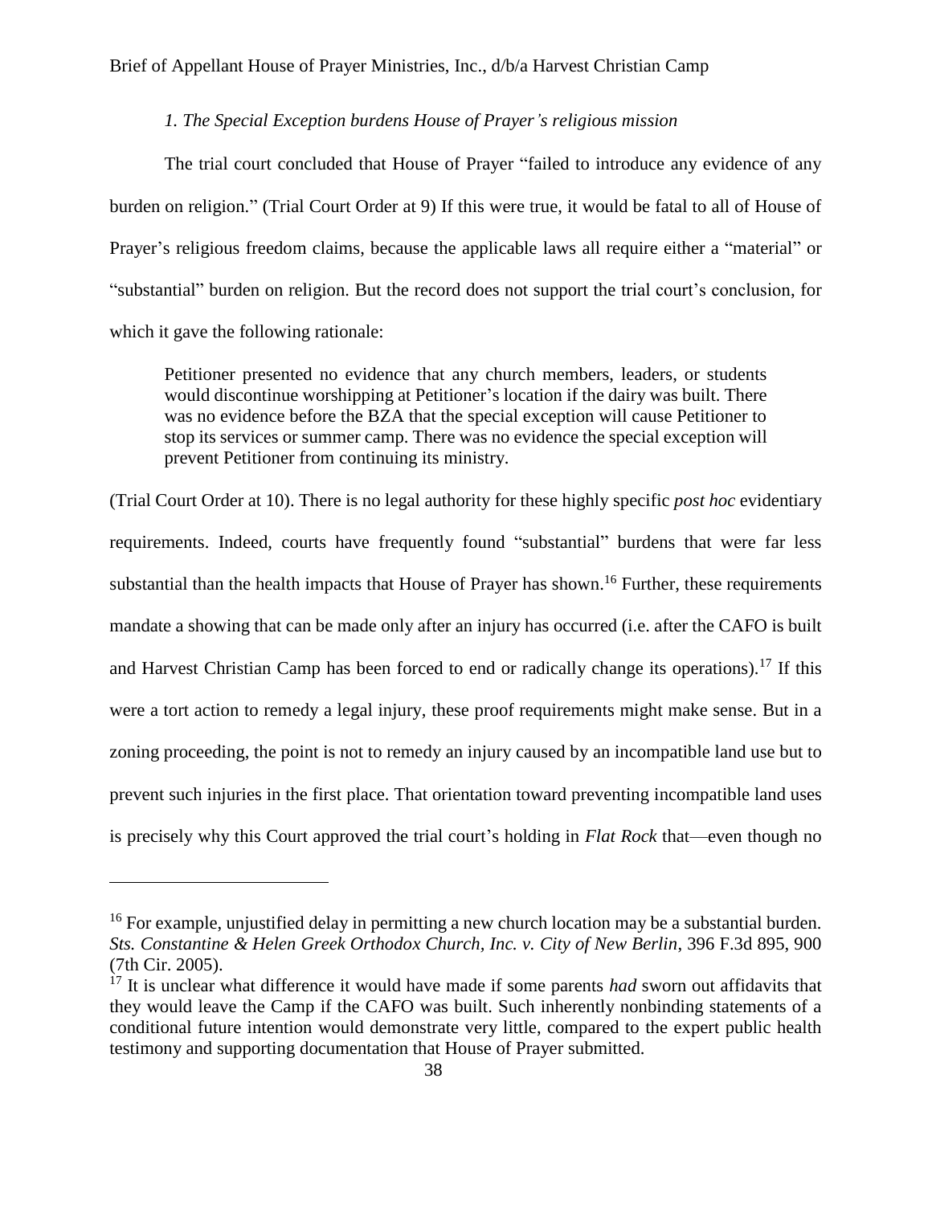*1. The Special Exception burdens House of Prayer's religious mission*

The trial court concluded that House of Prayer "failed to introduce any evidence of any burden on religion." (Trial Court Order at 9) If this were true, it would be fatal to all of House of Prayer's religious freedom claims, because the applicable laws all require either a "material" or "substantial" burden on religion. But the record does not support the trial court's conclusion, for which it gave the following rationale:

> Petitioner presented no evidence that any church members, leaders, or students would discontinue worshipping at Petitioner's location if the dairy was built. There was no evidence before the BZA that the special exception will cause Petitioner to stop its services or summer camp. There was no evidence the special exception will prevent Petitioner from continuing its ministry.

(Trial Court Order at 10). There is no legal authority for these highly specific *post hoc* evidentiary requirements. Indeed, courts have frequently found "substantial" burdens that were far less substantial than the health impacts that House of Prayer has shown.[16] Further, these requirements mandate a showing that can be made only after an injury has occurred (i.e. after the CAFO is built and Harvest Christian Camp has been forced to end or radically change its operations).[17] If this were a tort action to remedy a legal injury, these proof requirements might make sense. But in a zoning proceeding, the point is not to remedy an injury caused by an incompatible land use but to prevent such injuries in the first place. That orientation toward preventing incompatible land uses is precisely why this Court approved the trial court's holding in *Flat Rock* that—even though no

---

[16] For example, unjustified delay in permitting a new church location may be a substantial burden. *Sts. Constantine & Helen Greek Orthodox Church, Inc. v. City of New Berlin*, 396 F.3d 895, 900 (7th Cir. 2005).

[17] It is unclear what difference it would have made if some parents *had* sworn out affidavits that they would leave the Camp if the CAFO was built. Such inherently nonbinding statements of a conditional future intention would demonstrate very little, compared to the expert public health testimony and supporting documentation that House of Prayer submitted.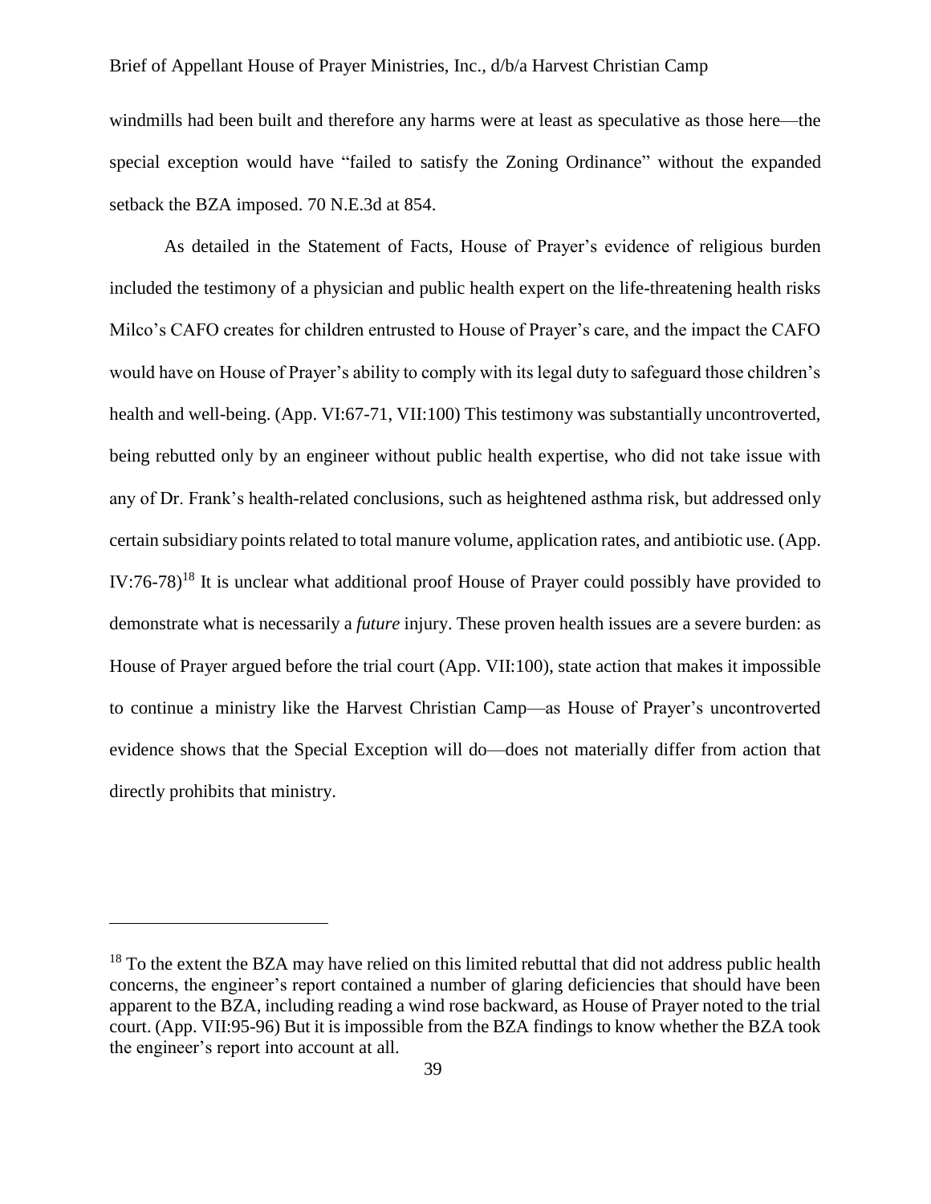windmills had been built and therefore any harms were at least as speculative as those here—the special exception would have "failed to satisfy the Zoning Ordinance" without the expanded setback the BZA imposed. 70 N.E.3d at 854.

As detailed in the Statement of Facts, House of Prayer's evidence of religious burden included the testimony of a physician and public health expert on the life-threatening health risks Milco's CAFO creates for children entrusted to House of Prayer's care, and the impact the CAFO would have on House of Prayer's ability to comply with its legal duty to safeguard those children's health and well-being. (App. VI:67-71, VII:100) This testimony was substantially uncontroverted, being rebutted only by an engineer without public health expertise, who did not take issue with any of Dr. Frank's health-related conclusions, such as heightened asthma risk, but addressed only certain subsidiary points related to total manure volume, application rates, and antibiotic use. (App. IV:76-78)[18] It is unclear what additional proof House of Prayer could possibly have provided to demonstrate what is necessarily a *future* injury. These proven health issues are a severe burden: as House of Prayer argued before the trial court (App. VII:100), state action that makes it impossible to continue a ministry like the Harvest Christian Camp—as House of Prayer's uncontroverted evidence shows that the Special Exception will do—does not materially differ from action that directly prohibits that ministry.

---

[18] To the extent the BZA may have relied on this limited rebuttal that did not address public health concerns, the engineer's report contained a number of glaring deficiencies that should have been apparent to the BZA, including reading a wind rose backward, as House of Prayer noted to the trial court. (App. VII:95-96) But it is impossible from the BZA findings to know whether the BZA took the engineer's report into account at all.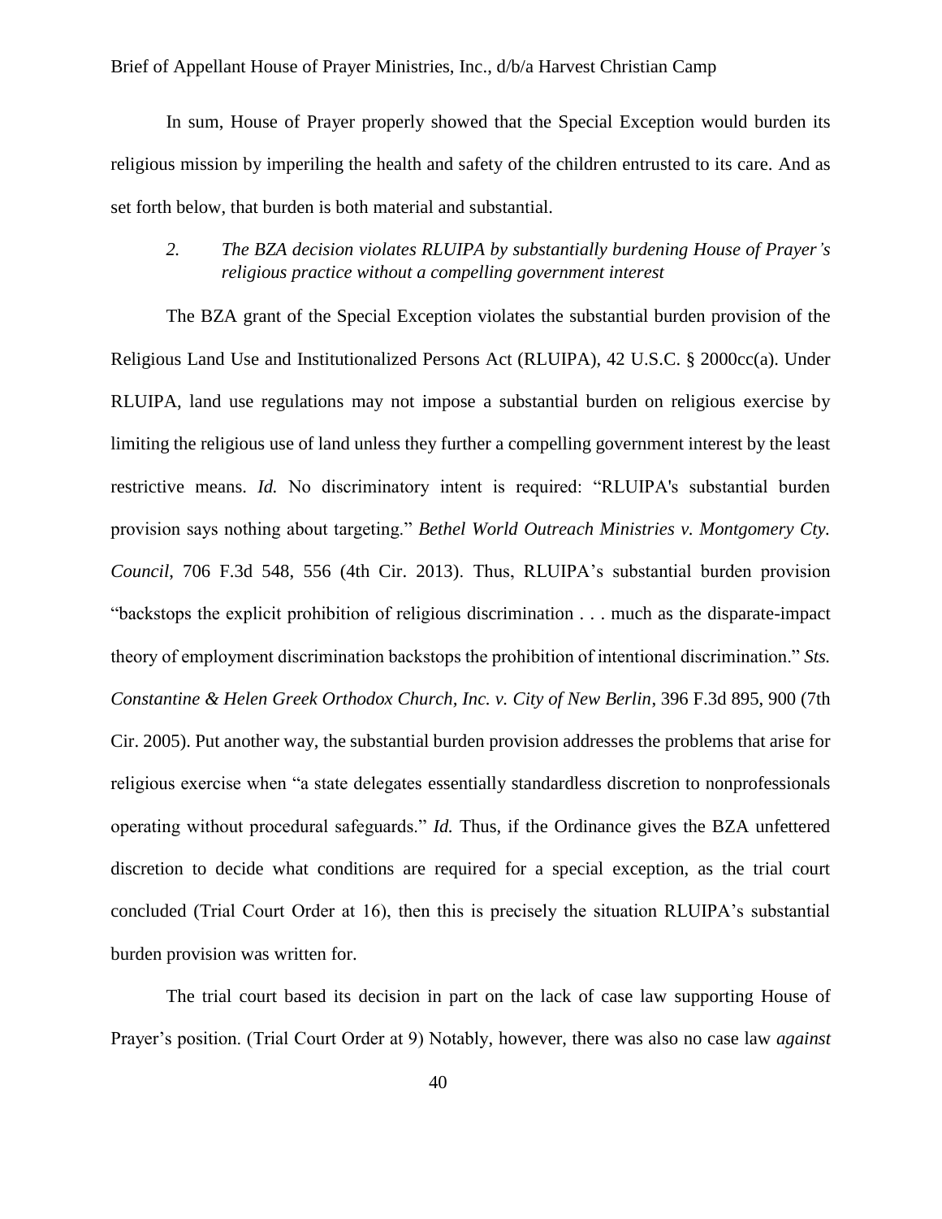In sum, House of Prayer properly showed that the Special Exception would burden its religious mission by imperiling the health and safety of the children entrusted to its care. And as set forth below, that burden is both material and substantial.

### *2. The BZA decision violates RLUIPA by substantially burdening House of Prayer's religious practice without a compelling government interest*

The BZA grant of the Special Exception violates the substantial burden provision of the Religious Land Use and Institutionalized Persons Act (RLUIPA), 42 U.S.C. § 2000cc(a). Under RLUIPA, land use regulations may not impose a substantial burden on religious exercise by limiting the religious use of land unless they further a compelling government interest by the least restrictive means. *Id.* No discriminatory intent is required: "RLUIPA's substantial burden provision says nothing about targeting." *Bethel World Outreach Ministries v. Montgomery Cty. Council*, 706 F.3d 548, 556 (4th Cir. 2013). Thus, RLUIPA's substantial burden provision "backstops the explicit prohibition of religious discrimination . . . much as the disparate-impact theory of employment discrimination backstops the prohibition of intentional discrimination." *Sts. Constantine & Helen Greek Orthodox Church, Inc. v. City of New Berlin*, 396 F.3d 895, 900 (7th Cir. 2005). Put another way, the substantial burden provision addresses the problems that arise for religious exercise when "a state delegates essentially standardless discretion to nonprofessionals operating without procedural safeguards." *Id.* Thus, if the Ordinance gives the BZA unfettered discretion to decide what conditions are required for a special exception, as the trial court concluded (Trial Court Order at 16), then this is precisely the situation RLUIPA's substantial burden provision was written for.

The trial court based its decision in part on the lack of case law supporting House of Prayer's position. (Trial Court Order at 9) Notably, however, there was also no case law *against*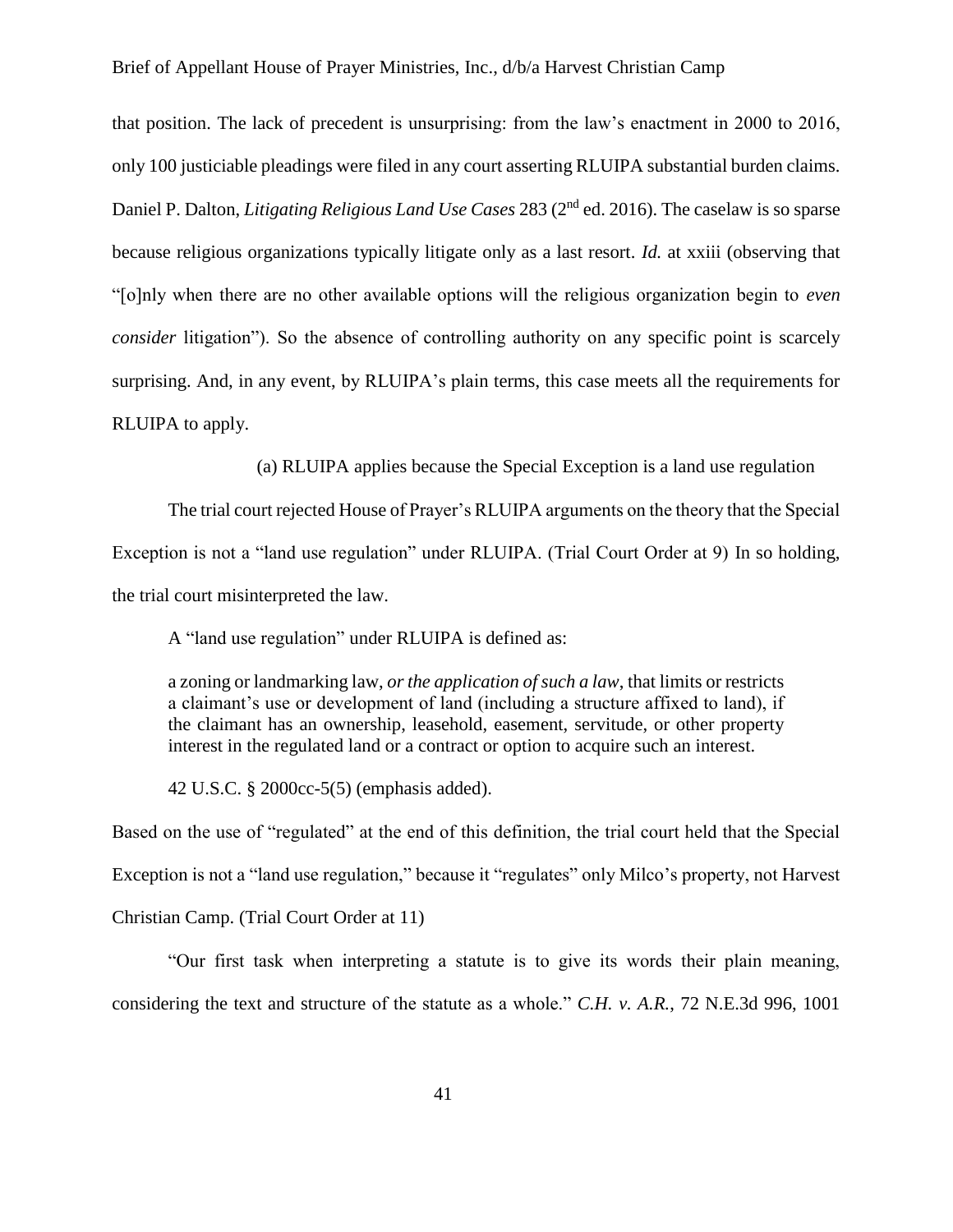that position. The lack of precedent is unsurprising: from the law's enactment in 2000 to 2016, only 100 justiciable pleadings were filed in any court asserting RLUIPA substantial burden claims. Daniel P. Dalton, *Litigating Religious Land Use Cases* 283 (2nd ed. 2016). The caselaw is so sparse because religious organizations typically litigate only as a last resort. *Id.* at xxiii (observing that "[o]nly when there are no other available options will the religious organization begin to *even consider* litigation"). So the absence of controlling authority on any specific point is scarcely surprising. And, in any event, by RLUIPA's plain terms, this case meets all the requirements for RLUIPA to apply.

(a) RLUIPA applies because the Special Exception is a land use regulation

The trial court rejected House of Prayer's RLUIPA arguments on the theory that the Special Exception is not a "land use regulation" under RLUIPA. (Trial Court Order at 9) In so holding, the trial court misinterpreted the law.

A "land use regulation" under RLUIPA is defined as:

> a zoning or landmarking law, *or the application of such a law*, that limits or restricts a claimant's use or development of land (including a structure affixed to land), if the claimant has an ownership, leasehold, easement, servitude, or other property interest in the regulated land or a contract or option to acquire such an interest.
>
> 42 U.S.C. § 2000cc-5(5) (emphasis added).

Based on the use of "regulated" at the end of this definition, the trial court held that the Special Exception is not a "land use regulation," because it "regulates" only Milco's property, not Harvest Christian Camp. (Trial Court Order at 11)

"Our first task when interpreting a statute is to give its words their plain meaning, considering the text and structure of the statute as a whole." *C.H. v. A.R.*, 72 N.E.3d 996, 1001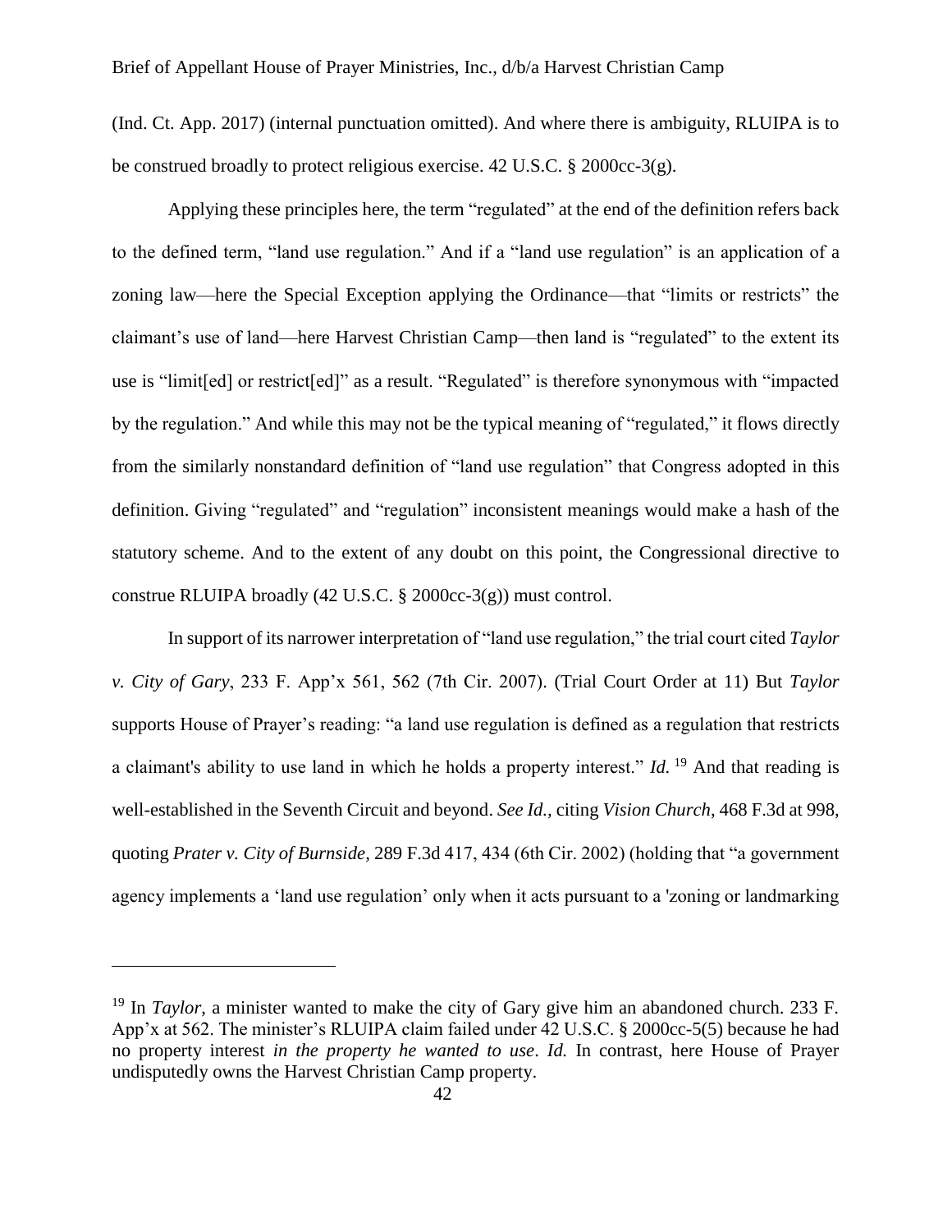(Ind. Ct. App. 2017) (internal punctuation omitted). And where there is ambiguity, RLUIPA is to be construed broadly to protect religious exercise. 42 U.S.C. § 2000cc-3(g).

Applying these principles here, the term "regulated" at the end of the definition refers back to the defined term, "land use regulation." And if a "land use regulation" is an application of a zoning law—here the Special Exception applying the Ordinance—that "limits or restricts" the claimant's use of land—here Harvest Christian Camp—then land is "regulated" to the extent its use is "limit[ed] or restrict[ed]" as a result. "Regulated" is therefore synonymous with "impacted by the regulation." And while this may not be the typical meaning of "regulated," it flows directly from the similarly nonstandard definition of "land use regulation" that Congress adopted in this definition. Giving "regulated" and "regulation" inconsistent meanings would make a hash of the statutory scheme. And to the extent of any doubt on this point, the Congressional directive to construe RLUIPA broadly (42 U.S.C. § 2000cc-3(g)) must control.

In support of its narrower interpretation of "land use regulation," the trial court cited *Taylor v. City of Gary*, 233 F. App'x 561, 562 (7th Cir. 2007). (Trial Court Order at 11) But *Taylor* supports House of Prayer's reading: "a land use regulation is defined as a regulation that restricts a claimant's ability to use land in which he holds a property interest." *Id.* [19] And that reading is well-established in the Seventh Circuit and beyond. *See Id.*, citing *Vision Church*, 468 F.3d at 998, quoting *Prater v. City of Burnside*, 289 F.3d 417, 434 (6th Cir. 2002) (holding that "a government agency implements a 'land use regulation' only when it acts pursuant to a 'zoning or landmarking

---

[19] In *Taylor*, a minister wanted to make the city of Gary give him an abandoned church. 233 F. App'x at 562. The minister's RLUIPA claim failed under 42 U.S.C. § 2000cc-5(5) because he had no property interest *in the property he wanted to use*. *Id.* In contrast, here House of Prayer undisputedly owns the Harvest Christian Camp property.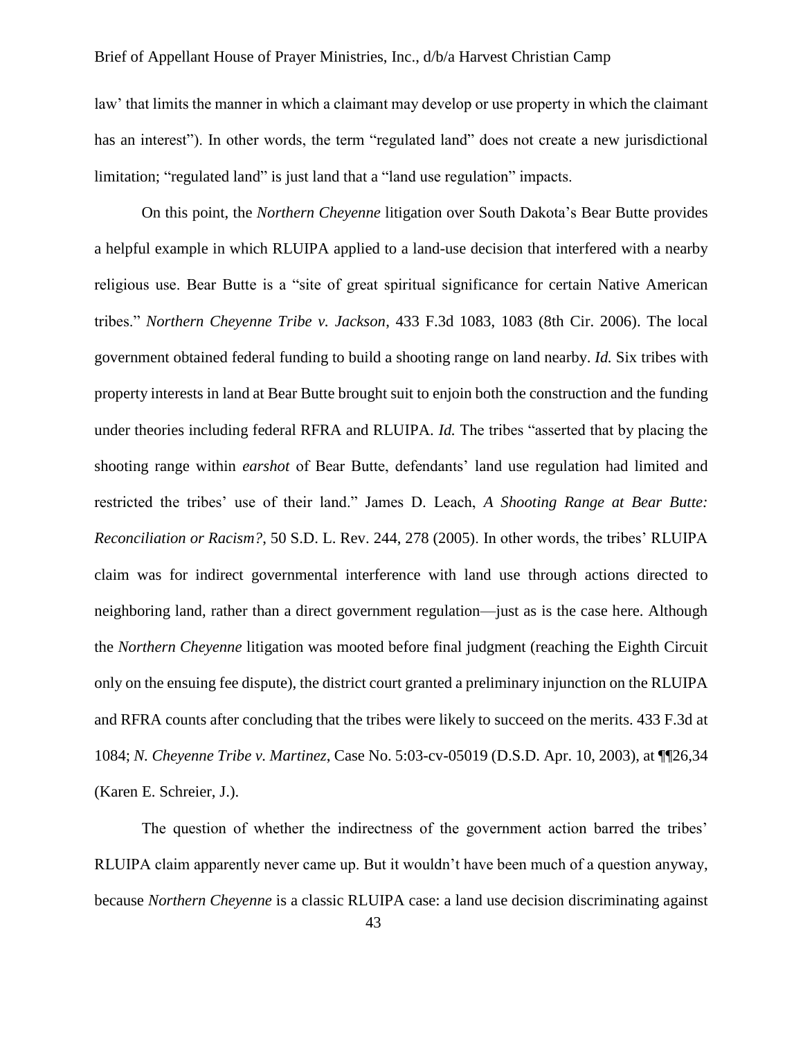law' that limits the manner in which a claimant may develop or use property in which the claimant has an interest"). In other words, the term "regulated land" does not create a new jurisdictional limitation; "regulated land" is just land that a "land use regulation" impacts.

On this point, the *Northern Cheyenne* litigation over South Dakota's Bear Butte provides a helpful example in which RLUIPA applied to a land-use decision that interfered with a nearby religious use. Bear Butte is a "site of great spiritual significance for certain Native American tribes." *Northern Cheyenne Tribe v. Jackson*, 433 F.3d 1083, 1083 (8th Cir. 2006). The local government obtained federal funding to build a shooting range on land nearby. *Id.* Six tribes with property interests in land at Bear Butte brought suit to enjoin both the construction and the funding under theories including federal RFRA and RLUIPA. *Id.* The tribes "asserted that by placing the shooting range within *earshot* of Bear Butte, defendants' land use regulation had limited and restricted the tribes' use of their land." James D. Leach, *A Shooting Range at Bear Butte: Reconciliation or Racism?*, 50 S.D. L. Rev. 244, 278 (2005). In other words, the tribes' RLUIPA claim was for indirect governmental interference with land use through actions directed to neighboring land, rather than a direct government regulation—just as is the case here. Although the *Northern Cheyenne* litigation was mooted before final judgment (reaching the Eighth Circuit only on the ensuing fee dispute), the district court granted a preliminary injunction on the RLUIPA and RFRA counts after concluding that the tribes were likely to succeed on the merits. 433 F.3d at 1084; *N. Cheyenne Tribe v. Martinez*, Case No. 5:03-cv-05019 (D.S.D. Apr. 10, 2003), at ¶¶26,34 (Karen E. Schreier, J.).

The question of whether the indirectness of the government action barred the tribes' RLUIPA claim apparently never came up. But it wouldn't have been much of a question anyway, because *Northern Cheyenne* is a classic RLUIPA case: a land use decision discriminating against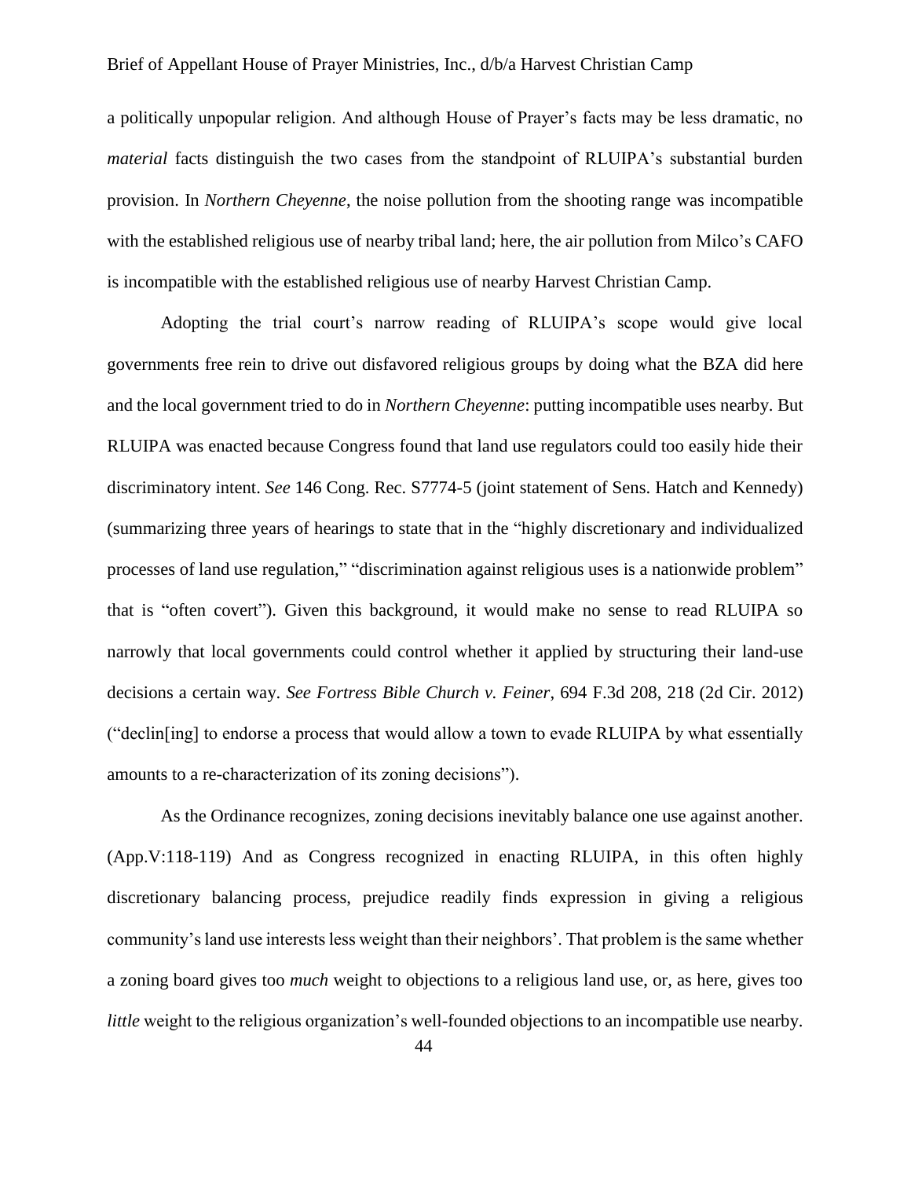a politically unpopular religion. And although House of Prayer's facts may be less dramatic, no *material* facts distinguish the two cases from the standpoint of RLUIPA's substantial burden provision. In *Northern Cheyenne*, the noise pollution from the shooting range was incompatible with the established religious use of nearby tribal land; here, the air pollution from Milco's CAFO is incompatible with the established religious use of nearby Harvest Christian Camp.

Adopting the trial court's narrow reading of RLUIPA's scope would give local governments free rein to drive out disfavored religious groups by doing what the BZA did here and the local government tried to do in *Northern Cheyenne*: putting incompatible uses nearby. But RLUIPA was enacted because Congress found that land use regulators could too easily hide their discriminatory intent. *See* 146 Cong. Rec. S7774-5 (joint statement of Sens. Hatch and Kennedy) (summarizing three years of hearings to state that in the "highly discretionary and individualized processes of land use regulation," "discrimination against religious uses is a nationwide problem" that is "often covert"). Given this background, it would make no sense to read RLUIPA so narrowly that local governments could control whether it applied by structuring their land-use decisions a certain way. *See Fortress Bible Church v. Feiner*, 694 F.3d 208, 218 (2d Cir. 2012) ("declin[ing] to endorse a process that would allow a town to evade RLUIPA by what essentially amounts to a re-characterization of its zoning decisions").

As the Ordinance recognizes, zoning decisions inevitably balance one use against another. (App.V:118-119) And as Congress recognized in enacting RLUIPA, in this often highly discretionary balancing process, prejudice readily finds expression in giving a religious community's land use interests less weight than their neighbors'. That problem is the same whether a zoning board gives too *much* weight to objections to a religious land use, or, as here, gives too *little* weight to the religious organization's well-founded objections to an incompatible use nearby.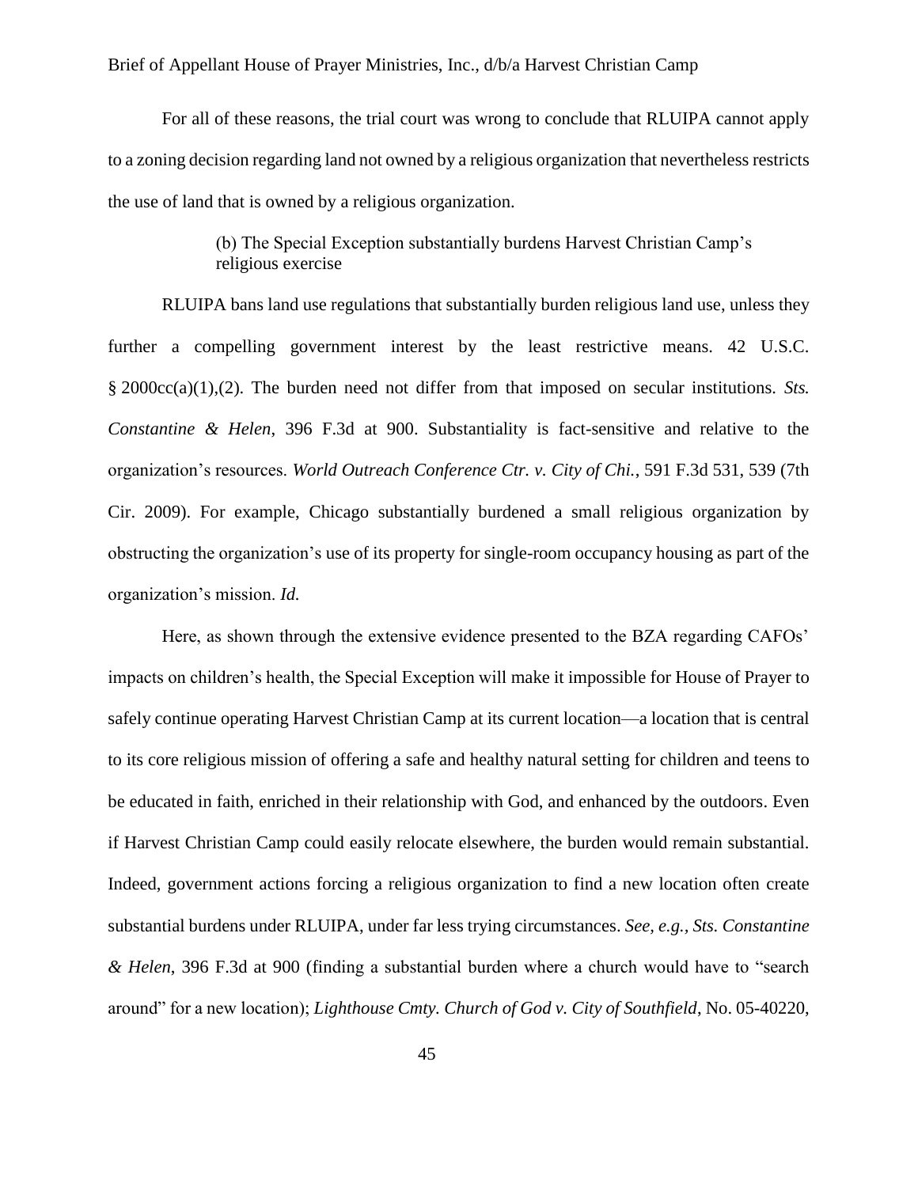For all of these reasons, the trial court was wrong to conclude that RLUIPA cannot apply to a zoning decision regarding land not owned by a religious organization that nevertheless restricts the use of land that is owned by a religious organization.

(b) The Special Exception substantially burdens Harvest Christian Camp's religious exercise

RLUIPA bans land use regulations that substantially burden religious land use, unless they further a compelling government interest by the least restrictive means. 42 U.S.C. § 2000cc(a)(1),(2). The burden need not differ from that imposed on secular institutions. *Sts. Constantine & Helen*, 396 F.3d at 900. Substantiality is fact-sensitive and relative to the organization's resources. *World Outreach Conference Ctr. v. City of Chi.*, 591 F.3d 531, 539 (7th Cir. 2009). For example, Chicago substantially burdened a small religious organization by obstructing the organization's use of its property for single-room occupancy housing as part of the organization's mission. *Id.*

Here, as shown through the extensive evidence presented to the BZA regarding CAFOs' impacts on children's health, the Special Exception will make it impossible for House of Prayer to safely continue operating Harvest Christian Camp at its current location—a location that is central to its core religious mission of offering a safe and healthy natural setting for children and teens to be educated in faith, enriched in their relationship with God, and enhanced by the outdoors. Even if Harvest Christian Camp could easily relocate elsewhere, the burden would remain substantial. Indeed, government actions forcing a religious organization to find a new location often create substantial burdens under RLUIPA, under far less trying circumstances. *See, e.g., Sts. Constantine & Helen*, 396 F.3d at 900 (finding a substantial burden where a church would have to "search around" for a new location); *Lighthouse Cmty. Church of God v. City of Southfield*, No. 05-40220,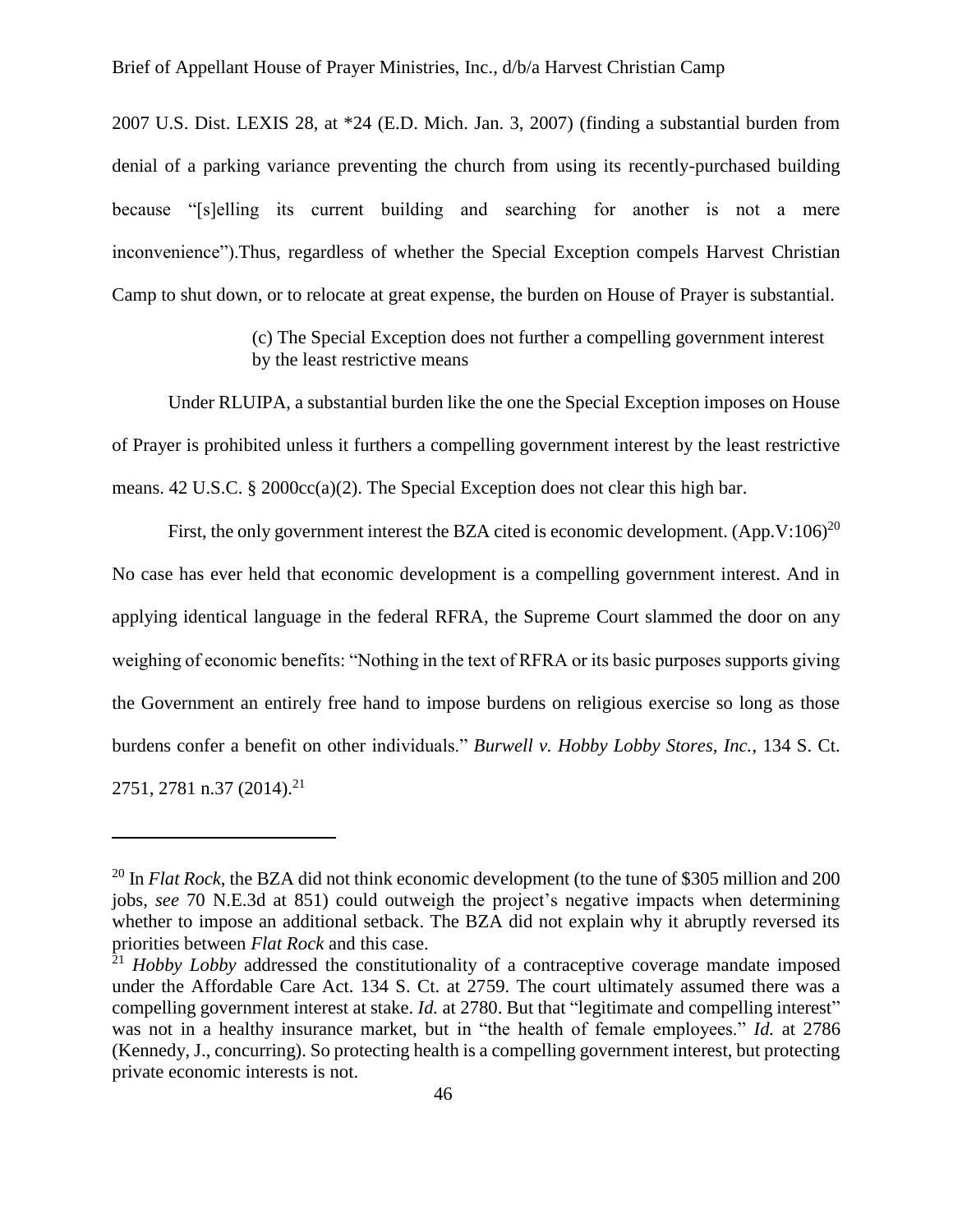2007 U.S. Dist. LEXIS 28, at *24 (E.D. Mich. Jan. 3, 2007) (finding a substantial burden from denial of a parking variance preventing the church from using its recently-purchased building because "[s]elling its current building and searching for another is not a mere inconvenience").Thus, regardless of whether the Special Exception compels Harvest Christian Camp to shut down, or to relocate at great expense, the burden on House of Prayer is substantial.

(c) The Special Exception does not further a compelling government interest by the least restrictive means

Under RLUIPA, a substantial burden like the one the Special Exception imposes on House of Prayer is prohibited unless it furthers a compelling government interest by the least restrictive means. 42 U.S.C. § 2000cc(a)(2). The Special Exception does not clear this high bar.

First, the only government interest the BZA cited is economic development. (App.V:106)[20] No case has ever held that economic development is a compelling government interest. And in applying identical language in the federal RFRA, the Supreme Court slammed the door on any weighing of economic benefits: "Nothing in the text of RFRA or its basic purposes supports giving the Government an entirely free hand to impose burdens on religious exercise so long as those burdens confer a benefit on other individuals." *Burwell v. Hobby Lobby Stores, Inc.*, 134 S. Ct. 2751, 2781 n.37 (2014).[21]

---

[20] In *Flat Rock*, the BZA did not think economic development (to the tune of $305 million and 200 jobs, *see* 70 N.E.3d at 851) could outweigh the project's negative impacts when determining whether to impose an additional setback. The BZA did not explain why it abruptly reversed its priorities between *Flat Rock* and this case.

[21] *Hobby Lobby* addressed the constitutionality of a contraceptive coverage mandate imposed under the Affordable Care Act. 134 S. Ct. at 2759. The court ultimately assumed there was a compelling government interest at stake. *Id.* at 2780. But that "legitimate and compelling interest" was not in a healthy insurance market, but in "the health of female employees." *Id.* at 2786 (Kennedy, J., concurring). So protecting health is a compelling government interest, but protecting private economic interests is not.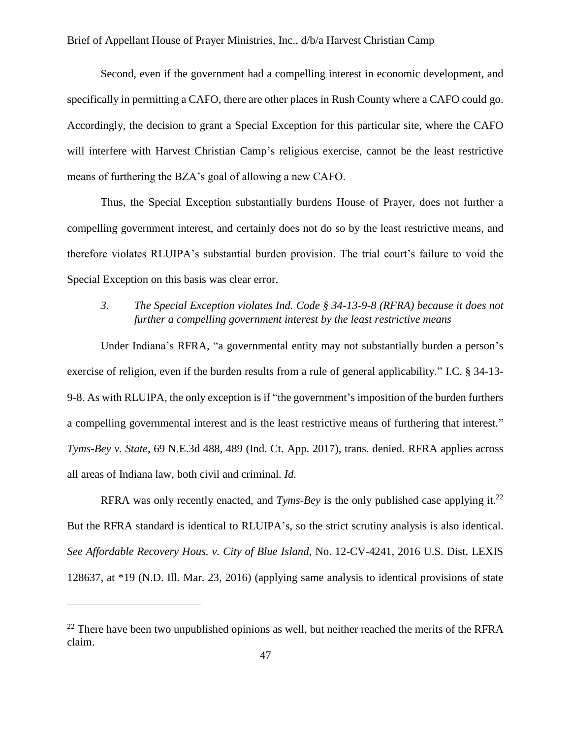Second, even if the government had a compelling interest in economic development, and specifically in permitting a CAFO, there are other places in Rush County where a CAFO could go. Accordingly, the decision to grant a Special Exception for this particular site, where the CAFO will interfere with Harvest Christian Camp's religious exercise, cannot be the least restrictive means of furthering the BZA's goal of allowing a new CAFO.

Thus, the Special Exception substantially burdens House of Prayer, does not further a compelling government interest, and certainly does not do so by the least restrictive means, and therefore violates RLUIPA's substantial burden provision. The trial court's failure to void the Special Exception on this basis was clear error.

> 3. *The Special Exception violates Ind. Code § 34-13-9-8 (RFRA) because it does not further a compelling government interest by the least restrictive means*

Under Indiana's RFRA, "a governmental entity may not substantially burden a person's exercise of religion, even if the burden results from a rule of general applicability." I.C. § 34-13-9-8. As with RLUIPA, the only exception is if "the government's imposition of the burden furthers a compelling governmental interest and is the least restrictive means of furthering that interest." *Tyms-Bey v. State*, 69 N.E.3d 488, 489 (Ind. Ct. App. 2017), trans. denied. RFRA applies across all areas of Indiana law, both civil and criminal. *Id.*

RFRA was only recently enacted, and *Tyms-Bey* is the only published case applying it.[22] But the RFRA standard is identical to RLUIPA's, so the strict scrutiny analysis is also identical. *See Affordable Recovery Hous. v. City of Blue Island*, No. 12-CV-4241, 2016 U.S. Dist. LEXIS 128637, at *19 (N.D. Ill. Mar. 23, 2016) (applying same analysis to identical provisions of state

---

[22] There have been two unpublished opinions as well, but neither reached the merits of the RFRA claim.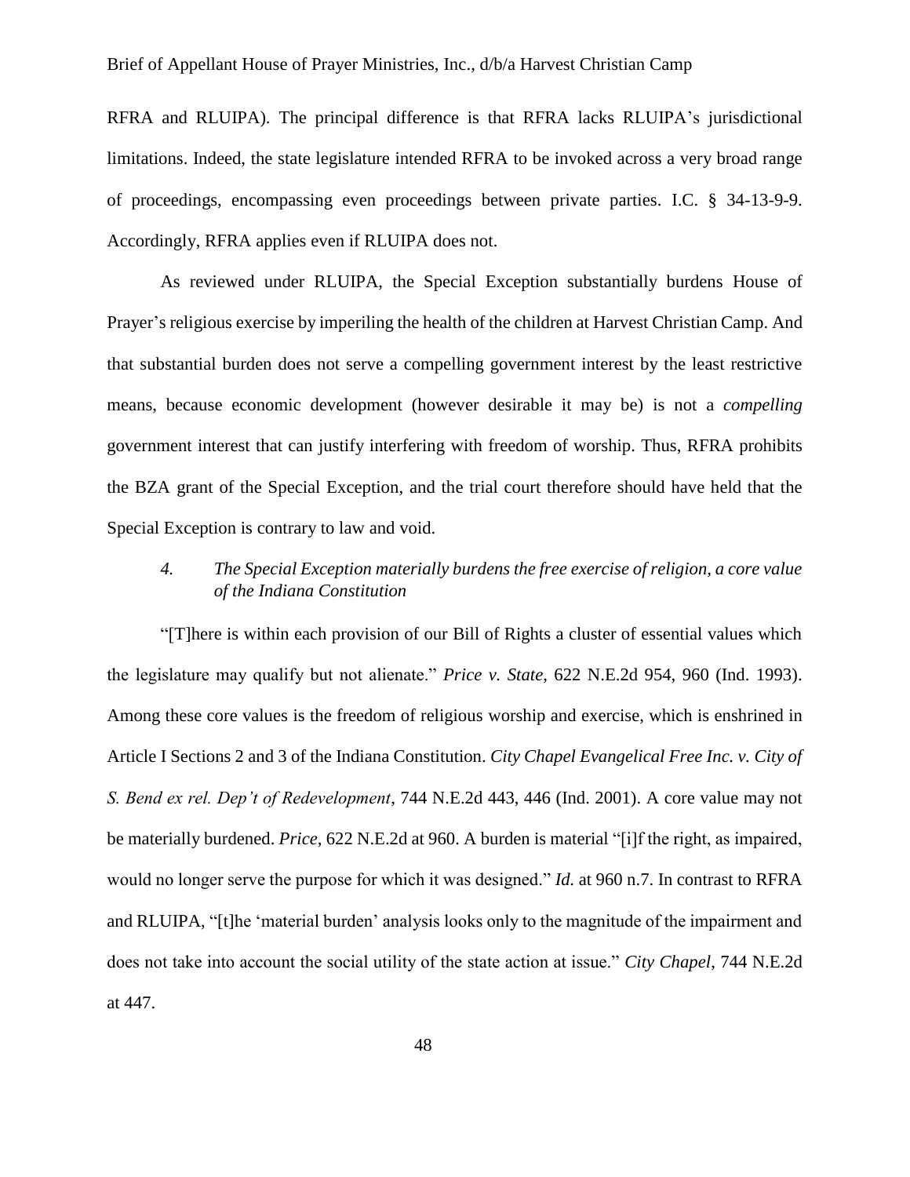RFRA and RLUIPA). The principal difference is that RFRA lacks RLUIPA's jurisdictional limitations. Indeed, the state legislature intended RFRA to be invoked across a very broad range of proceedings, encompassing even proceedings between private parties. I.C. § 34-13-9-9. Accordingly, RFRA applies even if RLUIPA does not.

As reviewed under RLUIPA, the Special Exception substantially burdens House of Prayer's religious exercise by imperiling the health of the children at Harvest Christian Camp. And that substantial burden does not serve a compelling government interest by the least restrictive means, because economic development (however desirable it may be) is not a *compelling* government interest that can justify interfering with freedom of worship. Thus, RFRA prohibits the BZA grant of the Special Exception, and the trial court therefore should have held that the Special Exception is contrary to law and void.

*4. The Special Exception materially burdens the free exercise of religion, a core value of the Indiana Constitution*

"[T]here is within each provision of our Bill of Rights a cluster of essential values which the legislature may qualify but not alienate." *Price v. State*, 622 N.E.2d 954, 960 (Ind. 1993). Among these core values is the freedom of religious worship and exercise, which is enshrined in Article I Sections 2 and 3 of the Indiana Constitution. *City Chapel Evangelical Free Inc. v. City of S. Bend ex rel. Dep't of Redevelopment*, 744 N.E.2d 443, 446 (Ind. 2001). A core value may not be materially burdened. *Price*, 622 N.E.2d at 960. A burden is material "[i]f the right, as impaired, would no longer serve the purpose for which it was designed." *Id.* at 960 n.7. In contrast to RFRA and RLUIPA, "[t]he 'material burden' analysis looks only to the magnitude of the impairment and does not take into account the social utility of the state action at issue." *City Chapel*, 744 N.E.2d at 447.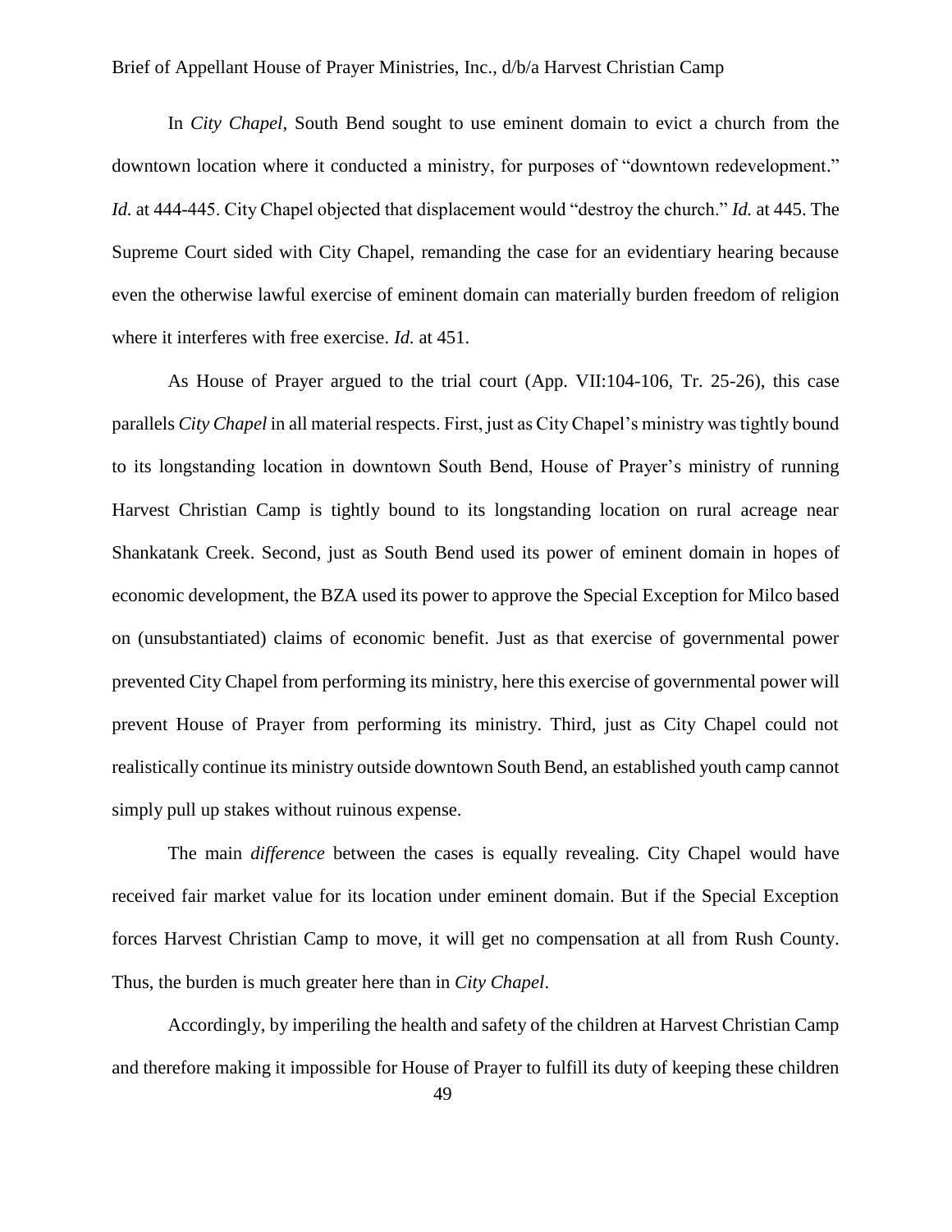In *City Chapel*, South Bend sought to use eminent domain to evict a church from the downtown location where it conducted a ministry, for purposes of "downtown redevelopment." *Id.* at 444-445. City Chapel objected that displacement would "destroy the church." *Id.* at 445. The Supreme Court sided with City Chapel, remanding the case for an evidentiary hearing because even the otherwise lawful exercise of eminent domain can materially burden freedom of religion where it interferes with free exercise. *Id.* at 451.

As House of Prayer argued to the trial court (App. VII:104-106, Tr. 25-26), this case parallels *City Chapel* in all material respects. First, just as City Chapel's ministry was tightly bound to its longstanding location in downtown South Bend, House of Prayer's ministry of running Harvest Christian Camp is tightly bound to its longstanding location on rural acreage near Shankatank Creek. Second, just as South Bend used its power of eminent domain in hopes of economic development, the BZA used its power to approve the Special Exception for Milco based on (unsubstantiated) claims of economic benefit. Just as that exercise of governmental power prevented City Chapel from performing its ministry, here this exercise of governmental power will prevent House of Prayer from performing its ministry. Third, just as City Chapel could not realistically continue its ministry outside downtown South Bend, an established youth camp cannot simply pull up stakes without ruinous expense.

The main *difference* between the cases is equally revealing. City Chapel would have received fair market value for its location under eminent domain. But if the Special Exception forces Harvest Christian Camp to move, it will get no compensation at all from Rush County. Thus, the burden is much greater here than in *City Chapel*.

Accordingly, by imperiling the health and safety of the children at Harvest Christian Camp and therefore making it impossible for House of Prayer to fulfill its duty of keeping these children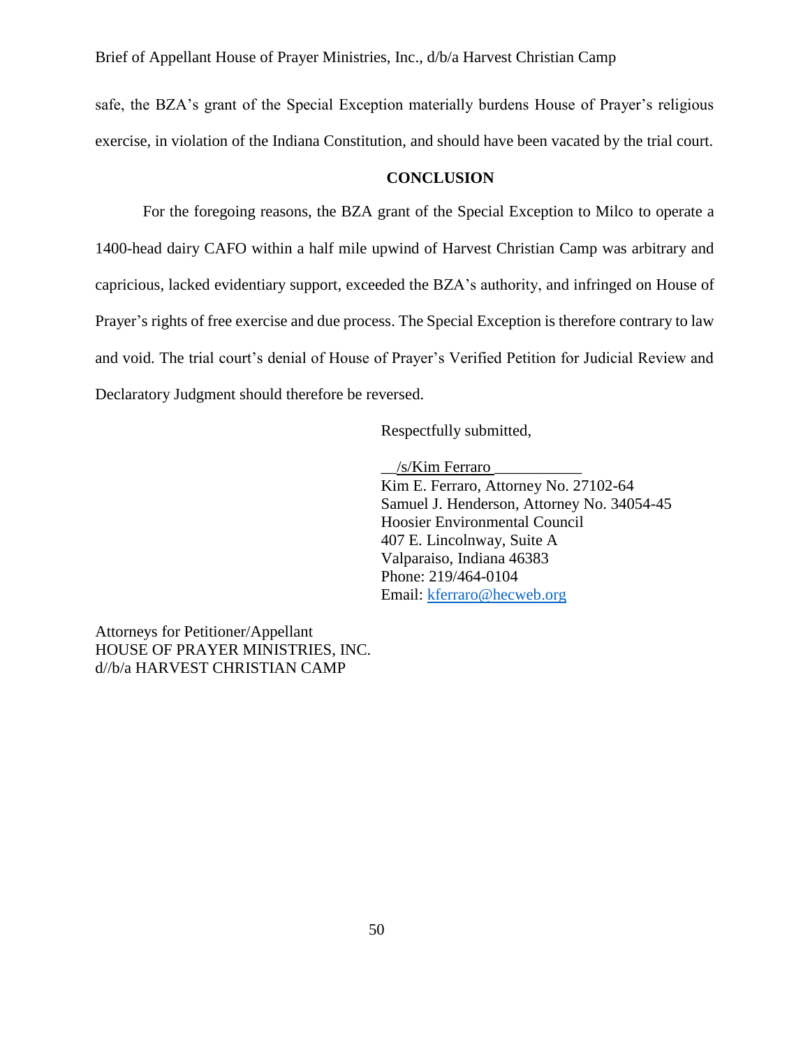safe, the BZA's grant of the Special Exception materially burdens House of Prayer's religious exercise, in violation of the Indiana Constitution, and should have been vacated by the trial court.

## CONCLUSION

For the foregoing reasons, the BZA grant of the Special Exception to Milco to operate a 1400-head dairy CAFO within a half mile upwind of Harvest Christian Camp was arbitrary and capricious, lacked evidentiary support, exceeded the BZA's authority, and infringed on House of Prayer's rights of free exercise and due process. The Special Exception is therefore contrary to law and void. The trial court's denial of House of Prayer's Verified Petition for Judicial Review and Declaratory Judgment should therefore be reversed.

Respectfully submitted,

__/s/Kim Ferraro___________
Kim E. Ferraro, Attorney No. 27102-64
Samuel J. Henderson, Attorney No. 34054-45
Hoosier Environmental Council
407 E. Lincolnway, Suite A
Valparaiso, Indiana 46383
Phone: 219/464-0104
Email: kferraro@hecweb.org

Attorneys for Petitioner/Appellant
HOUSE OF PRAYER MINISTRIES, INC.
d//b/a HARVEST CHRISTIAN CAMP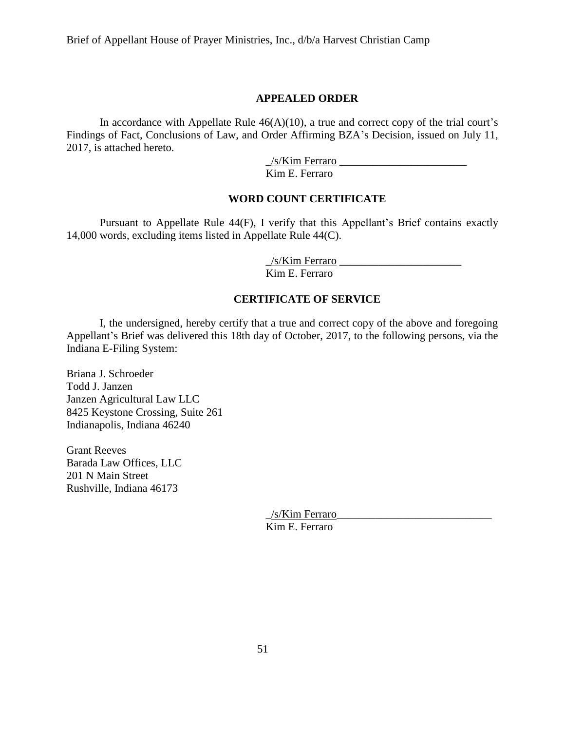## APPEALED ORDER

In accordance with Appellate Rule 46(A)(10), a true and correct copy of the trial court's Findings of Fact, Conclusions of Law, and Order Affirming BZA's Decision, issued on July 11, 2017, is attached hereto.

_/s/Kim Ferraro _______________________
Kim E. Ferraro

## WORD COUNT CERTIFICATE

Pursuant to Appellate Rule 44(F), I verify that this Appellant's Brief contains exactly 14,000 words, excluding items listed in Appellate Rule 44(C).

_/s/Kim Ferraro ______________________
Kim E. Ferraro

## CERTIFICATE OF SERVICE

I, the undersigned, hereby certify that a true and correct copy of the above and foregoing Appellant's Brief was delivered this 18th day of October, 2017, to the following persons, via the Indiana E-Filing System:

Briana J. Schroeder
Todd J. Janzen
Janzen Agricultural Law LLC
8425 Keystone Crossing, Suite 261
Indianapolis, Indiana 46240

Grant Reeves
Barada Law Offices, LLC
201 N Main Street
Rushville, Indiana 46173

_/s/Kim Ferraro____________________________
Kim E. Ferraro